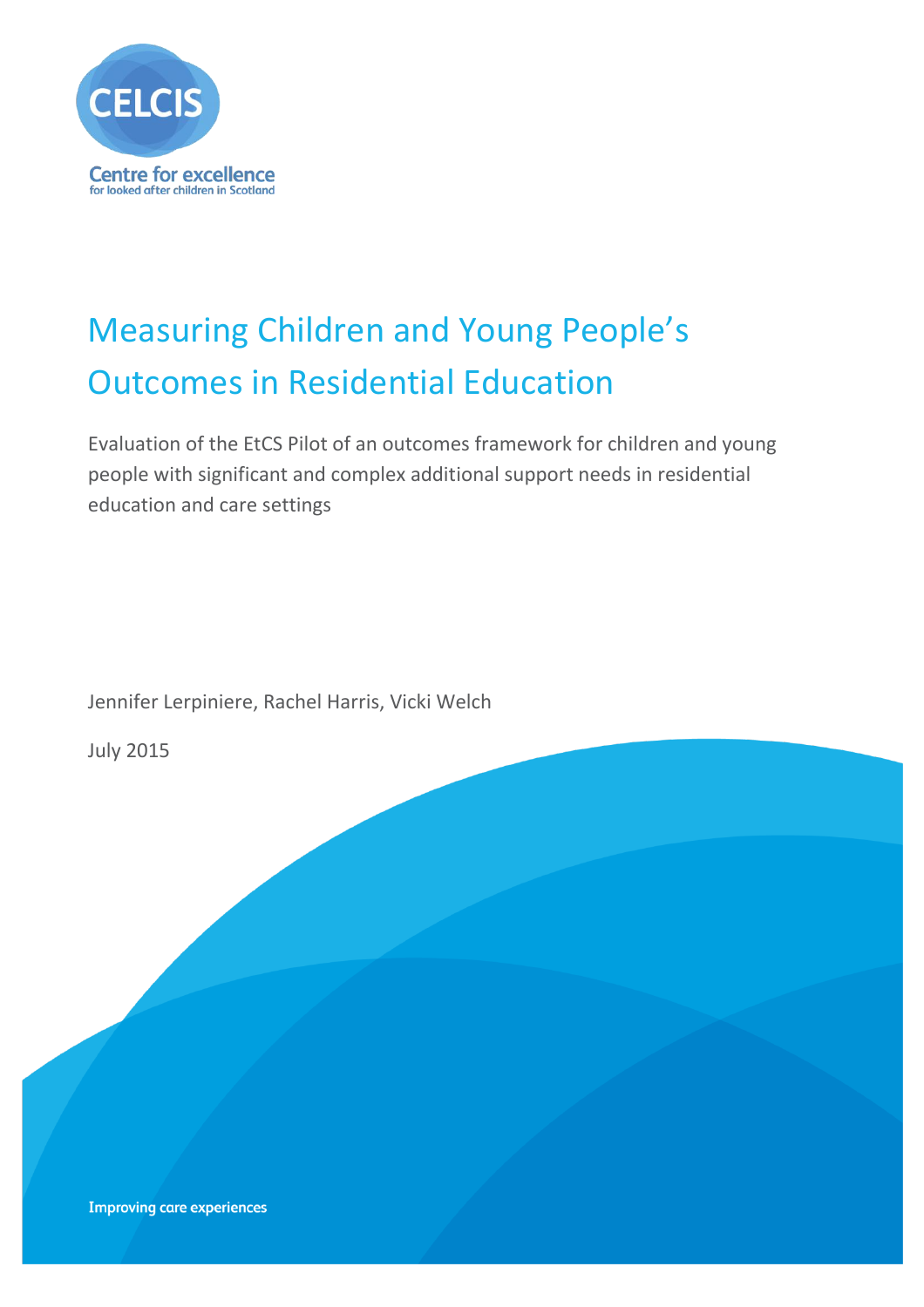CELCIS

Centre for excellence for looked after children in Scotland

# Measuring Children and Young People's Outcomes in Residential Education

Evaluation of the EtCS Pilot of an outcomes framework for children and young people with significant and complex additional support needs in residential education and care settings

Jennifer Lerpiniere, Rachel Harris, Vicki Welch

July 2015

Improving care experiences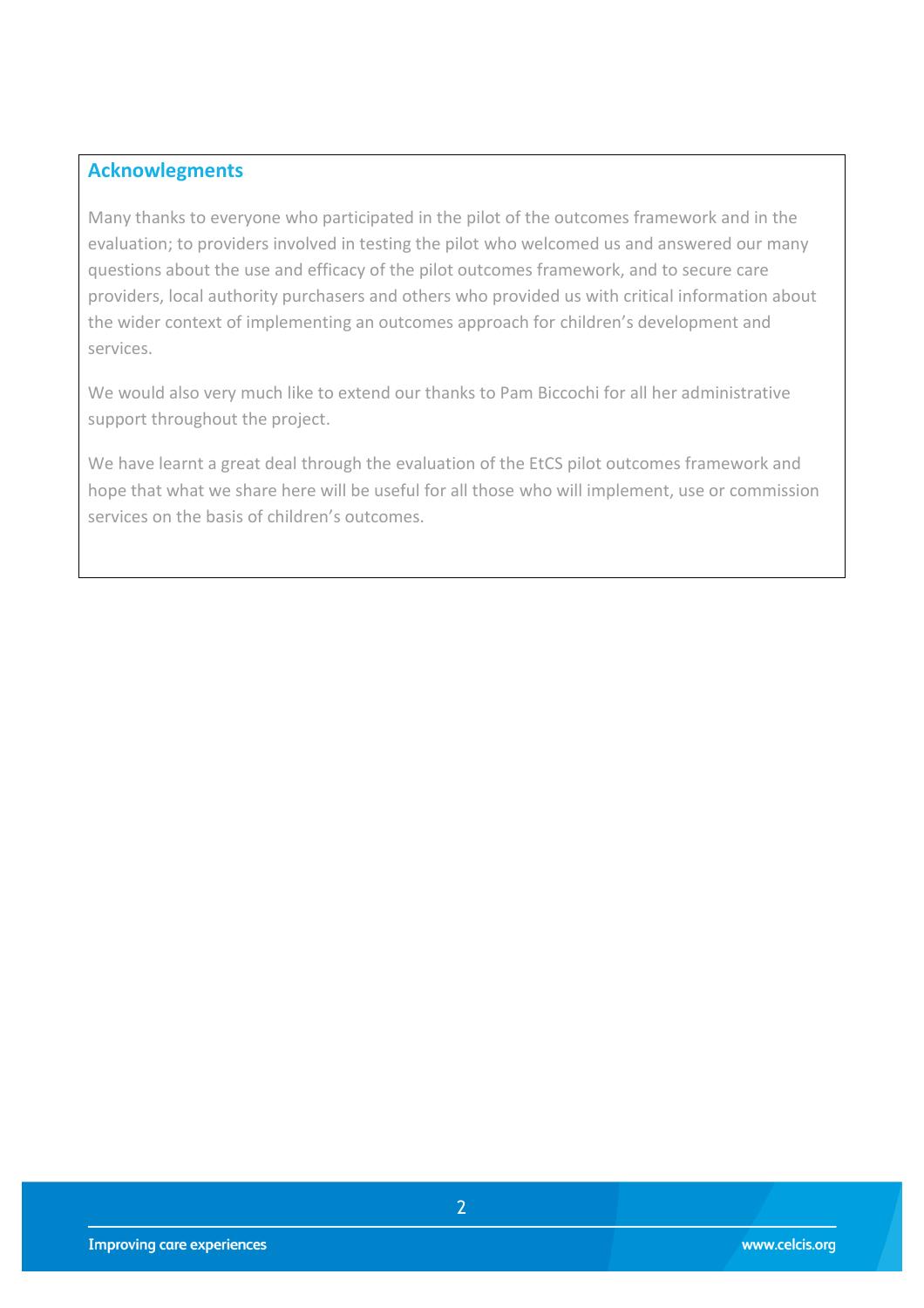## Acknowlegments

Many thanks to everyone who participated in the pilot of the outcomes framework and in the evaluation; to providers involved in testing the pilot who welcomed us and answered our many questions about the use and efficacy of the pilot outcomes framework, and to secure care providers, local authority purchasers and others who provided us with critical information about the wider context of implementing an outcomes approach for children's development and services.

We would also very much like to extend our thanks to Pam Biccochi for all her administrative support throughout the project.

We have learnt a great deal through the evaluation of the EtCS pilot outcomes framework and hope that what we share here will be useful for all those who will implement, use or commission services on the basis of children's outcomes.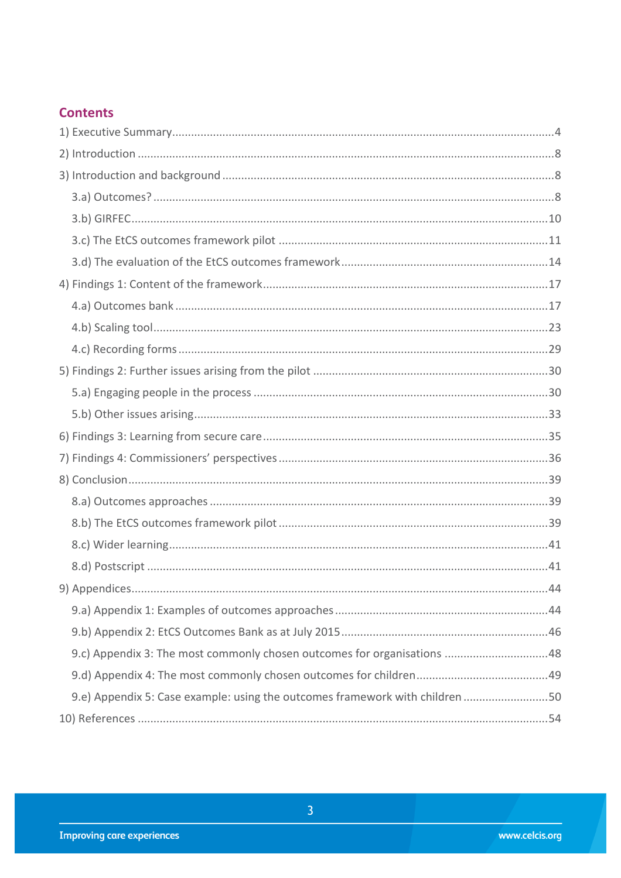## Contents

1) Executive Summary ..... 4
2) Introduction ..... 8
3) Introduction and background ..... 8
   - 3.a) Outcomes? ..... 8
   - 3.b) GIRFEC ..... 10
   - 3.c) The EtCS outcomes framework pilot ..... 11
   - 3.d) The evaluation of the EtCS outcomes framework ..... 14

4) Findings 1: Content of the framework ..... 17
   - 4.a) Outcomes bank ..... 17
   - 4.b) Scaling tool ..... 23
   - 4.c) Recording forms ..... 29

5) Findings 2: Further issues arising from the pilot ..... 30
   - 5.a) Engaging people in the process ..... 30
   - 5.b) Other issues arising ..... 33

6) Findings 3: Learning from secure care ..... 35
7) Findings 4: Commissioners' perspectives ..... 36
8) Conclusion ..... 39
   - 8.a) Outcomes approaches ..... 39
   - 8.b) The EtCS outcomes framework pilot ..... 39
   - 8.c) Wider learning ..... 41
   - 8.d) Postscript ..... 41

9) Appendices ..... 44
   - 9.a) Appendix 1: Examples of outcomes approaches ..... 44
   - 9.b) Appendix 2: EtCS Outcomes Bank as at July 2015 ..... 46
   - 9.c) Appendix 3: The most commonly chosen outcomes for organisations ..... 48
   - 9.d) Appendix 4: The most commonly chosen outcomes for children ..... 49
   - 9.e) Appendix 5: Case example: using the outcomes framework with children ..... 50

10) References ..... 54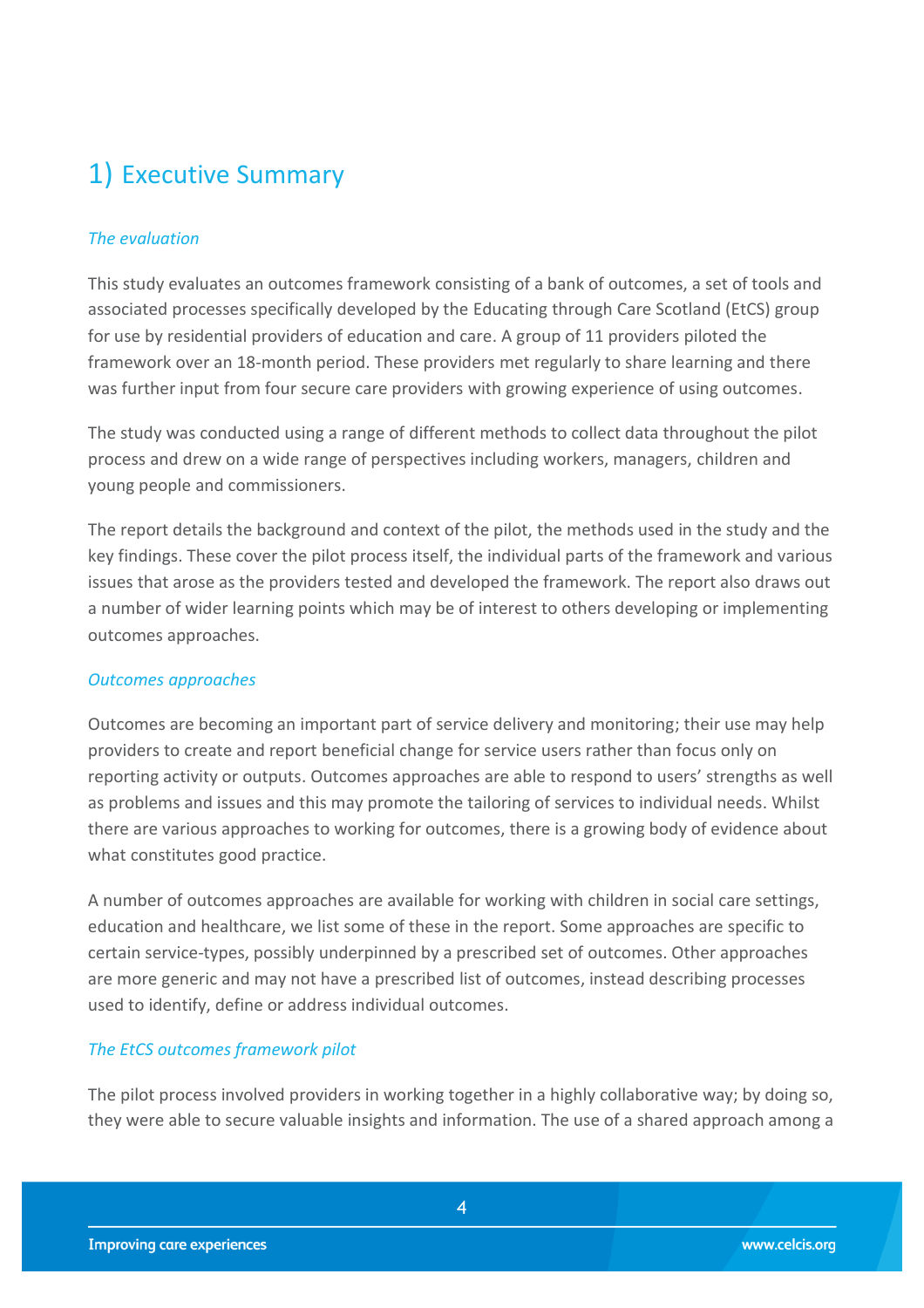# 1) Executive Summary

*The evaluation*

This study evaluates an outcomes framework consisting of a bank of outcomes, a set of tools and associated processes specifically developed by the Educating through Care Scotland (EtCS) group for use by residential providers of education and care. A group of 11 providers piloted the framework over an 18-month period. These providers met regularly to share learning and there was further input from four secure care providers with growing experience of using outcomes.

The study was conducted using a range of different methods to collect data throughout the pilot process and drew on a wide range of perspectives including workers, managers, children and young people and commissioners.

The report details the background and context of the pilot, the methods used in the study and the key findings. These cover the pilot process itself, the individual parts of the framework and various issues that arose as the providers tested and developed the framework. The report also draws out a number of wider learning points which may be of interest to others developing or implementing outcomes approaches.

*Outcomes approaches*

Outcomes are becoming an important part of service delivery and monitoring; their use may help providers to create and report beneficial change for service users rather than focus only on reporting activity or outputs. Outcomes approaches are able to respond to users' strengths as well as problems and issues and this may promote the tailoring of services to individual needs. Whilst there are various approaches to working for outcomes, there is a growing body of evidence about what constitutes good practice.

A number of outcomes approaches are available for working with children in social care settings, education and healthcare, we list some of these in the report. Some approaches are specific to certain service-types, possibly underpinned by a prescribed set of outcomes. Other approaches are more generic and may not have a prescribed list of outcomes, instead describing processes used to identify, define or address individual outcomes.

*The EtCS outcomes framework pilot*

The pilot process involved providers in working together in a highly collaborative way; by doing so, they were able to secure valuable insights and information. The use of a shared approach among a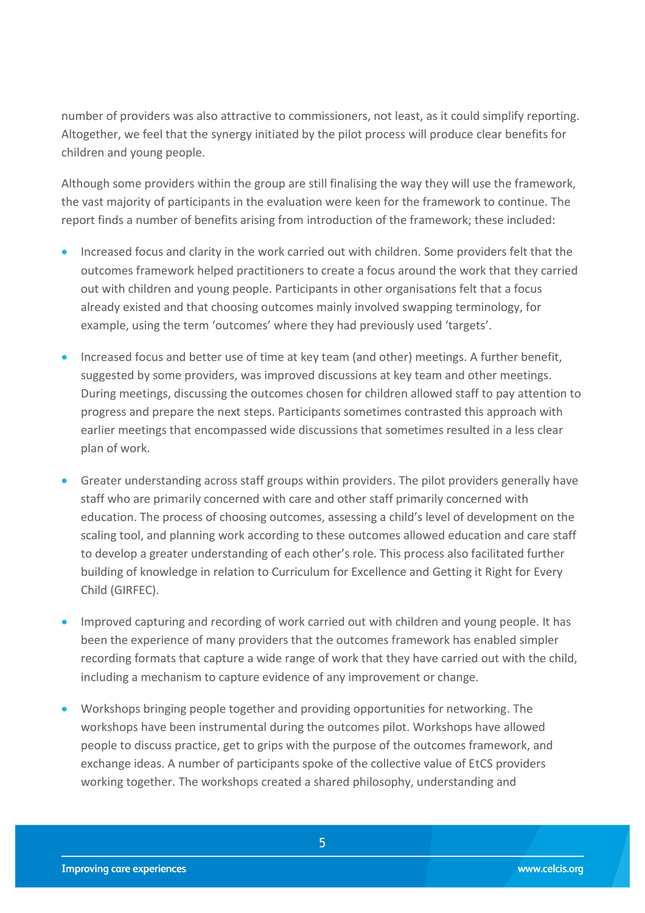number of providers was also attractive to commissioners, not least, as it could simplify reporting. Altogether, we feel that the synergy initiated by the pilot process will produce clear benefits for children and young people.

Although some providers within the group are still finalising the way they will use the framework, the vast majority of participants in the evaluation were keen for the framework to continue. The report finds a number of benefits arising from introduction of the framework; these included:

- Increased focus and clarity in the work carried out with children. Some providers felt that the outcomes framework helped practitioners to create a focus around the work that they carried out with children and young people. Participants in other organisations felt that a focus already existed and that choosing outcomes mainly involved swapping terminology, for example, using the term 'outcomes' where they had previously used 'targets'.

- Increased focus and better use of time at key team (and other) meetings. A further benefit, suggested by some providers, was improved discussions at key team and other meetings. During meetings, discussing the outcomes chosen for children allowed staff to pay attention to progress and prepare the next steps. Participants sometimes contrasted this approach with earlier meetings that encompassed wide discussions that sometimes resulted in a less clear plan of work.

- Greater understanding across staff groups within providers. The pilot providers generally have staff who are primarily concerned with care and other staff primarily concerned with education. The process of choosing outcomes, assessing a child's level of development on the scaling tool, and planning work according to these outcomes allowed education and care staff to develop a greater understanding of each other's role. This process also facilitated further building of knowledge in relation to Curriculum for Excellence and Getting it Right for Every Child (GIRFEC).

- Improved capturing and recording of work carried out with children and young people. It has been the experience of many providers that the outcomes framework has enabled simpler recording formats that capture a wide range of work that they have carried out with the child, including a mechanism to capture evidence of any improvement or change.

- Workshops bringing people together and providing opportunities for networking. The workshops have been instrumental during the outcomes pilot. Workshops have allowed people to discuss practice, get to grips with the purpose of the outcomes framework, and exchange ideas. A number of participants spoke of the collective value of EtCS providers working together. The workshops created a shared philosophy, understanding and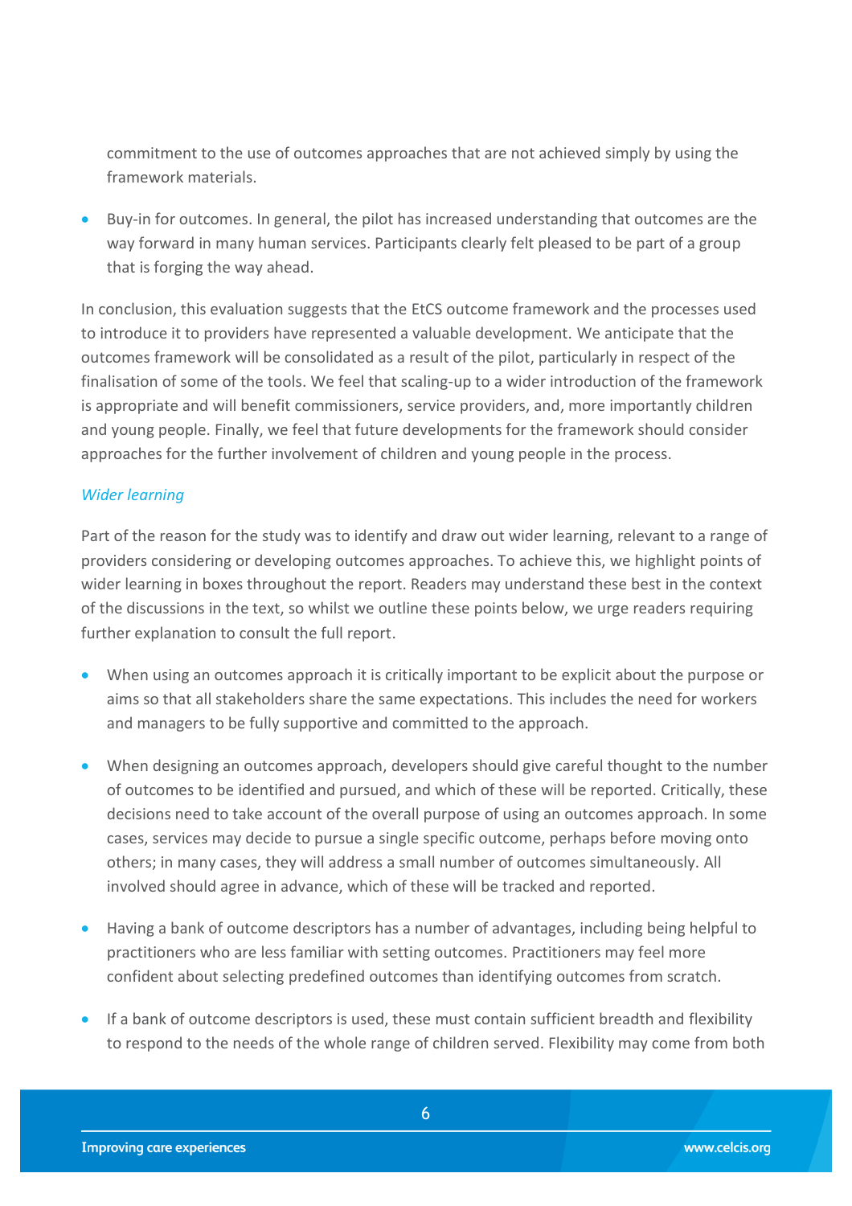commitment to the use of outcomes approaches that are not achieved simply by using the framework materials.

- Buy-in for outcomes. In general, the pilot has increased understanding that outcomes are the way forward in many human services. Participants clearly felt pleased to be part of a group that is forging the way ahead.

In conclusion, this evaluation suggests that the EtCS outcome framework and the processes used to introduce it to providers have represented a valuable development. We anticipate that the outcomes framework will be consolidated as a result of the pilot, particularly in respect of the finalisation of some of the tools. We feel that scaling-up to a wider introduction of the framework is appropriate and will benefit commissioners, service providers, and, more importantly children and young people. Finally, we feel that future developments for the framework should consider approaches for the further involvement of children and young people in the process.

*Wider learning*

Part of the reason for the study was to identify and draw out wider learning, relevant to a range of providers considering or developing outcomes approaches. To achieve this, we highlight points of wider learning in boxes throughout the report. Readers may understand these best in the context of the discussions in the text, so whilst we outline these points below, we urge readers requiring further explanation to consult the full report.

- When using an outcomes approach it is critically important to be explicit about the purpose or aims so that all stakeholders share the same expectations. This includes the need for workers and managers to be fully supportive and committed to the approach.

- When designing an outcomes approach, developers should give careful thought to the number of outcomes to be identified and pursued, and which of these will be reported. Critically, these decisions need to take account of the overall purpose of using an outcomes approach. In some cases, services may decide to pursue a single specific outcome, perhaps before moving onto others; in many cases, they will address a small number of outcomes simultaneously. All involved should agree in advance, which of these will be tracked and reported.

- Having a bank of outcome descriptors has a number of advantages, including being helpful to practitioners who are less familiar with setting outcomes. Practitioners may feel more confident about selecting predefined outcomes than identifying outcomes from scratch.

- If a bank of outcome descriptors is used, these must contain sufficient breadth and flexibility to respond to the needs of the whole range of children served. Flexibility may come from both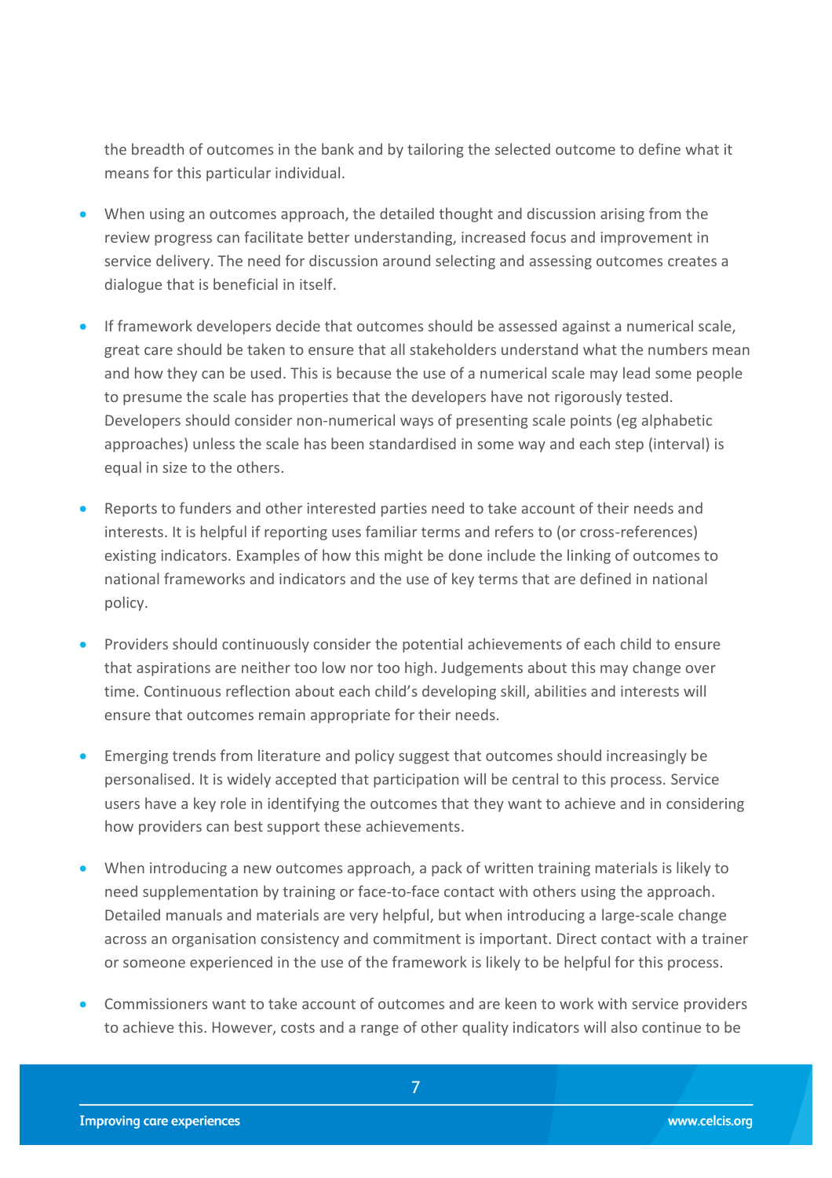the breadth of outcomes in the bank and by tailoring the selected outcome to define what it means for this particular individual.

- When using an outcomes approach, the detailed thought and discussion arising from the review progress can facilitate better understanding, increased focus and improvement in service delivery. The need for discussion around selecting and assessing outcomes creates a dialogue that is beneficial in itself.

- If framework developers decide that outcomes should be assessed against a numerical scale, great care should be taken to ensure that all stakeholders understand what the numbers mean and how they can be used. This is because the use of a numerical scale may lead some people to presume the scale has properties that the developers have not rigorously tested. Developers should consider non-numerical ways of presenting scale points (eg alphabetic approaches) unless the scale has been standardised in some way and each step (interval) is equal in size to the others.

- Reports to funders and other interested parties need to take account of their needs and interests. It is helpful if reporting uses familiar terms and refers to (or cross-references) existing indicators. Examples of how this might be done include the linking of outcomes to national frameworks and indicators and the use of key terms that are defined in national policy.

- Providers should continuously consider the potential achievements of each child to ensure that aspirations are neither too low nor too high. Judgements about this may change over time. Continuous reflection about each child's developing skill, abilities and interests will ensure that outcomes remain appropriate for their needs.

- Emerging trends from literature and policy suggest that outcomes should increasingly be personalised. It is widely accepted that participation will be central to this process. Service users have a key role in identifying the outcomes that they want to achieve and in considering how providers can best support these achievements.

- When introducing a new outcomes approach, a pack of written training materials is likely to need supplementation by training or face-to-face contact with others using the approach. Detailed manuals and materials are very helpful, but when introducing a large-scale change across an organisation consistency and commitment is important. Direct contact with a trainer or someone experienced in the use of the framework is likely to be helpful for this process.

- Commissioners want to take account of outcomes and are keen to work with service providers to achieve this. However, costs and a range of other quality indicators will also continue to be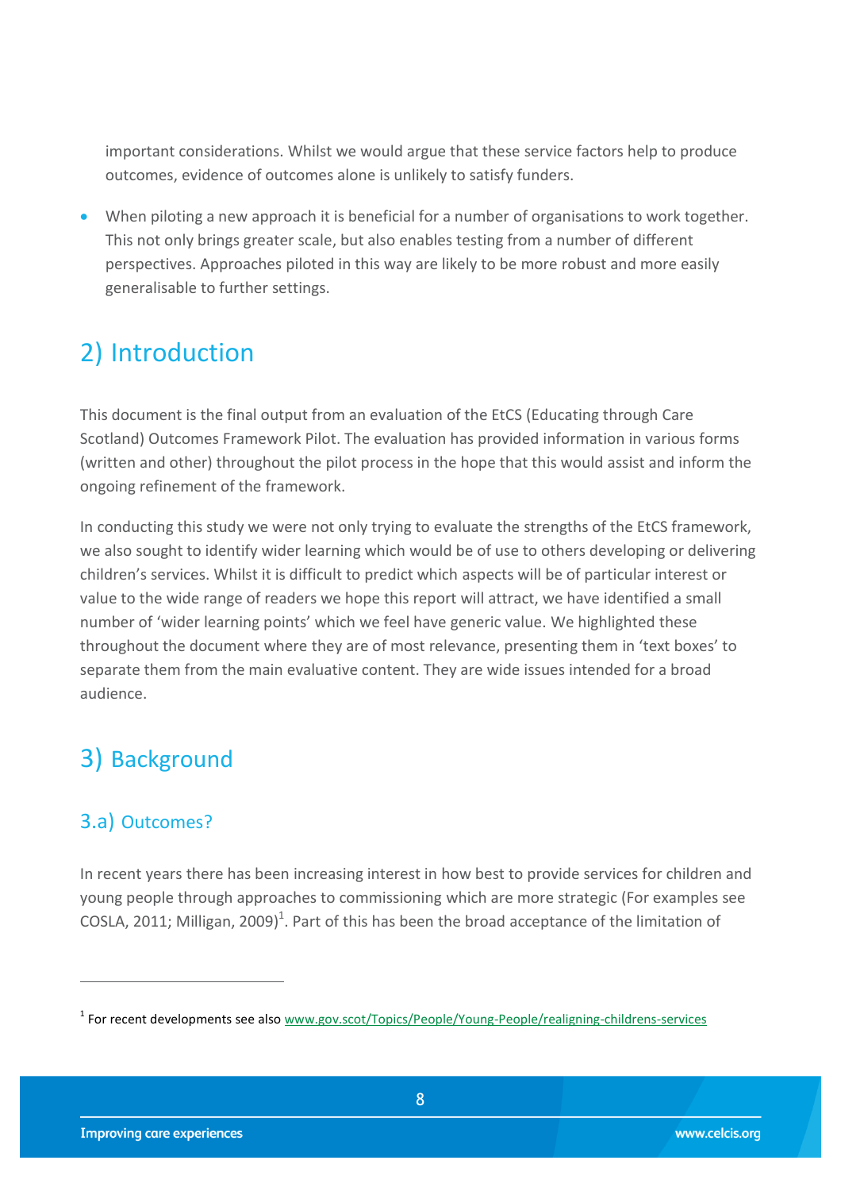important considerations. Whilst we would argue that these service factors help to produce outcomes, evidence of outcomes alone is unlikely to satisfy funders.

- When piloting a new approach it is beneficial for a number of organisations to work together. This not only brings greater scale, but also enables testing from a number of different perspectives. Approaches piloted in this way are likely to be more robust and more easily generalisable to further settings.

## 2) Introduction

This document is the final output from an evaluation of the EtCS (Educating through Care Scotland) Outcomes Framework Pilot. The evaluation has provided information in various forms (written and other) throughout the pilot process in the hope that this would assist and inform the ongoing refinement of the framework.

In conducting this study we were not only trying to evaluate the strengths of the EtCS framework, we also sought to identify wider learning which would be of use to others developing or delivering children's services. Whilst it is difficult to predict which aspects will be of particular interest or value to the wide range of readers we hope this report will attract, we have identified a small number of 'wider learning points' which we feel have generic value. We highlighted these throughout the document where they are of most relevance, presenting them in 'text boxes' to separate them from the main evaluative content. They are wide issues intended for a broad audience.

## 3) Background

### 3.a) Outcomes?

In recent years there has been increasing interest in how best to provide services for children and young people through approaches to commissioning which are more strategic (For examples see COSLA, 2011; Milligan, 2009)[1]. Part of this has been the broad acceptance of the limitation of

[1] For recent developments see also www.gov.scot/Topics/People/Young-People/realigning-childrens-services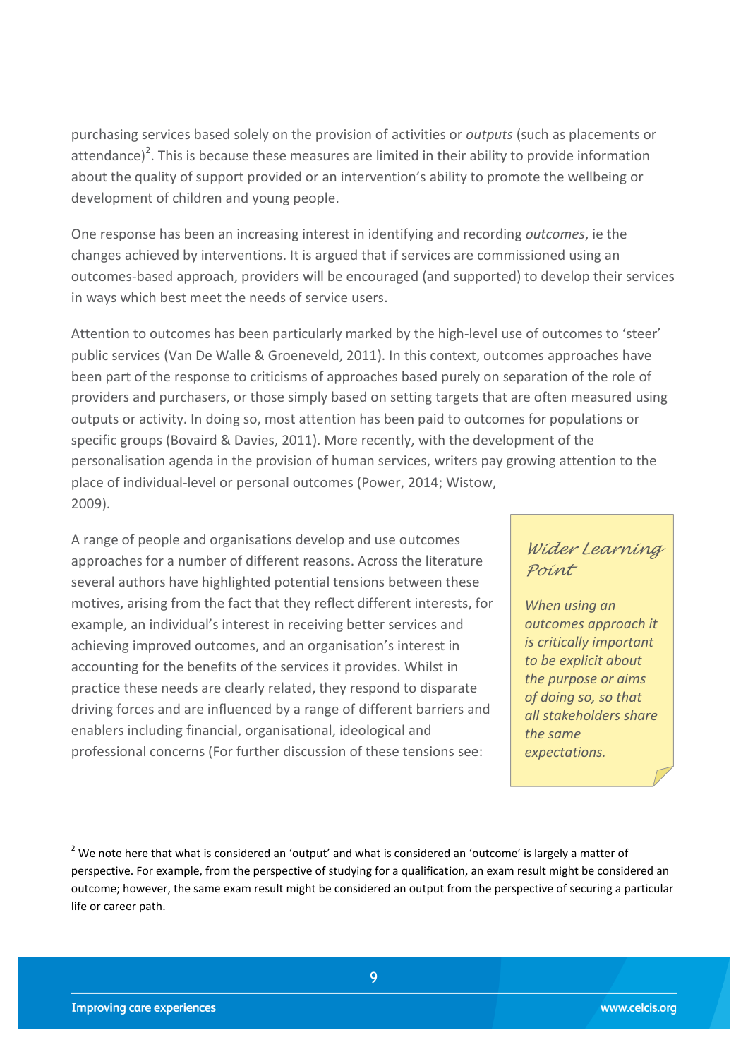purchasing services based solely on the provision of activities or *outputs* (such as placements or attendance)[2]. This is because these measures are limited in their ability to provide information about the quality of support provided or an intervention's ability to promote the wellbeing or development of children and young people.

One response has been an increasing interest in identifying and recording *outcomes*, ie the changes achieved by interventions. It is argued that if services are commissioned using an outcomes-based approach, providers will be encouraged (and supported) to develop their services in ways which best meet the needs of service users.

Attention to outcomes has been particularly marked by the high-level use of outcomes to 'steer' public services (Van De Walle & Groeneveld, 2011). In this context, outcomes approaches have been part of the response to criticisms of approaches based purely on separation of the role of providers and purchasers, or those simply based on setting targets that are often measured using outputs or activity. In doing so, most attention has been paid to outcomes for populations or specific groups (Bovaird & Davies, 2011). More recently, with the development of the personalisation agenda in the provision of human services, writers pay growing attention to the place of individual-level or personal outcomes (Power, 2014; Wistow, 2009).

A range of people and organisations develop and use outcomes approaches for a number of different reasons. Across the literature several authors have highlighted potential tensions between these motives, arising from the fact that they reflect different interests, for example, an individual's interest in receiving better services and achieving improved outcomes, and an organisation's interest in accounting for the benefits of the services it provides. Whilst in practice these needs are clearly related, they respond to disparate driving forces and are influenced by a range of different barriers and enablers including financial, organisational, ideological and professional concerns (For further discussion of these tensions see:

> **Wider Learning Point**
>
> *When using an outcomes approach it is critically important to be explicit about the purpose or aims of doing so, so that all stakeholders share the same expectations.*

[2] We note here that what is considered an 'output' and what is considered an 'outcome' is largely a matter of perspective. For example, from the perspective of studying for a qualification, an exam result might be considered an outcome; however, the same exam result might be considered an output from the perspective of securing a particular life or career path.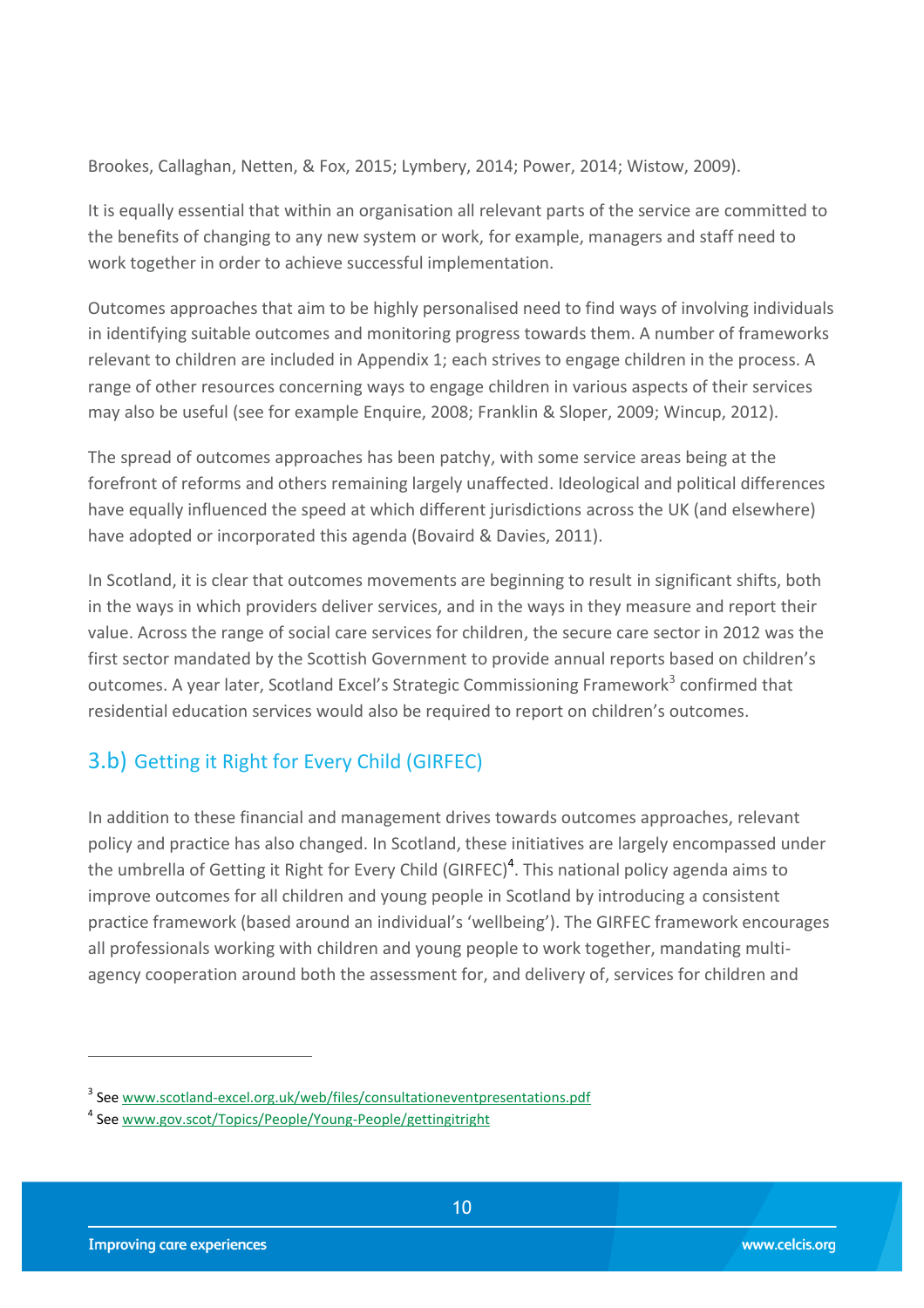Brookes, Callaghan, Netten, & Fox, 2015; Lymbery, 2014; Power, 2014; Wistow, 2009).

It is equally essential that within an organisation all relevant parts of the service are committed to the benefits of changing to any new system or work, for example, managers and staff need to work together in order to achieve successful implementation.

Outcomes approaches that aim to be highly personalised need to find ways of involving individuals in identifying suitable outcomes and monitoring progress towards them. A number of frameworks relevant to children are included in Appendix 1; each strives to engage children in the process. A range of other resources concerning ways to engage children in various aspects of their services may also be useful (see for example Enquire, 2008; Franklin & Sloper, 2009; Wincup, 2012).

The spread of outcomes approaches has been patchy, with some service areas being at the forefront of reforms and others remaining largely unaffected. Ideological and political differences have equally influenced the speed at which different jurisdictions across the UK (and elsewhere) have adopted or incorporated this agenda (Bovaird & Davies, 2011).

In Scotland, it is clear that outcomes movements are beginning to result in significant shifts, both in the ways in which providers deliver services, and in the ways in they measure and report their value. Across the range of social care services for children, the secure care sector in 2012 was the first sector mandated by the Scottish Government to provide annual reports based on children's outcomes. A year later, Scotland Excel's Strategic Commissioning Framework[3] confirmed that residential education services would also be required to report on children's outcomes.

## 3.b) Getting it Right for Every Child (GIRFEC)

In addition to these financial and management drives towards outcomes approaches, relevant policy and practice has also changed. In Scotland, these initiatives are largely encompassed under the umbrella of Getting it Right for Every Child (GIRFEC)[4]. This national policy agenda aims to improve outcomes for all children and young people in Scotland by introducing a consistent practice framework (based around an individual's 'wellbeing'). The GIRFEC framework encourages all professionals working with children and young people to work together, mandating multi-agency cooperation around both the assessment for, and delivery of, services for children and

---

[3] See www.scotland-excel.org.uk/web/files/consultationeventpresentations.pdf

[4] See www.gov.scot/Topics/People/Young-People/gettingitright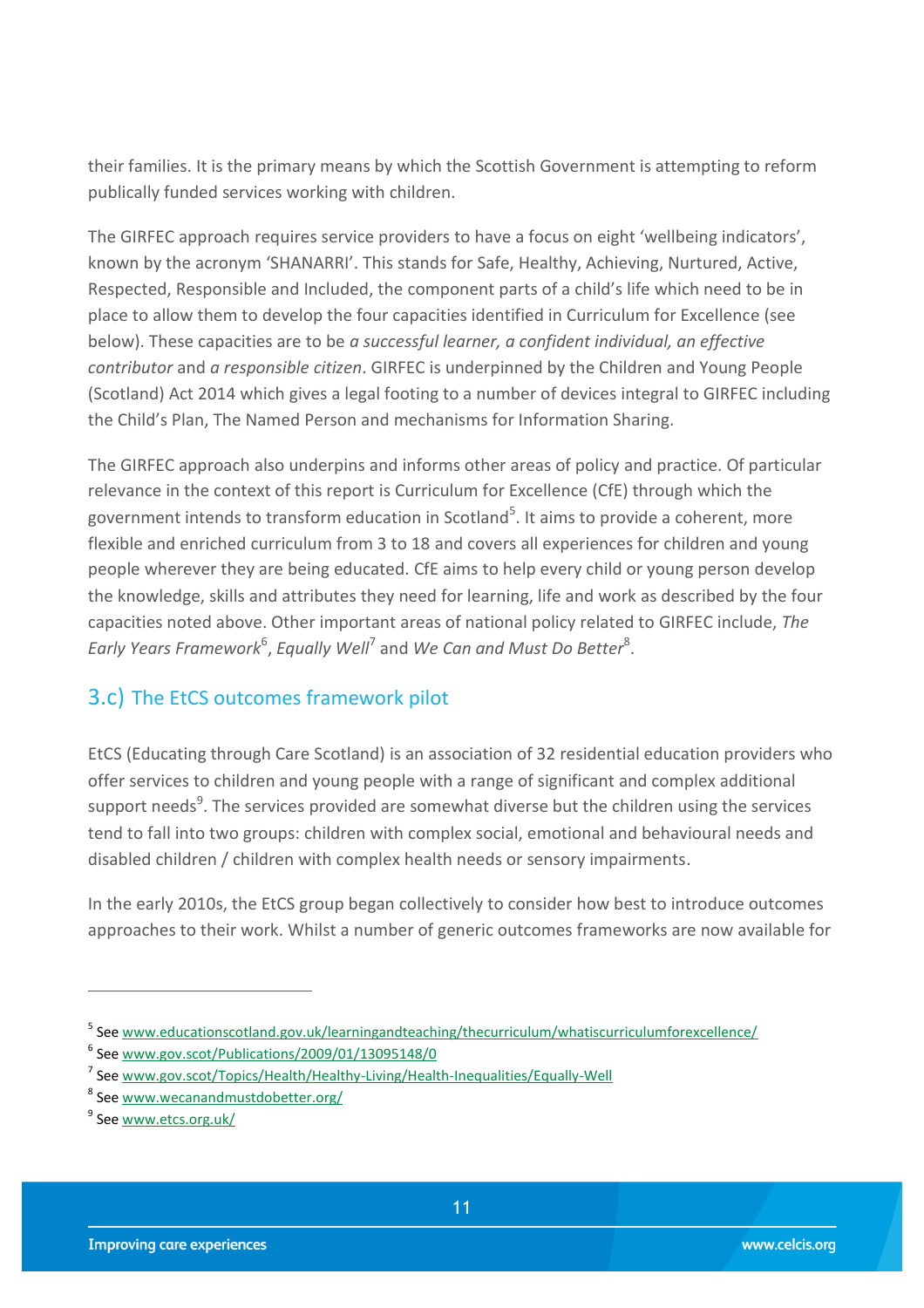their families. It is the primary means by which the Scottish Government is attempting to reform publically funded services working with children.

The GIRFEC approach requires service providers to have a focus on eight 'wellbeing indicators', known by the acronym 'SHANARRI'. This stands for Safe, Healthy, Achieving, Nurtured, Active, Respected, Responsible and Included, the component parts of a child's life which need to be in place to allow them to develop the four capacities identified in Curriculum for Excellence (see below). These capacities are to be *a successful learner, a confident individual, an effective contributor* and *a responsible citizen*. GIRFEC is underpinned by the Children and Young People (Scotland) Act 2014 which gives a legal footing to a number of devices integral to GIRFEC including the Child's Plan, The Named Person and mechanisms for Information Sharing.

The GIRFEC approach also underpins and informs other areas of policy and practice. Of particular relevance in the context of this report is Curriculum for Excellence (CfE) through which the government intends to transform education in Scotland[5]. It aims to provide a coherent, more flexible and enriched curriculum from 3 to 18 and covers all experiences for children and young people wherever they are being educated. CfE aims to help every child or young person develop the knowledge, skills and attributes they need for learning, life and work as described by the four capacities noted above. Other important areas of national policy related to GIRFEC include, *The Early Years Framework*[6], *Equally Well*[7] and *We Can and Must Do Better*[8].

## 3.c) The EtCS outcomes framework pilot

EtCS (Educating through Care Scotland) is an association of 32 residential education providers who offer services to children and young people with a range of significant and complex additional support needs[9]. The services provided are somewhat diverse but the children using the services tend to fall into two groups: children with complex social, emotional and behavioural needs and disabled children / children with complex health needs or sensory impairments.

In the early 2010s, the EtCS group began collectively to consider how best to introduce outcomes approaches to their work. Whilst a number of generic outcomes frameworks are now available for

---

[5] See www.educationscotland.gov.uk/learningandteaching/thecurriculum/whatiscurriculumforexcellence/

[6] See www.gov.scot/Publications/2009/01/13095148/0

[7] See www.gov.scot/Topics/Health/Healthy-Living/Health-Inequalities/Equally-Well

[8] See www.wecanandmustdobetter.org/

[9] See www.etcs.org.uk/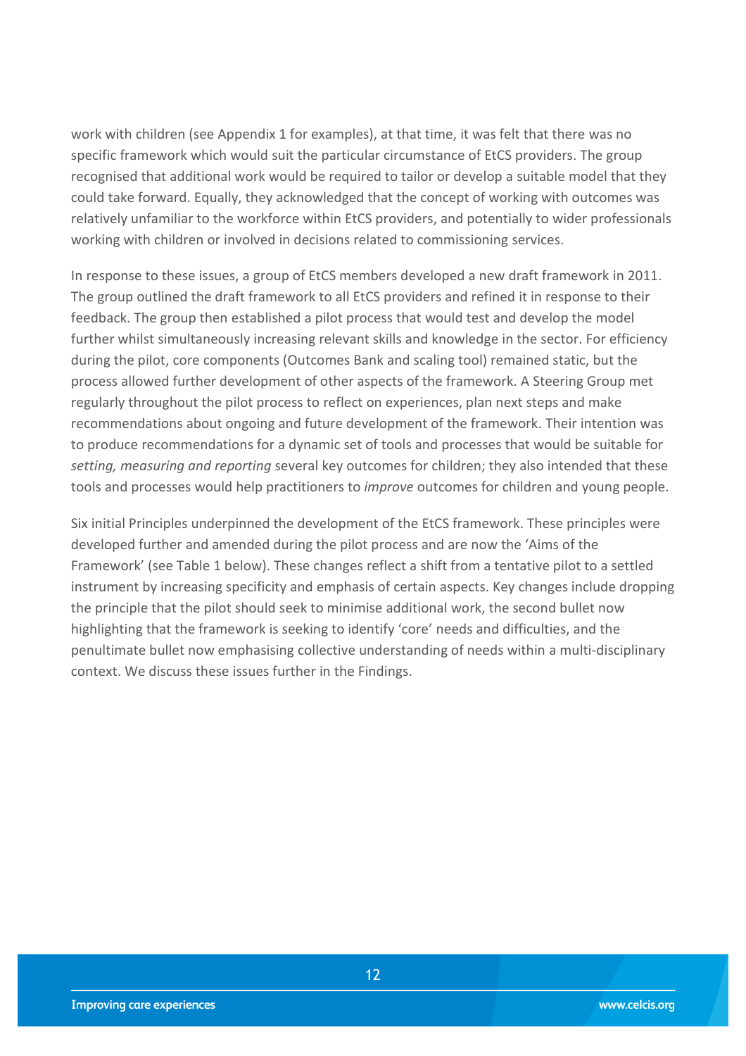work with children (see Appendix 1 for examples), at that time, it was felt that there was no specific framework which would suit the particular circumstance of EtCS providers. The group recognised that additional work would be required to tailor or develop a suitable model that they could take forward. Equally, they acknowledged that the concept of working with outcomes was relatively unfamiliar to the workforce within EtCS providers, and potentially to wider professionals working with children or involved in decisions related to commissioning services.

In response to these issues, a group of EtCS members developed a new draft framework in 2011. The group outlined the draft framework to all EtCS providers and refined it in response to their feedback. The group then established a pilot process that would test and develop the model further whilst simultaneously increasing relevant skills and knowledge in the sector. For efficiency during the pilot, core components (Outcomes Bank and scaling tool) remained static, but the process allowed further development of other aspects of the framework. A Steering Group met regularly throughout the pilot process to reflect on experiences, plan next steps and make recommendations about ongoing and future development of the framework. Their intention was to produce recommendations for a dynamic set of tools and processes that would be suitable for *setting, measuring and reporting* several key outcomes for children; they also intended that these tools and processes would help practitioners to *improve* outcomes for children and young people.

Six initial Principles underpinned the development of the EtCS framework. These principles were developed further and amended during the pilot process and are now the 'Aims of the Framework' (see Table 1 below). These changes reflect a shift from a tentative pilot to a settled instrument by increasing specificity and emphasis of certain aspects. Key changes include dropping the principle that the pilot should seek to minimise additional work, the second bullet now highlighting that the framework is seeking to identify 'core' needs and difficulties, and the penultimate bullet now emphasising collective understanding of needs within a multi-disciplinary context. We discuss these issues further in the Findings.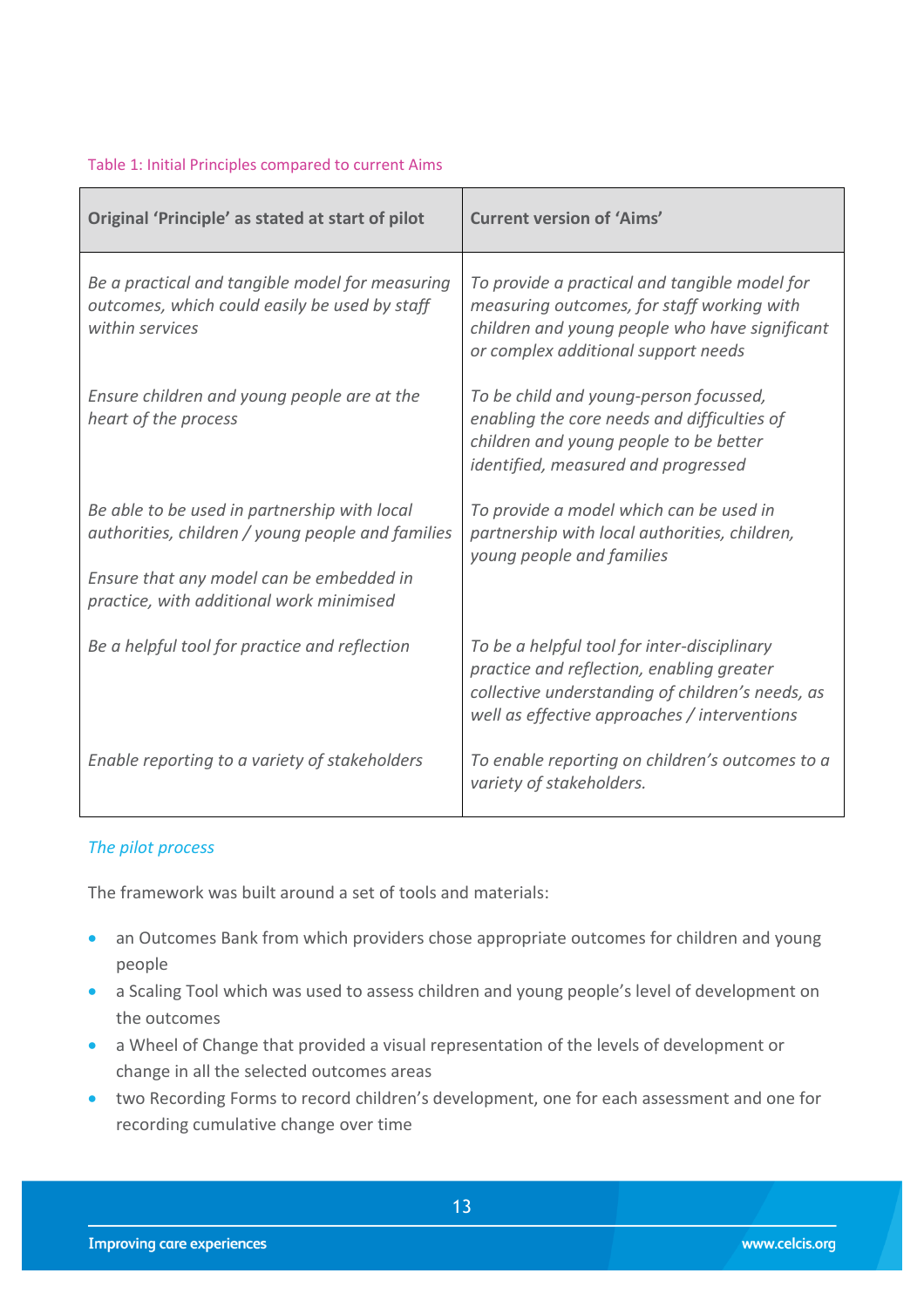Table 1: Initial Principles compared to current Aims

| Original 'Principle' as stated at start of pilot | Current version of 'Aims' |
|---|---|
| *Be a practical and tangible model for measuring outcomes, which could easily be used by staff within services* | *To provide a practical and tangible model for measuring outcomes, for staff working with children and young people who have significant or complex additional support needs* |
| *Ensure children and young people are at the heart of the process* | *To be child and young-person focussed, enabling the core needs and difficulties of children and young people to be better identified, measured and progressed* |
| *Be able to be used in partnership with local authorities, children / young people and families*<br><br>*Ensure that any model can be embedded in practice, with additional work minimised* | *To provide a model which can be used in partnership with local authorities, children, young people and families* |
| *Be a helpful tool for practice and reflection* | *To be a helpful tool for inter-disciplinary practice and reflection, enabling greater collective understanding of children's needs, as well as effective approaches / interventions* |
| *Enable reporting to a variety of stakeholders* | *To enable reporting on children's outcomes to a variety of stakeholders.* |

### *The pilot process*

The framework was built around a set of tools and materials:

- an Outcomes Bank from which providers chose appropriate outcomes for children and young people
- a Scaling Tool which was used to assess children and young people's level of development on the outcomes
- a Wheel of Change that provided a visual representation of the levels of development or change in all the selected outcomes areas
- two Recording Forms to record children's development, one for each assessment and one for recording cumulative change over time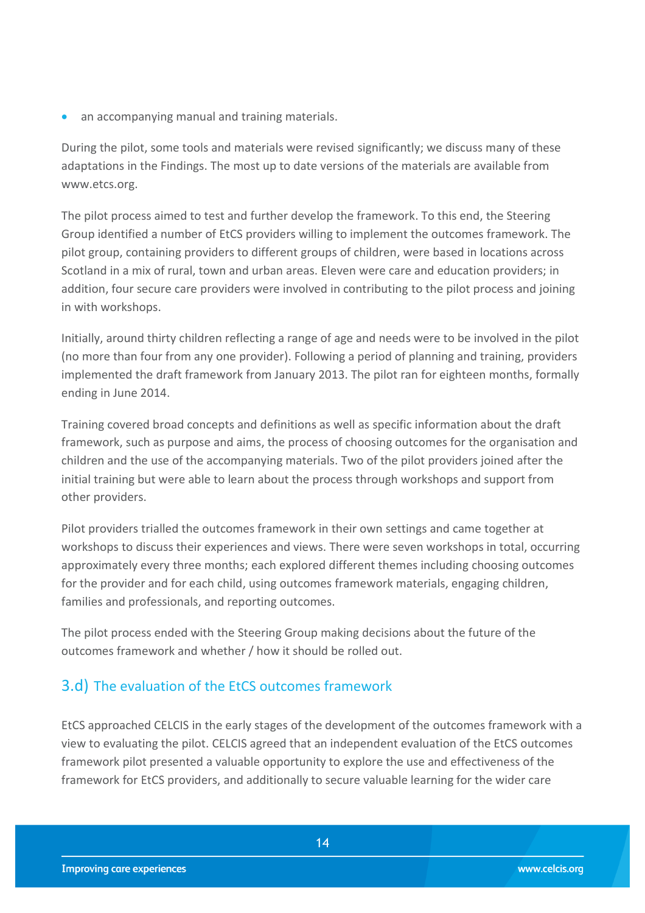- an accompanying manual and training materials.

During the pilot, some tools and materials were revised significantly; we discuss many of these adaptations in the Findings. The most up to date versions of the materials are available from www.etcs.org.

The pilot process aimed to test and further develop the framework. To this end, the Steering Group identified a number of EtCS providers willing to implement the outcomes framework. The pilot group, containing providers to different groups of children, were based in locations across Scotland in a mix of rural, town and urban areas. Eleven were care and education providers; in addition, four secure care providers were involved in contributing to the pilot process and joining in with workshops.

Initially, around thirty children reflecting a range of age and needs were to be involved in the pilot (no more than four from any one provider). Following a period of planning and training, providers implemented the draft framework from January 2013. The pilot ran for eighteen months, formally ending in June 2014.

Training covered broad concepts and definitions as well as specific information about the draft framework, such as purpose and aims, the process of choosing outcomes for the organisation and children and the use of the accompanying materials. Two of the pilot providers joined after the initial training but were able to learn about the process through workshops and support from other providers.

Pilot providers trialled the outcomes framework in their own settings and came together at workshops to discuss their experiences and views. There were seven workshops in total, occurring approximately every three months; each explored different themes including choosing outcomes for the provider and for each child, using outcomes framework materials, engaging children, families and professionals, and reporting outcomes.

The pilot process ended with the Steering Group making decisions about the future of the outcomes framework and whether / how it should be rolled out.

## 3.d) The evaluation of the EtCS outcomes framework

EtCS approached CELCIS in the early stages of the development of the outcomes framework with a view to evaluating the pilot. CELCIS agreed that an independent evaluation of the EtCS outcomes framework pilot presented a valuable opportunity to explore the use and effectiveness of the framework for EtCS providers, and additionally to secure valuable learning for the wider care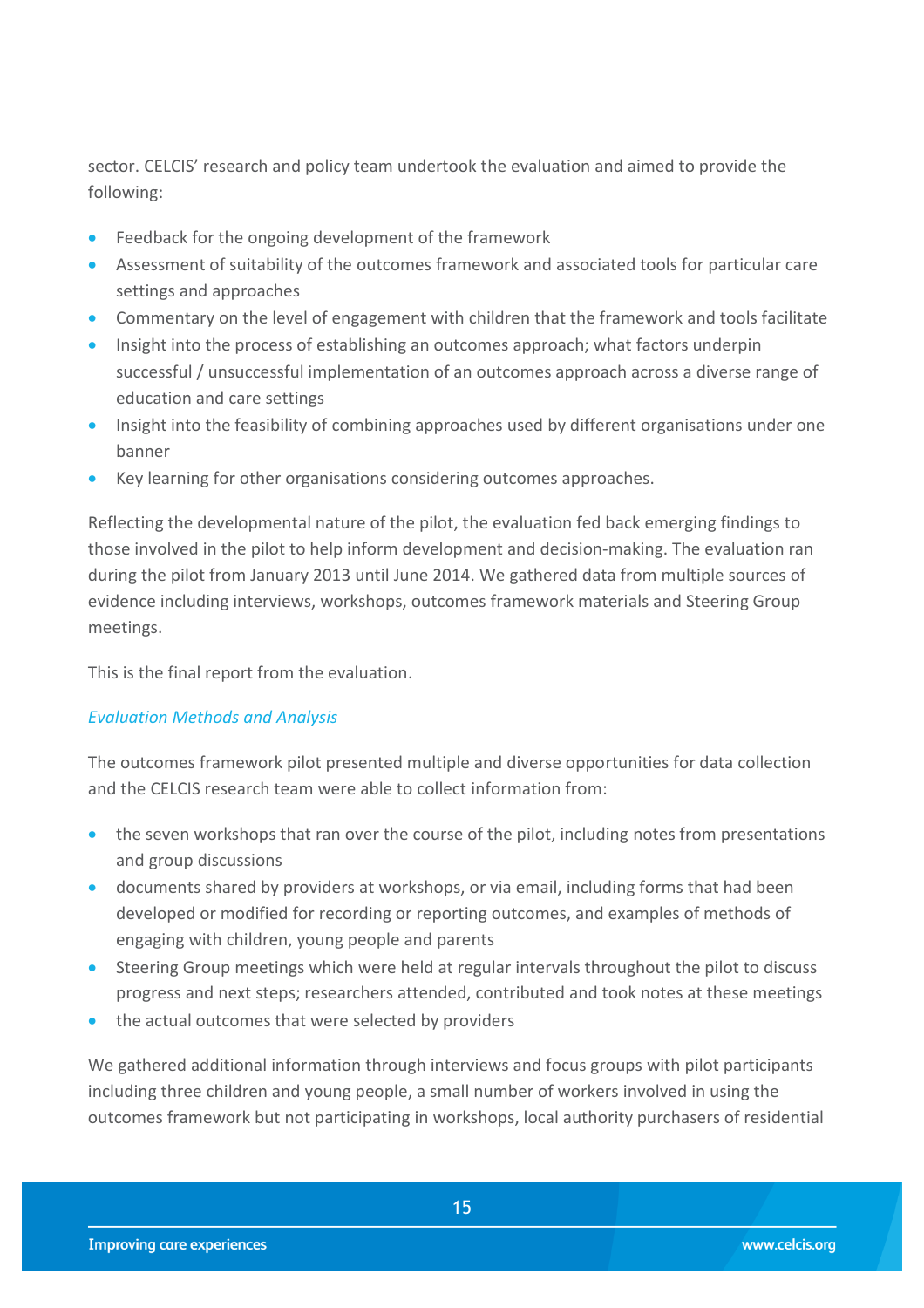sector. CELCIS' research and policy team undertook the evaluation and aimed to provide the following:

- Feedback for the ongoing development of the framework
- Assessment of suitability of the outcomes framework and associated tools for particular care settings and approaches
- Commentary on the level of engagement with children that the framework and tools facilitate
- Insight into the process of establishing an outcomes approach; what factors underpin successful / unsuccessful implementation of an outcomes approach across a diverse range of education and care settings
- Insight into the feasibility of combining approaches used by different organisations under one banner
- Key learning for other organisations considering outcomes approaches.

Reflecting the developmental nature of the pilot, the evaluation fed back emerging findings to those involved in the pilot to help inform development and decision-making. The evaluation ran during the pilot from January 2013 until June 2014. We gathered data from multiple sources of evidence including interviews, workshops, outcomes framework materials and Steering Group meetings.

This is the final report from the evaluation.

### *Evaluation Methods and Analysis*

The outcomes framework pilot presented multiple and diverse opportunities for data collection and the CELCIS research team were able to collect information from:

- the seven workshops that ran over the course of the pilot, including notes from presentations and group discussions
- documents shared by providers at workshops, or via email, including forms that had been developed or modified for recording or reporting outcomes, and examples of methods of engaging with children, young people and parents
- Steering Group meetings which were held at regular intervals throughout the pilot to discuss progress and next steps; researchers attended, contributed and took notes at these meetings
- the actual outcomes that were selected by providers

We gathered additional information through interviews and focus groups with pilot participants including three children and young people, a small number of workers involved in using the outcomes framework but not participating in workshops, local authority purchasers of residential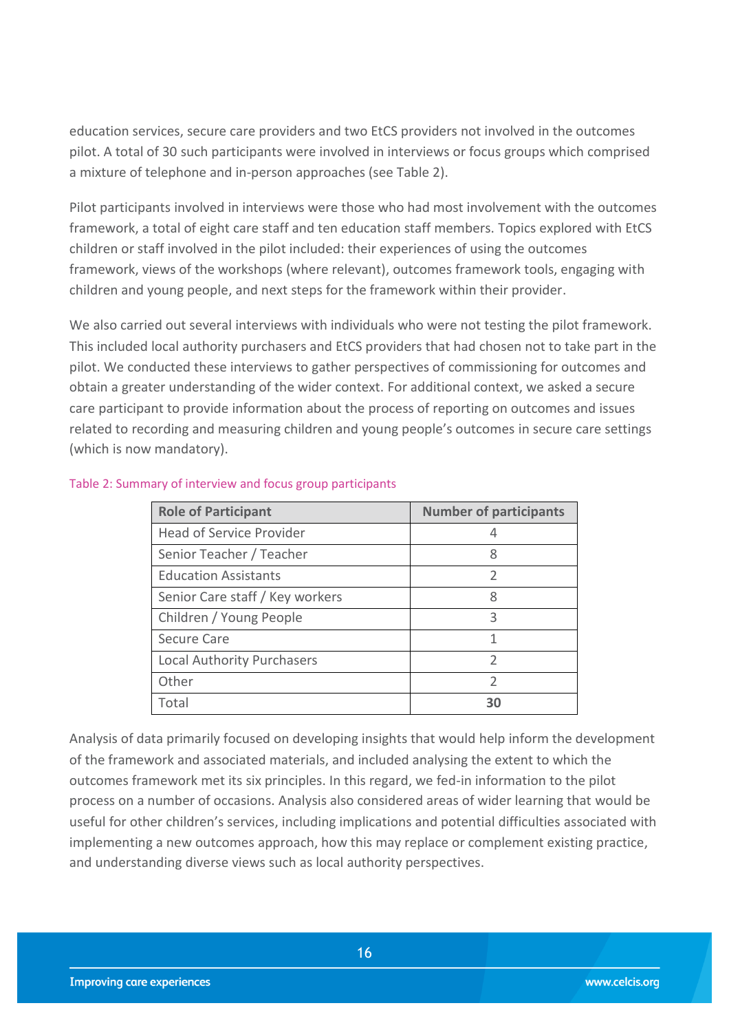education services, secure care providers and two EtCS providers not involved in the outcomes pilot. A total of 30 such participants were involved in interviews or focus groups which comprised a mixture of telephone and in-person approaches (see Table 2).

Pilot participants involved in interviews were those who had most involvement with the outcomes framework, a total of eight care staff and ten education staff members. Topics explored with EtCS children or staff involved in the pilot included: their experiences of using the outcomes framework, views of the workshops (where relevant), outcomes framework tools, engaging with children and young people, and next steps for the framework within their provider.

We also carried out several interviews with individuals who were not testing the pilot framework. This included local authority purchasers and EtCS providers that had chosen not to take part in the pilot. We conducted these interviews to gather perspectives of commissioning for outcomes and obtain a greater understanding of the wider context. For additional context, we asked a secure care participant to provide information about the process of reporting on outcomes and issues related to recording and measuring children and young people's outcomes in secure care settings (which is now mandatory).

Table 2: Summary of interview and focus group participants

| Role of Participant | Number of participants |
|---|---|
| Head of Service Provider | 4 |
| Senior Teacher / Teacher | 8 |
| Education Assistants | 2 |
| Senior Care staff / Key workers | 8 |
| Children / Young People | 3 |
| Secure Care | 1 |
| Local Authority Purchasers | 2 |
| Other | 2 |
| Total | **30** |

Analysis of data primarily focused on developing insights that would help inform the development of the framework and associated materials, and included analysing the extent to which the outcomes framework met its six principles. In this regard, we fed-in information to the pilot process on a number of occasions. Analysis also considered areas of wider learning that would be useful for other children's services, including implications and potential difficulties associated with implementing a new outcomes approach, how this may replace or complement existing practice, and understanding diverse views such as local authority perspectives.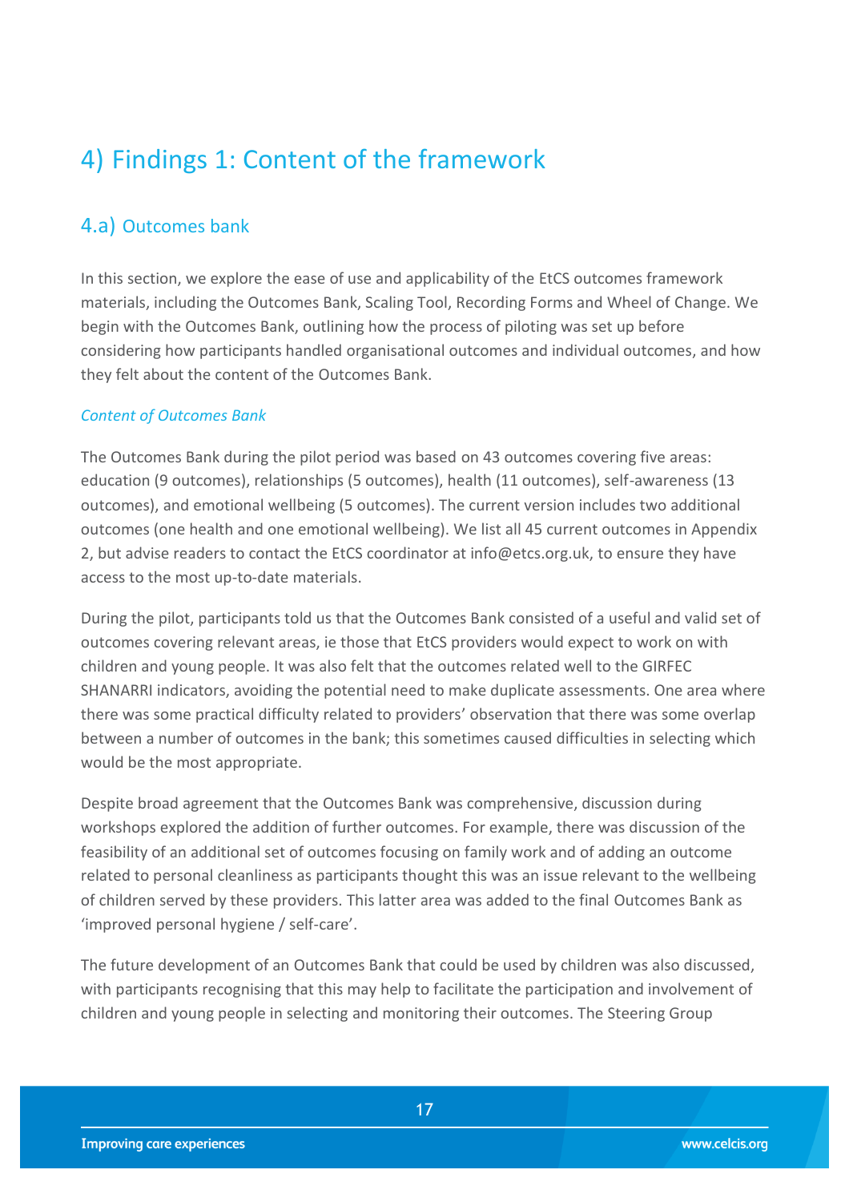# 4) Findings 1: Content of the framework

## 4.a) Outcomes bank

In this section, we explore the ease of use and applicability of the EtCS outcomes framework materials, including the Outcomes Bank, Scaling Tool, Recording Forms and Wheel of Change. We begin with the Outcomes Bank, outlining how the process of piloting was set up before considering how participants handled organisational outcomes and individual outcomes, and how they felt about the content of the Outcomes Bank.

### *Content of Outcomes Bank*

The Outcomes Bank during the pilot period was based on 43 outcomes covering five areas: education (9 outcomes), relationships (5 outcomes), health (11 outcomes), self-awareness (13 outcomes), and emotional wellbeing (5 outcomes). The current version includes two additional outcomes (one health and one emotional wellbeing). We list all 45 current outcomes in Appendix 2, but advise readers to contact the EtCS coordinator at info@etcs.org.uk, to ensure they have access to the most up-to-date materials.

During the pilot, participants told us that the Outcomes Bank consisted of a useful and valid set of outcomes covering relevant areas, ie those that EtCS providers would expect to work on with children and young people. It was also felt that the outcomes related well to the GIRFEC SHANARRI indicators, avoiding the potential need to make duplicate assessments. One area where there was some practical difficulty related to providers' observation that there was some overlap between a number of outcomes in the bank; this sometimes caused difficulties in selecting which would be the most appropriate.

Despite broad agreement that the Outcomes Bank was comprehensive, discussion during workshops explored the addition of further outcomes. For example, there was discussion of the feasibility of an additional set of outcomes focusing on family work and of adding an outcome related to personal cleanliness as participants thought this was an issue relevant to the wellbeing of children served by these providers. This latter area was added to the final Outcomes Bank as 'improved personal hygiene / self-care'.

The future development of an Outcomes Bank that could be used by children was also discussed, with participants recognising that this may help to facilitate the participation and involvement of children and young people in selecting and monitoring their outcomes. The Steering Group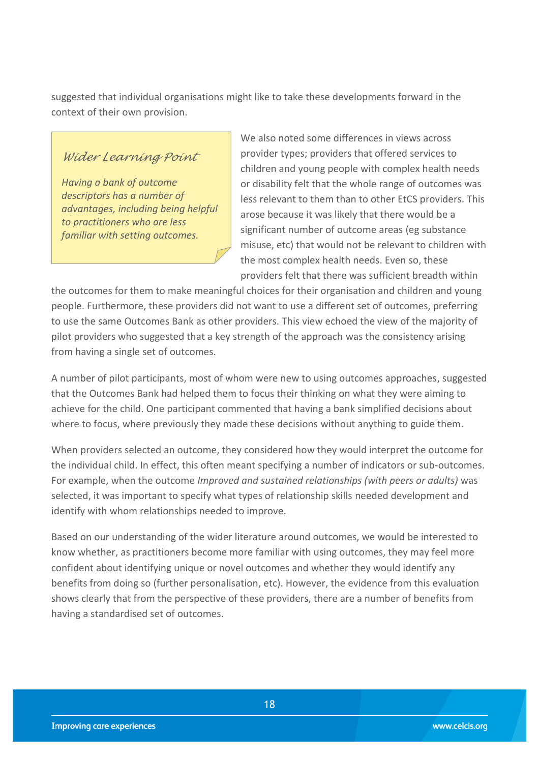suggested that individual organisations might like to take these developments forward in the context of their own provision.

> *Wider Learning Point*
>
> *Having a bank of outcome descriptors has a number of advantages, including being helpful to practitioners who are less familiar with setting outcomes.*

We also noted some differences in views across provider types; providers that offered services to children and young people with complex health needs or disability felt that the whole range of outcomes was less relevant to them than to other EtCS providers. This arose because it was likely that there would be a significant number of outcome areas (eg substance misuse, etc) that would not be relevant to children with the most complex health needs. Even so, these providers felt that there was sufficient breadth within the outcomes for them to make meaningful choices for their organisation and children and young people. Furthermore, these providers did not want to use a different set of outcomes, preferring to use the same Outcomes Bank as other providers. This view echoed the view of the majority of pilot providers who suggested that a key strength of the approach was the consistency arising from having a single set of outcomes.

A number of pilot participants, most of whom were new to using outcomes approaches, suggested that the Outcomes Bank had helped them to focus their thinking on what they were aiming to achieve for the child. One participant commented that having a bank simplified decisions about where to focus, where previously they made these decisions without anything to guide them.

When providers selected an outcome, they considered how they would interpret the outcome for the individual child. In effect, this often meant specifying a number of indicators or sub-outcomes. For example, when the outcome *Improved and sustained relationships (with peers or adults)* was selected, it was important to specify what types of relationship skills needed development and identify with whom relationships needed to improve.

Based on our understanding of the wider literature around outcomes, we would be interested to know whether, as practitioners become more familiar with using outcomes, they may feel more confident about identifying unique or novel outcomes and whether they would identify any benefits from doing so (further personalisation, etc). However, the evidence from this evaluation shows clearly that from the perspective of these providers, there are a number of benefits from having a standardised set of outcomes.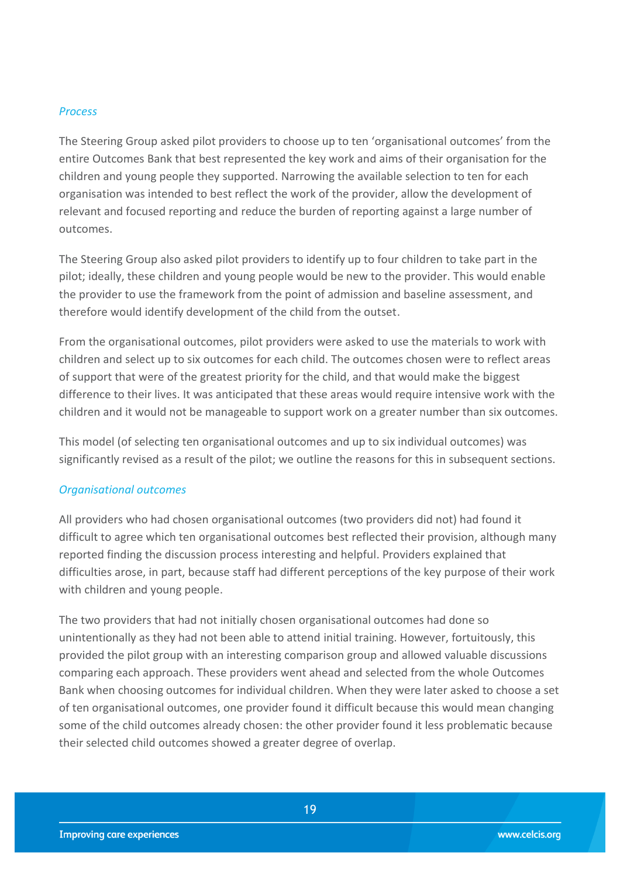*Process*

The Steering Group asked pilot providers to choose up to ten 'organisational outcomes' from the entire Outcomes Bank that best represented the key work and aims of their organisation for the children and young people they supported. Narrowing the available selection to ten for each organisation was intended to best reflect the work of the provider, allow the development of relevant and focused reporting and reduce the burden of reporting against a large number of outcomes.

The Steering Group also asked pilot providers to identify up to four children to take part in the pilot; ideally, these children and young people would be new to the provider. This would enable the provider to use the framework from the point of admission and baseline assessment, and therefore would identify development of the child from the outset.

From the organisational outcomes, pilot providers were asked to use the materials to work with children and select up to six outcomes for each child. The outcomes chosen were to reflect areas of support that were of the greatest priority for the child, and that would make the biggest difference to their lives. It was anticipated that these areas would require intensive work with the children and it would not be manageable to support work on a greater number than six outcomes.

This model (of selecting ten organisational outcomes and up to six individual outcomes) was significantly revised as a result of the pilot; we outline the reasons for this in subsequent sections.

*Organisational outcomes*

All providers who had chosen organisational outcomes (two providers did not) had found it difficult to agree which ten organisational outcomes best reflected their provision, although many reported finding the discussion process interesting and helpful. Providers explained that difficulties arose, in part, because staff had different perceptions of the key purpose of their work with children and young people.

The two providers that had not initially chosen organisational outcomes had done so unintentionally as they had not been able to attend initial training. However, fortuitously, this provided the pilot group with an interesting comparison group and allowed valuable discussions comparing each approach. These providers went ahead and selected from the whole Outcomes Bank when choosing outcomes for individual children. When they were later asked to choose a set of ten organisational outcomes, one provider found it difficult because this would mean changing some of the child outcomes already chosen: the other provider found it less problematic because their selected child outcomes showed a greater degree of overlap.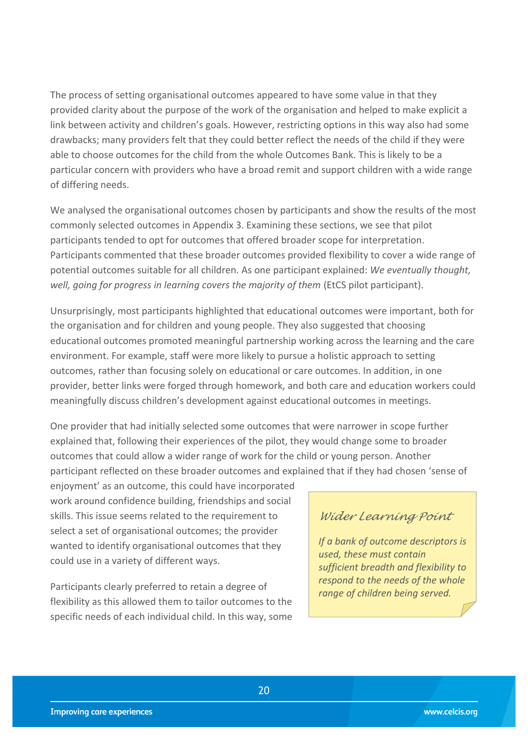The process of setting organisational outcomes appeared to have some value in that they provided clarity about the purpose of the work of the organisation and helped to make explicit a link between activity and children's goals. However, restricting options in this way also had some drawbacks; many providers felt that they could better reflect the needs of the child if they were able to choose outcomes for the child from the whole Outcomes Bank. This is likely to be a particular concern with providers who have a broad remit and support children with a wide range of differing needs.

We analysed the organisational outcomes chosen by participants and show the results of the most commonly selected outcomes in Appendix 3. Examining these sections, we see that pilot participants tended to opt for outcomes that offered broader scope for interpretation. Participants commented that these broader outcomes provided flexibility to cover a wide range of potential outcomes suitable for all children. As one participant explained: *We eventually thought, well, going for progress in learning covers the majority of them* (EtCS pilot participant).

Unsurprisingly, most participants highlighted that educational outcomes were important, both for the organisation and for children and young people. They also suggested that choosing educational outcomes promoted meaningful partnership working across the learning and the care environment. For example, staff were more likely to pursue a holistic approach to setting outcomes, rather than focusing solely on educational or care outcomes. In addition, in one provider, better links were forged through homework, and both care and education workers could meaningfully discuss children's development against educational outcomes in meetings.

One provider that had initially selected some outcomes that were narrower in scope further explained that, following their experiences of the pilot, they would change some to broader outcomes that could allow a wider range of work for the child or young person. Another participant reflected on these broader outcomes and explained that if they had chosen 'sense of enjoyment' as an outcome, this could have incorporated work around confidence building, friendships and social skills. This issue seems related to the requirement to select a set of organisational outcomes; the provider wanted to identify organisational outcomes that they could use in a variety of different ways.

> *Wider Learning Point*
>
> *If a bank of outcome descriptors is used, these must contain sufficient breadth and flexibility to respond to the needs of the whole range of children being served.*

Participants clearly preferred to retain a degree of flexibility as this allowed them to tailor outcomes to the specific needs of each individual child. In this way, some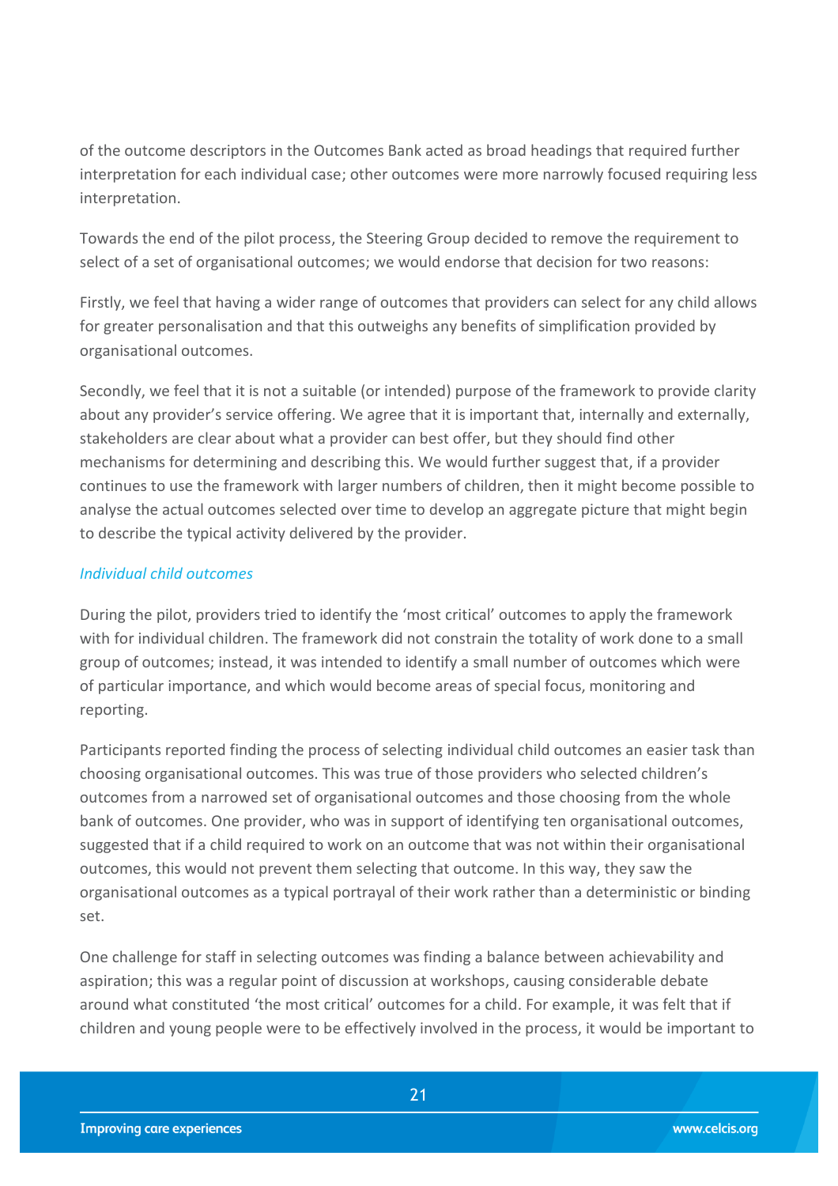of the outcome descriptors in the Outcomes Bank acted as broad headings that required further interpretation for each individual case; other outcomes were more narrowly focused requiring less interpretation.

Towards the end of the pilot process, the Steering Group decided to remove the requirement to select of a set of organisational outcomes; we would endorse that decision for two reasons:

Firstly, we feel that having a wider range of outcomes that providers can select for any child allows for greater personalisation and that this outweighs any benefits of simplification provided by organisational outcomes.

Secondly, we feel that it is not a suitable (or intended) purpose of the framework to provide clarity about any provider's service offering. We agree that it is important that, internally and externally, stakeholders are clear about what a provider can best offer, but they should find other mechanisms for determining and describing this. We would further suggest that, if a provider continues to use the framework with larger numbers of children, then it might become possible to analyse the actual outcomes selected over time to develop an aggregate picture that might begin to describe the typical activity delivered by the provider.

*Individual child outcomes*

During the pilot, providers tried to identify the 'most critical' outcomes to apply the framework with for individual children. The framework did not constrain the totality of work done to a small group of outcomes; instead, it was intended to identify a small number of outcomes which were of particular importance, and which would become areas of special focus, monitoring and reporting.

Participants reported finding the process of selecting individual child outcomes an easier task than choosing organisational outcomes. This was true of those providers who selected children's outcomes from a narrowed set of organisational outcomes and those choosing from the whole bank of outcomes. One provider, who was in support of identifying ten organisational outcomes, suggested that if a child required to work on an outcome that was not within their organisational outcomes, this would not prevent them selecting that outcome. In this way, they saw the organisational outcomes as a typical portrayal of their work rather than a deterministic or binding set.

One challenge for staff in selecting outcomes was finding a balance between achievability and aspiration; this was a regular point of discussion at workshops, causing considerable debate around what constituted 'the most critical' outcomes for a child. For example, it was felt that if children and young people were to be effectively involved in the process, it would be important to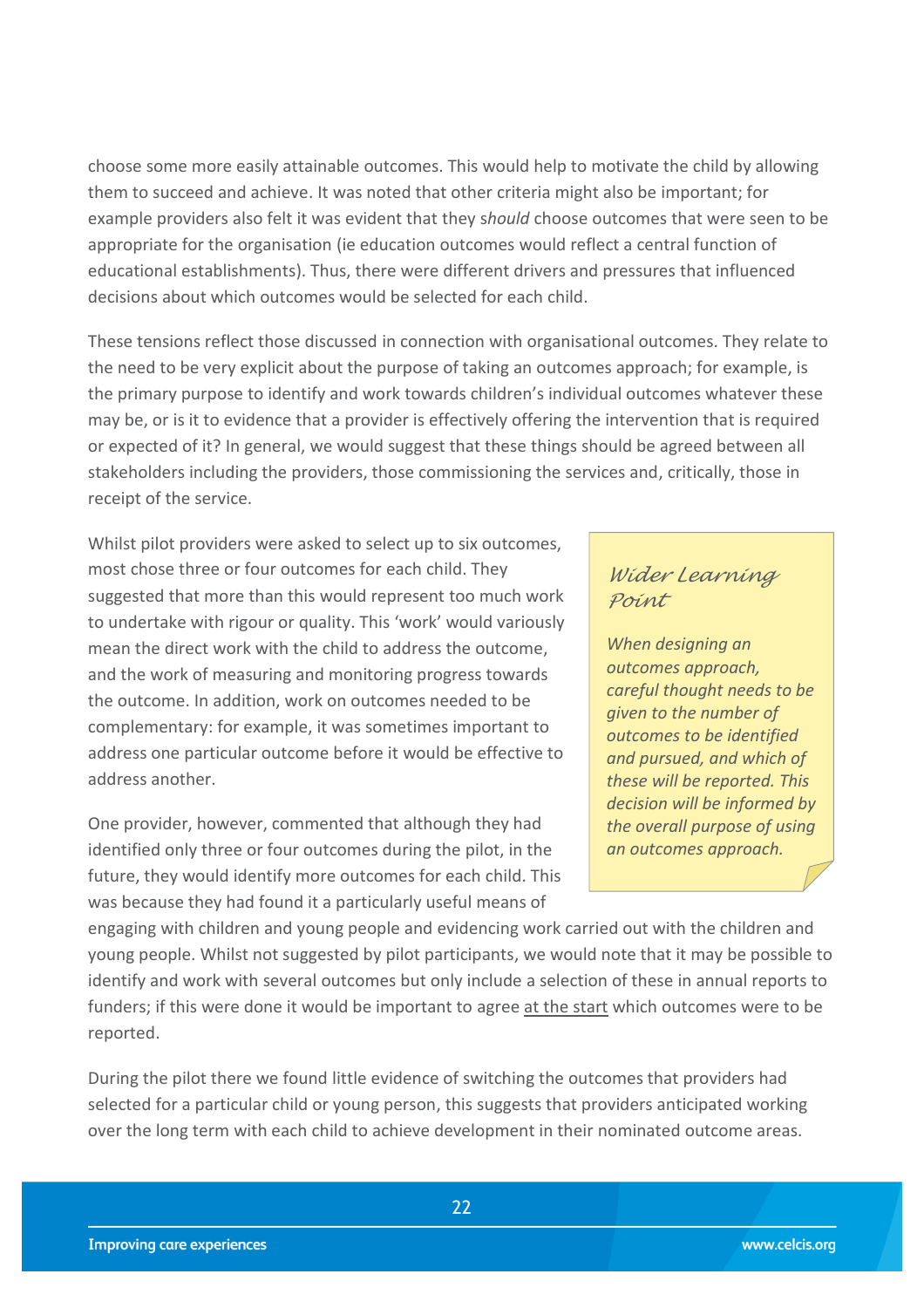choose some more easily attainable outcomes. This would help to motivate the child by allowing them to succeed and achieve. It was noted that other criteria might also be important; for example providers also felt it was evident that they s*hould* choose outcomes that were seen to be appropriate for the organisation (ie education outcomes would reflect a central function of educational establishments). Thus, there were different drivers and pressures that influenced decisions about which outcomes would be selected for each child.

These tensions reflect those discussed in connection with organisational outcomes. They relate to the need to be very explicit about the purpose of taking an outcomes approach; for example, is the primary purpose to identify and work towards children's individual outcomes whatever these may be, or is it to evidence that a provider is effectively offering the intervention that is required or expected of it? In general, we would suggest that these things should be agreed between all stakeholders including the providers, those commissioning the services and, critically, those in receipt of the service.

Whilst pilot providers were asked to select up to six outcomes, most chose three or four outcomes for each child. They suggested that more than this would represent too much work to undertake with rigour or quality. This 'work' would variously mean the direct work with the child to address the outcome, and the work of measuring and monitoring progress towards the outcome. In addition, work on outcomes needed to be complementary: for example, it was sometimes important to address one particular outcome before it would be effective to address another.

> ### *Wider Learning Point*
>
> *When designing an outcomes approach, careful thought needs to be given to the number of outcomes to be identified and pursued, and which of these will be reported. This decision will be informed by the overall purpose of using an outcomes approach.*

One provider, however, commented that although they had identified only three or four outcomes during the pilot, in the future, they would identify more outcomes for each child. This was because they had found it a particularly useful means of engaging with children and young people and evidencing work carried out with the children and young people. Whilst not suggested by pilot participants, we would note that it may be possible to identify and work with several outcomes but only include a selection of these in annual reports to funders; if this were done it would be important to agree <u>at the start</u> which outcomes were to be reported.

During the pilot there we found little evidence of switching the outcomes that providers had selected for a particular child or young person, this suggests that providers anticipated working over the long term with each child to achieve development in their nominated outcome areas.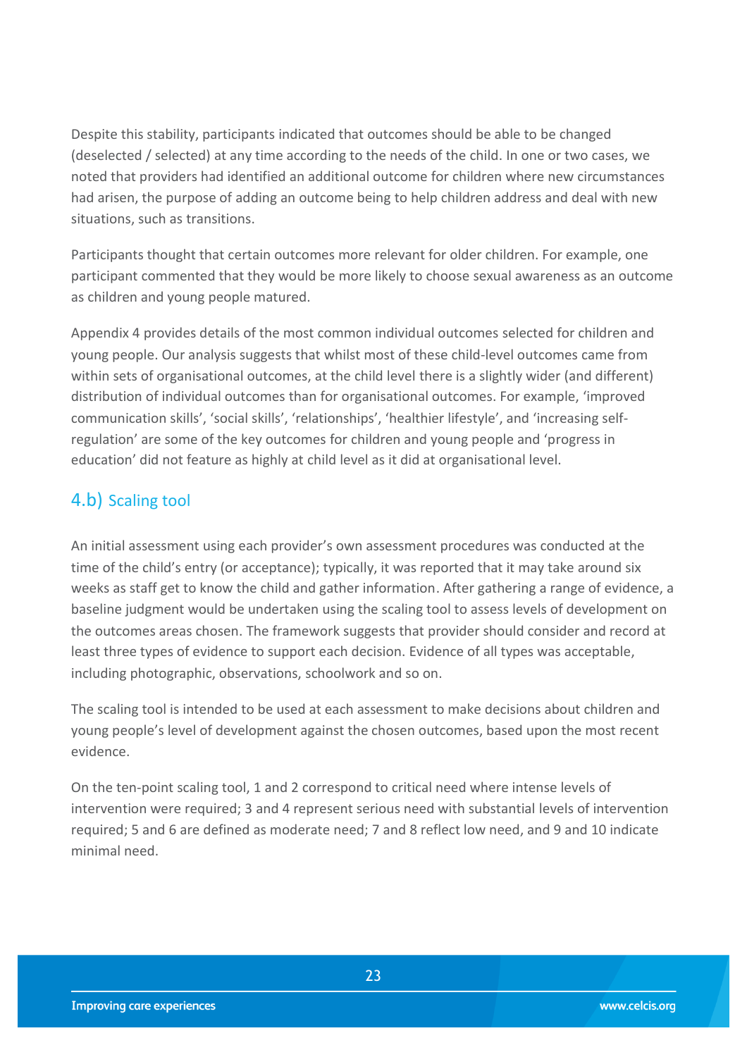Despite this stability, participants indicated that outcomes should be able to be changed (deselected / selected) at any time according to the needs of the child. In one or two cases, we noted that providers had identified an additional outcome for children where new circumstances had arisen, the purpose of adding an outcome being to help children address and deal with new situations, such as transitions.

Participants thought that certain outcomes more relevant for older children. For example, one participant commented that they would be more likely to choose sexual awareness as an outcome as children and young people matured.

Appendix 4 provides details of the most common individual outcomes selected for children and young people. Our analysis suggests that whilst most of these child-level outcomes came from within sets of organisational outcomes, at the child level there is a slightly wider (and different) distribution of individual outcomes than for organisational outcomes. For example, 'improved communication skills', 'social skills', 'relationships', 'healthier lifestyle', and 'increasing self-regulation' are some of the key outcomes for children and young people and 'progress in education' did not feature as highly at child level as it did at organisational level.

## 4.b) Scaling tool

An initial assessment using each provider's own assessment procedures was conducted at the time of the child's entry (or acceptance); typically, it was reported that it may take around six weeks as staff get to know the child and gather information. After gathering a range of evidence, a baseline judgment would be undertaken using the scaling tool to assess levels of development on the outcomes areas chosen. The framework suggests that provider should consider and record at least three types of evidence to support each decision. Evidence of all types was acceptable, including photographic, observations, schoolwork and so on.

The scaling tool is intended to be used at each assessment to make decisions about children and young people's level of development against the chosen outcomes, based upon the most recent evidence.

On the ten-point scaling tool, 1 and 2 correspond to critical need where intense levels of intervention were required; 3 and 4 represent serious need with substantial levels of intervention required; 5 and 6 are defined as moderate need; 7 and 8 reflect low need, and 9 and 10 indicate minimal need.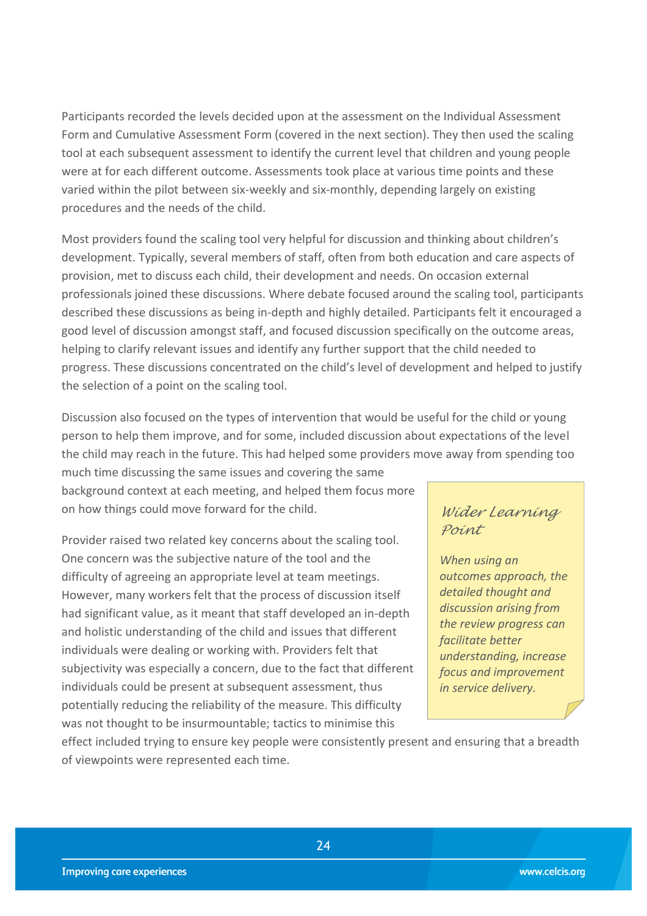Participants recorded the levels decided upon at the assessment on the Individual Assessment Form and Cumulative Assessment Form (covered in the next section). They then used the scaling tool at each subsequent assessment to identify the current level that children and young people were at for each different outcome. Assessments took place at various time points and these varied within the pilot between six-weekly and six-monthly, depending largely on existing procedures and the needs of the child.

Most providers found the scaling tool very helpful for discussion and thinking about children's development. Typically, several members of staff, often from both education and care aspects of provision, met to discuss each child, their development and needs. On occasion external professionals joined these discussions. Where debate focused around the scaling tool, participants described these discussions as being in-depth and highly detailed. Participants felt it encouraged a good level of discussion amongst staff, and focused discussion specifically on the outcome areas, helping to clarify relevant issues and identify any further support that the child needed to progress. These discussions concentrated on the child's level of development and helped to justify the selection of a point on the scaling tool.

Discussion also focused on the types of intervention that would be useful for the child or young person to help them improve, and for some, included discussion about expectations of the level the child may reach in the future. This had helped some providers move away from spending too much time discussing the same issues and covering the same background context at each meeting, and helped them focus more on how things could move forward for the child.

Provider raised two related key concerns about the scaling tool. One concern was the subjective nature of the tool and the difficulty of agreeing an appropriate level at team meetings. However, many workers felt that the process of discussion itself had significant value, as it meant that staff developed an in-depth and holistic understanding of the child and issues that different individuals were dealing or working with. Providers felt that subjectivity was especially a concern, due to the fact that different individuals could be present at subsequent assessment, thus potentially reducing the reliability of the measure. This difficulty was not thought to be insurmountable; tactics to minimise this effect included trying to ensure key people were consistently present and ensuring that a breadth of viewpoints were represented each time.

> **Wider Learning Point**
>
> *When using an outcomes approach, the detailed thought and discussion arising from the review progress can facilitate better understanding, increase focus and improvement in service delivery.*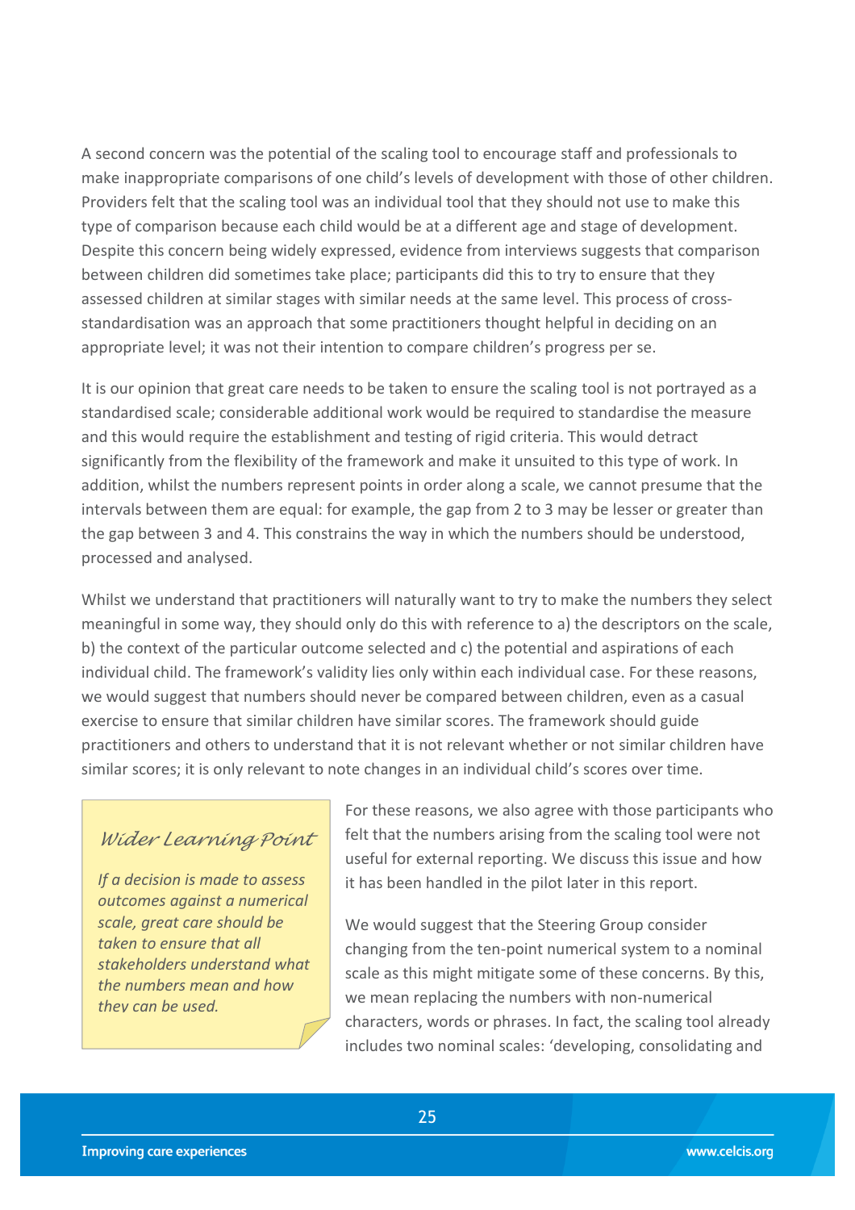A second concern was the potential of the scaling tool to encourage staff and professionals to make inappropriate comparisons of one child's levels of development with those of other children. Providers felt that the scaling tool was an individual tool that they should not use to make this type of comparison because each child would be at a different age and stage of development. Despite this concern being widely expressed, evidence from interviews suggests that comparison between children did sometimes take place; participants did this to try to ensure that they assessed children at similar stages with similar needs at the same level. This process of cross-standardisation was an approach that some practitioners thought helpful in deciding on an appropriate level; it was not their intention to compare children's progress per se.

It is our opinion that great care needs to be taken to ensure the scaling tool is not portrayed as a standardised scale; considerable additional work would be required to standardise the measure and this would require the establishment and testing of rigid criteria. This would detract significantly from the flexibility of the framework and make it unsuited to this type of work. In addition, whilst the numbers represent points in order along a scale, we cannot presume that the intervals between them are equal: for example, the gap from 2 to 3 may be lesser or greater than the gap between 3 and 4. This constrains the way in which the numbers should be understood, processed and analysed.

Whilst we understand that practitioners will naturally want to try to make the numbers they select meaningful in some way, they should only do this with reference to a) the descriptors on the scale, b) the context of the particular outcome selected and c) the potential and aspirations of each individual child. The framework's validity lies only within each individual case. For these reasons, we would suggest that numbers should never be compared between children, even as a casual exercise to ensure that similar children have similar scores. The framework should guide practitioners and others to understand that it is not relevant whether or not similar children have similar scores; it is only relevant to note changes in an individual child's scores over time.

> *Wider Learning Point*
>
> *If a decision is made to assess outcomes against a numerical scale, great care should be taken to ensure that all stakeholders understand what the numbers mean and how they can be used.*

For these reasons, we also agree with those participants who felt that the numbers arising from the scaling tool were not useful for external reporting. We discuss this issue and how it has been handled in the pilot later in this report.

We would suggest that the Steering Group consider changing from the ten-point numerical system to a nominal scale as this might mitigate some of these concerns. By this, we mean replacing the numbers with non-numerical characters, words or phrases. In fact, the scaling tool already includes two nominal scales: 'developing, consolidating and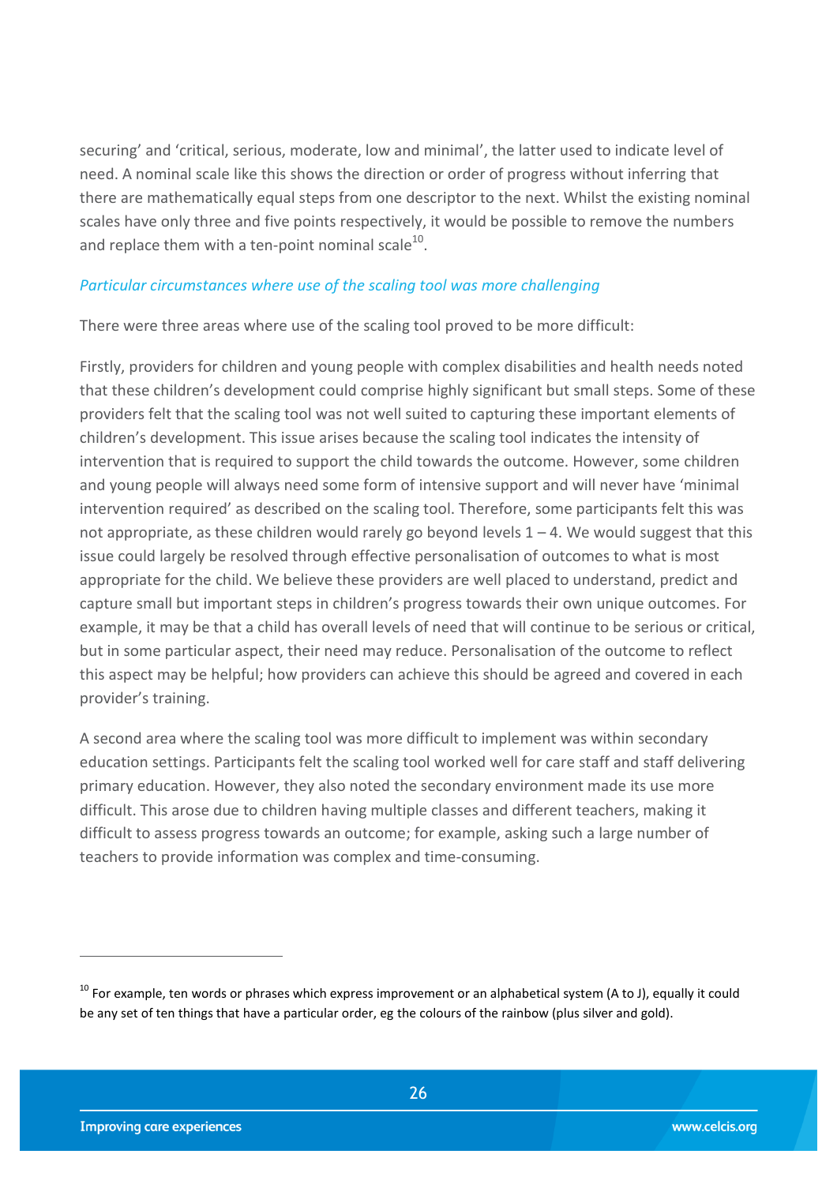securing' and 'critical, serious, moderate, low and minimal', the latter used to indicate level of need. A nominal scale like this shows the direction or order of progress without inferring that there are mathematically equal steps from one descriptor to the next. Whilst the existing nominal scales have only three and five points respectively, it would be possible to remove the numbers and replace them with a ten-point nominal scale[10].

### *Particular circumstances where use of the scaling tool was more challenging*

There were three areas where use of the scaling tool proved to be more difficult:

Firstly, providers for children and young people with complex disabilities and health needs noted that these children's development could comprise highly significant but small steps. Some of these providers felt that the scaling tool was not well suited to capturing these important elements of children's development. This issue arises because the scaling tool indicates the intensity of intervention that is required to support the child towards the outcome. However, some children and young people will always need some form of intensive support and will never have 'minimal intervention required' as described on the scaling tool. Therefore, some participants felt this was not appropriate, as these children would rarely go beyond levels 1 – 4. We would suggest that this issue could largely be resolved through effective personalisation of outcomes to what is most appropriate for the child. We believe these providers are well placed to understand, predict and capture small but important steps in children's progress towards their own unique outcomes. For example, it may be that a child has overall levels of need that will continue to be serious or critical, but in some particular aspect, their need may reduce. Personalisation of the outcome to reflect this aspect may be helpful; how providers can achieve this should be agreed and covered in each provider's training.

A second area where the scaling tool was more difficult to implement was within secondary education settings. Participants felt the scaling tool worked well for care staff and staff delivering primary education. However, they also noted the secondary environment made its use more difficult. This arose due to children having multiple classes and different teachers, making it difficult to assess progress towards an outcome; for example, asking such a large number of teachers to provide information was complex and time-consuming.

---

[10] For example, ten words or phrases which express improvement or an alphabetical system (A to J), equally it could be any set of ten things that have a particular order, eg the colours of the rainbow (plus silver and gold).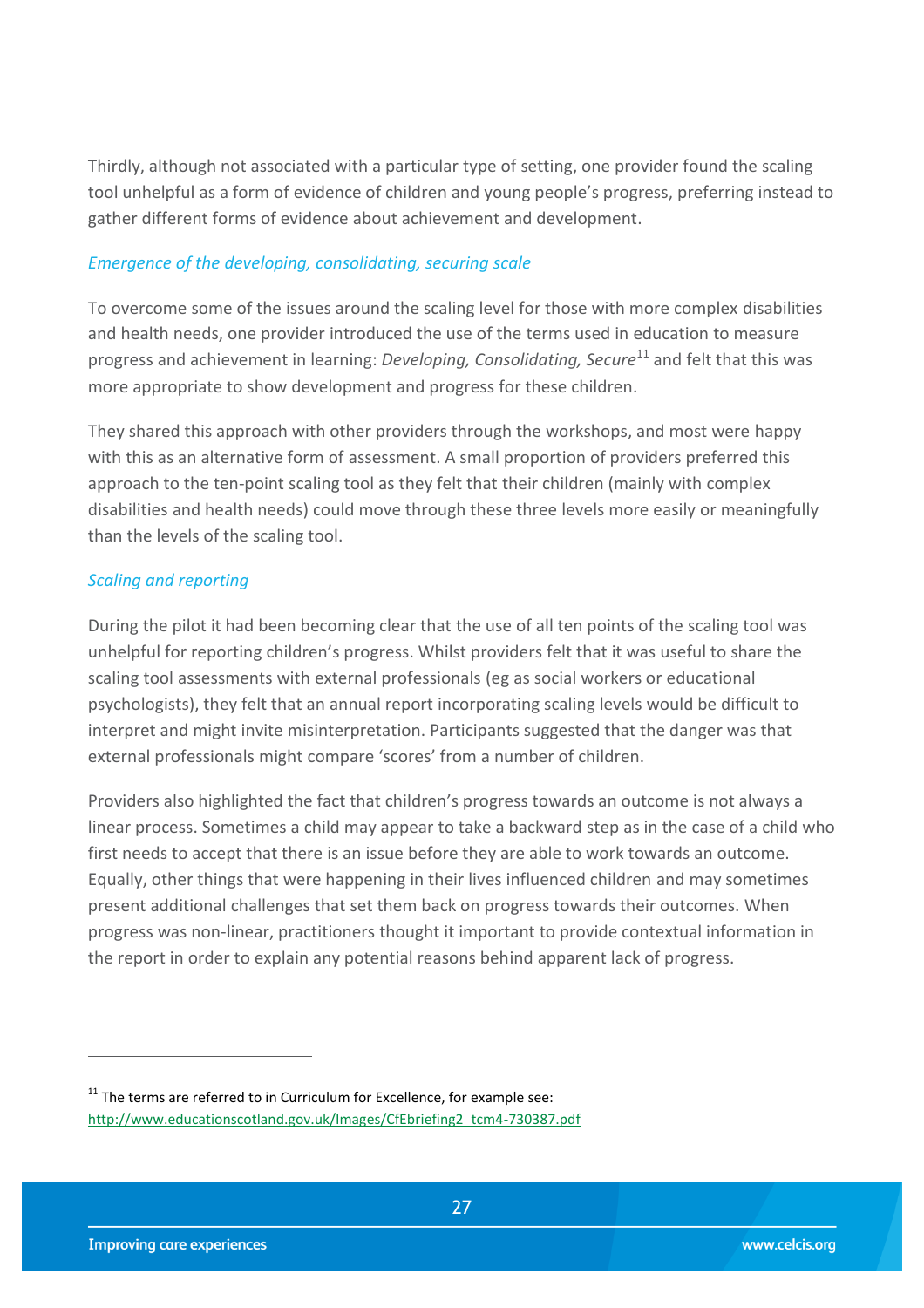Thirdly, although not associated with a particular type of setting, one provider found the scaling tool unhelpful as a form of evidence of children and young people's progress, preferring instead to gather different forms of evidence about achievement and development.

### *Emergence of the developing, consolidating, securing scale*

To overcome some of the issues around the scaling level for those with more complex disabilities and health needs, one provider introduced the use of the terms used in education to measure progress and achievement in learning: *Developing, Consolidating, Secure*[11] and felt that this was more appropriate to show development and progress for these children.

They shared this approach with other providers through the workshops, and most were happy with this as an alternative form of assessment. A small proportion of providers preferred this approach to the ten-point scaling tool as they felt that their children (mainly with complex disabilities and health needs) could move through these three levels more easily or meaningfully than the levels of the scaling tool.

### *Scaling and reporting*

During the pilot it had been becoming clear that the use of all ten points of the scaling tool was unhelpful for reporting children's progress. Whilst providers felt that it was useful to share the scaling tool assessments with external professionals (eg as social workers or educational psychologists), they felt that an annual report incorporating scaling levels would be difficult to interpret and might invite misinterpretation. Participants suggested that the danger was that external professionals might compare 'scores' from a number of children.

Providers also highlighted the fact that children's progress towards an outcome is not always a linear process. Sometimes a child may appear to take a backward step as in the case of a child who first needs to accept that there is an issue before they are able to work towards an outcome. Equally, other things that were happening in their lives influenced children and may sometimes present additional challenges that set them back on progress towards their outcomes. When progress was non-linear, practitioners thought it important to provide contextual information in the report in order to explain any potential reasons behind apparent lack of progress.

---

[11] The terms are referred to in Curriculum for Excellence, for example see: http://www.educationscotland.gov.uk/Images/CfEbriefing2_tcm4-730387.pdf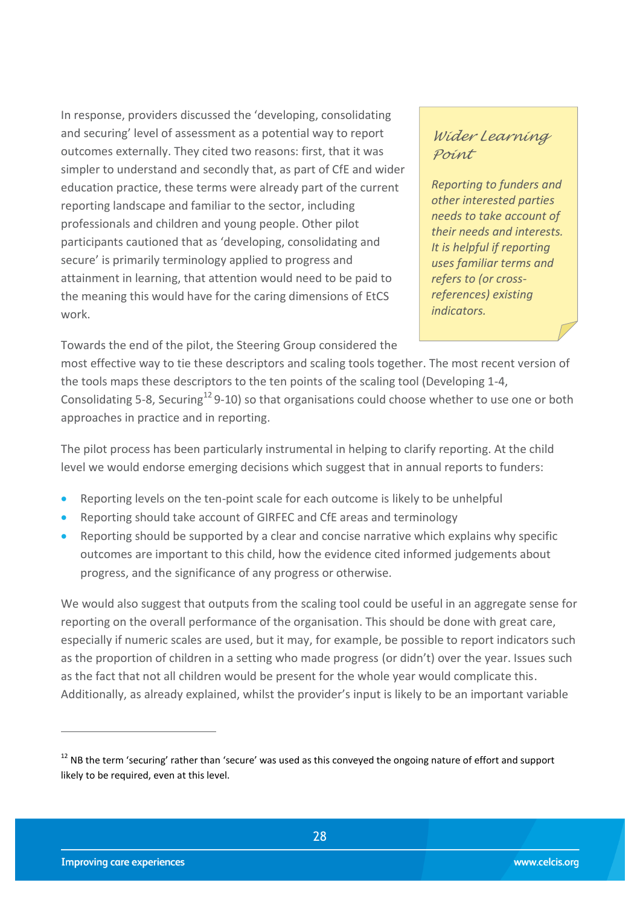In response, providers discussed the 'developing, consolidating and securing' level of assessment as a potential way to report outcomes externally. They cited two reasons: first, that it was simpler to understand and secondly that, as part of CfE and wider education practice, these terms were already part of the current reporting landscape and familiar to the sector, including professionals and children and young people. Other pilot participants cautioned that as 'developing, consolidating and secure' is primarily terminology applied to progress and attainment in learning, that attention would need to be paid to the meaning this would have for the caring dimensions of EtCS work.

> **Wider Learning Point**
>
> *Reporting to funders and other interested parties needs to take account of their needs and interests. It is helpful if reporting uses familiar terms and refers to (or cross-references) existing indicators.*

Towards the end of the pilot, the Steering Group considered the most effective way to tie these descriptors and scaling tools together. The most recent version of the tools maps these descriptors to the ten points of the scaling tool (Developing 1-4, Consolidating 5-8, Securing[12] 9-10) so that organisations could choose whether to use one or both approaches in practice and in reporting.

The pilot process has been particularly instrumental in helping to clarify reporting. At the child level we would endorse emerging decisions which suggest that in annual reports to funders:

- Reporting levels on the ten-point scale for each outcome is likely to be unhelpful
- Reporting should take account of GIRFEC and CfE areas and terminology
- Reporting should be supported by a clear and concise narrative which explains why specific outcomes are important to this child, how the evidence cited informed judgements about progress, and the significance of any progress or otherwise.

We would also suggest that outputs from the scaling tool could be useful in an aggregate sense for reporting on the overall performance of the organisation. This should be done with great care, especially if numeric scales are used, but it may, for example, be possible to report indicators such as the proportion of children in a setting who made progress (or didn't) over the year. Issues such as the fact that not all children would be present for the whole year would complicate this. Additionally, as already explained, whilst the provider's input is likely to be an important variable

---

[12] NB the term 'securing' rather than 'secure' was used as this conveyed the ongoing nature of effort and support likely to be required, even at this level.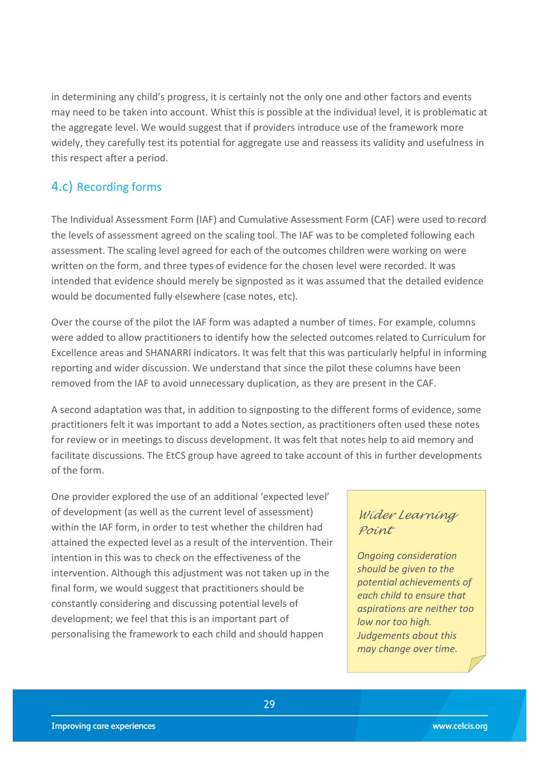in determining any child's progress, it is certainly not the only one and other factors and events may need to be taken into account. Whist this is possible at the individual level, it is problematic at the aggregate level. We would suggest that if providers introduce use of the framework more widely, they carefully test its potential for aggregate use and reassess its validity and usefulness in this respect after a period.

## 4.c) Recording forms

The Individual Assessment Form (IAF) and Cumulative Assessment Form (CAF) were used to record the levels of assessment agreed on the scaling tool. The IAF was to be completed following each assessment. The scaling level agreed for each of the outcomes children were working on were written on the form, and three types of evidence for the chosen level were recorded. It was intended that evidence should merely be signposted as it was assumed that the detailed evidence would be documented fully elsewhere (case notes, etc).

Over the course of the pilot the IAF form was adapted a number of times. For example, columns were added to allow practitioners to identify how the selected outcomes related to Curriculum for Excellence areas and SHANARRI indicators. It was felt that this was particularly helpful in informing reporting and wider discussion. We understand that since the pilot these columns have been removed from the IAF to avoid unnecessary duplication, as they are present in the CAF.

A second adaptation was that, in addition to signposting to the different forms of evidence, some practitioners felt it was important to add a Notes section, as practitioners often used these notes for review or in meetings to discuss development. It was felt that notes help to aid memory and facilitate discussions. The EtCS group have agreed to take account of this in further developments of the form.

One provider explored the use of an additional 'expected level' of development (as well as the current level of assessment) within the IAF form, in order to test whether the children had attained the expected level as a result of the intervention. Their intention in this was to check on the effectiveness of the intervention. Although this adjustment was not taken up in the final form, we would suggest that practitioners should be constantly considering and discussing potential levels of development; we feel that this is an important part of personalising the framework to each child and should happen

> **Wider Learning Point**
>
> *Ongoing consideration should be given to the potential achievements of each child to ensure that aspirations are neither too low nor too high. Judgements about this may change over time.*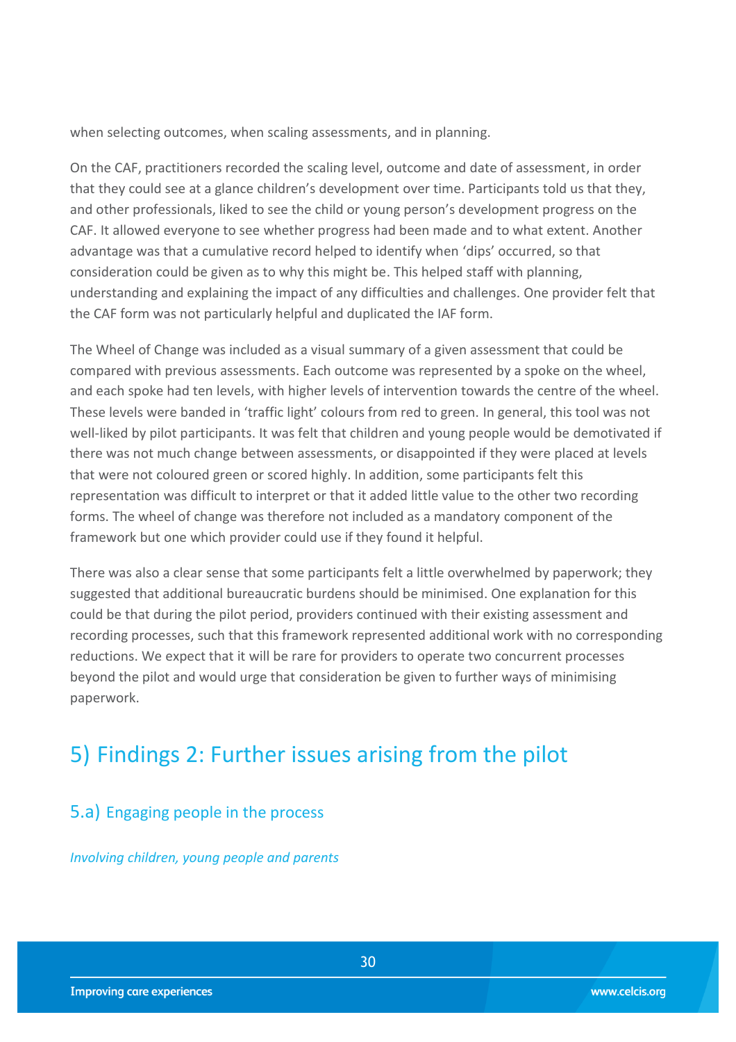when selecting outcomes, when scaling assessments, and in planning.

On the CAF, practitioners recorded the scaling level, outcome and date of assessment, in order that they could see at a glance children's development over time. Participants told us that they, and other professionals, liked to see the child or young person's development progress on the CAF. It allowed everyone to see whether progress had been made and to what extent. Another advantage was that a cumulative record helped to identify when 'dips' occurred, so that consideration could be given as to why this might be. This helped staff with planning, understanding and explaining the impact of any difficulties and challenges. One provider felt that the CAF form was not particularly helpful and duplicated the IAF form.

The Wheel of Change was included as a visual summary of a given assessment that could be compared with previous assessments. Each outcome was represented by a spoke on the wheel, and each spoke had ten levels, with higher levels of intervention towards the centre of the wheel. These levels were banded in 'traffic light' colours from red to green. In general, this tool was not well-liked by pilot participants. It was felt that children and young people would be demotivated if there was not much change between assessments, or disappointed if they were placed at levels that were not coloured green or scored highly. In addition, some participants felt this representation was difficult to interpret or that it added little value to the other two recording forms. The wheel of change was therefore not included as a mandatory component of the framework but one which provider could use if they found it helpful.

There was also a clear sense that some participants felt a little overwhelmed by paperwork; they suggested that additional bureaucratic burdens should be minimised. One explanation for this could be that during the pilot period, providers continued with their existing assessment and recording processes, such that this framework represented additional work with no corresponding reductions. We expect that it will be rare for providers to operate two concurrent processes beyond the pilot and would urge that consideration be given to further ways of minimising paperwork.

# 5) Findings 2: Further issues arising from the pilot

## 5.a) Engaging people in the process

*Involving children, young people and parents*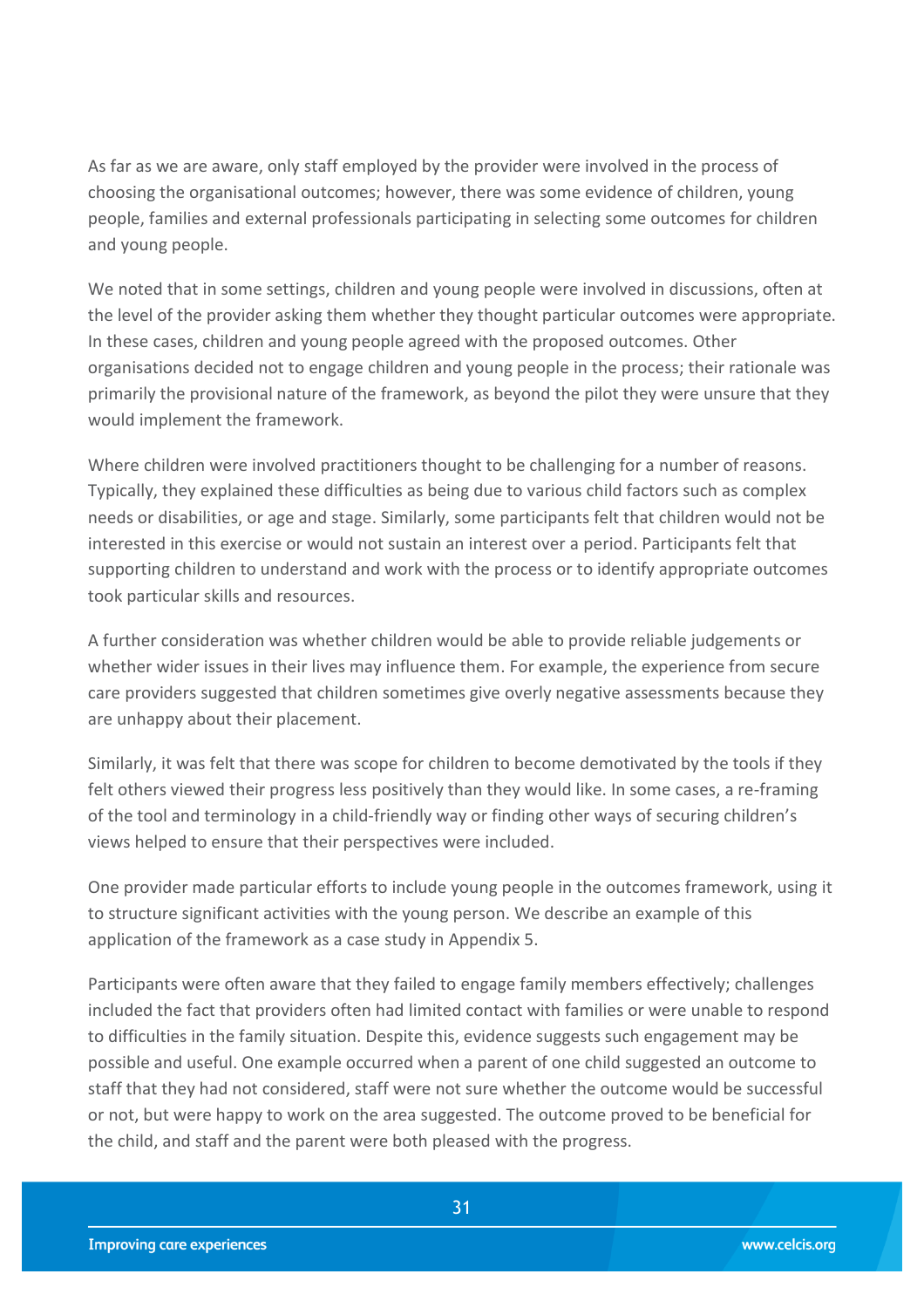As far as we are aware, only staff employed by the provider were involved in the process of choosing the organisational outcomes; however, there was some evidence of children, young people, families and external professionals participating in selecting some outcomes for children and young people.

We noted that in some settings, children and young people were involved in discussions, often at the level of the provider asking them whether they thought particular outcomes were appropriate. In these cases, children and young people agreed with the proposed outcomes. Other organisations decided not to engage children and young people in the process; their rationale was primarily the provisional nature of the framework, as beyond the pilot they were unsure that they would implement the framework.

Where children were involved practitioners thought to be challenging for a number of reasons. Typically, they explained these difficulties as being due to various child factors such as complex needs or disabilities, or age and stage. Similarly, some participants felt that children would not be interested in this exercise or would not sustain an interest over a period. Participants felt that supporting children to understand and work with the process or to identify appropriate outcomes took particular skills and resources.

A further consideration was whether children would be able to provide reliable judgements or whether wider issues in their lives may influence them. For example, the experience from secure care providers suggested that children sometimes give overly negative assessments because they are unhappy about their placement.

Similarly, it was felt that there was scope for children to become demotivated by the tools if they felt others viewed their progress less positively than they would like. In some cases, a re-framing of the tool and terminology in a child-friendly way or finding other ways of securing children's views helped to ensure that their perspectives were included.

One provider made particular efforts to include young people in the outcomes framework, using it to structure significant activities with the young person. We describe an example of this application of the framework as a case study in Appendix 5.

Participants were often aware that they failed to engage family members effectively; challenges included the fact that providers often had limited contact with families or were unable to respond to difficulties in the family situation. Despite this, evidence suggests such engagement may be possible and useful. One example occurred when a parent of one child suggested an outcome to staff that they had not considered, staff were not sure whether the outcome would be successful or not, but were happy to work on the area suggested. The outcome proved to be beneficial for the child, and staff and the parent were both pleased with the progress.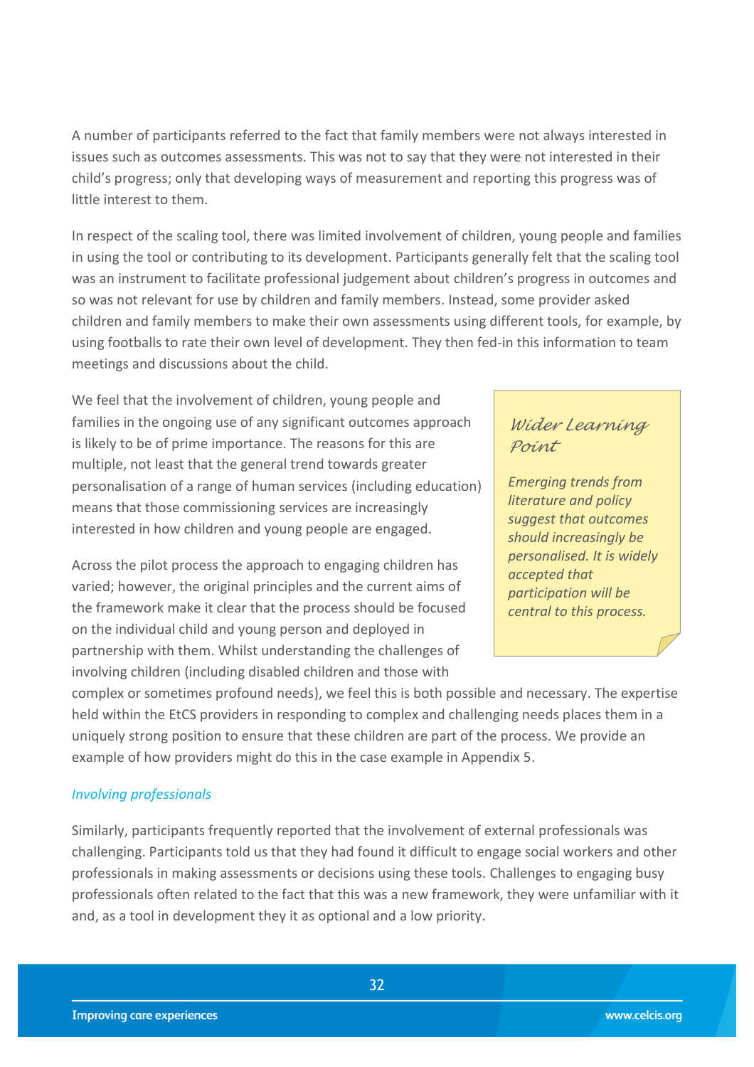A number of participants referred to the fact that family members were not always interested in issues such as outcomes assessments. This was not to say that they were not interested in their child's progress; only that developing ways of measurement and reporting this progress was of little interest to them.

In respect of the scaling tool, there was limited involvement of children, young people and families in using the tool or contributing to its development. Participants generally felt that the scaling tool was an instrument to facilitate professional judgement about children's progress in outcomes and so was not relevant for use by children and family members. Instead, some provider asked children and family members to make their own assessments using different tools, for example, by using footballs to rate their own level of development. They then fed-in this information to team meetings and discussions about the child.

We feel that the involvement of children, young people and families in the ongoing use of any significant outcomes approach is likely to be of prime importance. The reasons for this are multiple, not least that the general trend towards greater personalisation of a range of human services (including education) means that those commissioning services are increasingly interested in how children and young people are engaged.

> *Wider Learning Point*
>
> *Emerging trends from literature and policy suggest that outcomes should increasingly be personalised. It is widely accepted that participation will be central to this process.*

Across the pilot process the approach to engaging children has varied; however, the original principles and the current aims of the framework make it clear that the process should be focused on the individual child and young person and deployed in partnership with them. Whilst understanding the challenges of involving children (including disabled children and those with complex or sometimes profound needs), we feel this is both possible and necessary. The expertise held within the EtCS providers in responding to complex and challenging needs places them in a uniquely strong position to ensure that these children are part of the process. We provide an example of how providers might do this in the case example in Appendix 5.

*Involving professionals*

Similarly, participants frequently reported that the involvement of external professionals was challenging. Participants told us that they had found it difficult to engage social workers and other professionals in making assessments or decisions using these tools. Challenges to engaging busy professionals often related to the fact that this was a new framework, they were unfamiliar with it and, as a tool in development they it as optional and a low priority.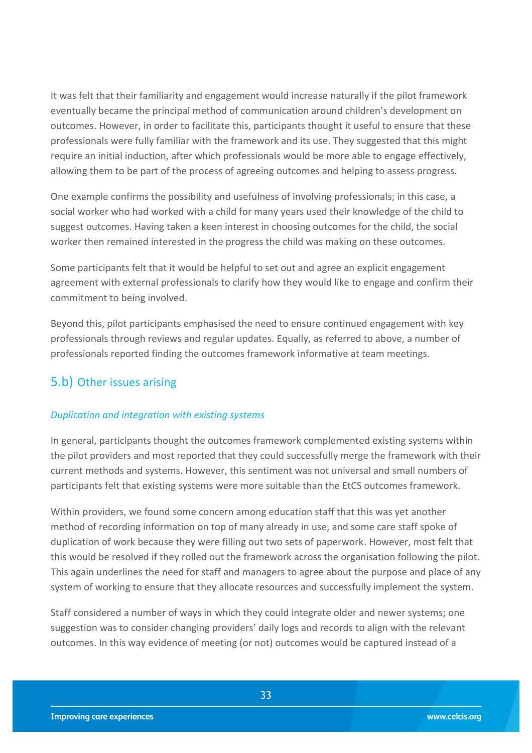It was felt that their familiarity and engagement would increase naturally if the pilot framework eventually became the principal method of communication around children's development on outcomes. However, in order to facilitate this, participants thought it useful to ensure that these professionals were fully familiar with the framework and its use. They suggested that this might require an initial induction, after which professionals would be more able to engage effectively, allowing them to be part of the process of agreeing outcomes and helping to assess progress.

One example confirms the possibility and usefulness of involving professionals; in this case, a social worker who had worked with a child for many years used their knowledge of the child to suggest outcomes. Having taken a keen interest in choosing outcomes for the child, the social worker then remained interested in the progress the child was making on these outcomes.

Some participants felt that it would be helpful to set out and agree an explicit engagement agreement with external professionals to clarify how they would like to engage and confirm their commitment to being involved.

Beyond this, pilot participants emphasised the need to ensure continued engagement with key professionals through reviews and regular updates. Equally, as referred to above, a number of professionals reported finding the outcomes framework informative at team meetings.

## 5.b) Other issues arising

*Duplication and integration with existing systems*

In general, participants thought the outcomes framework complemented existing systems within the pilot providers and most reported that they could successfully merge the framework with their current methods and systems. However, this sentiment was not universal and small numbers of participants felt that existing systems were more suitable than the EtCS outcomes framework.

Within providers, we found some concern among education staff that this was yet another method of recording information on top of many already in use, and some care staff spoke of duplication of work because they were filling out two sets of paperwork. However, most felt that this would be resolved if they rolled out the framework across the organisation following the pilot. This again underlines the need for staff and managers to agree about the purpose and place of any system of working to ensure that they allocate resources and successfully implement the system.

Staff considered a number of ways in which they could integrate older and newer systems; one suggestion was to consider changing providers' daily logs and records to align with the relevant outcomes. In this way evidence of meeting (or not) outcomes would be captured instead of a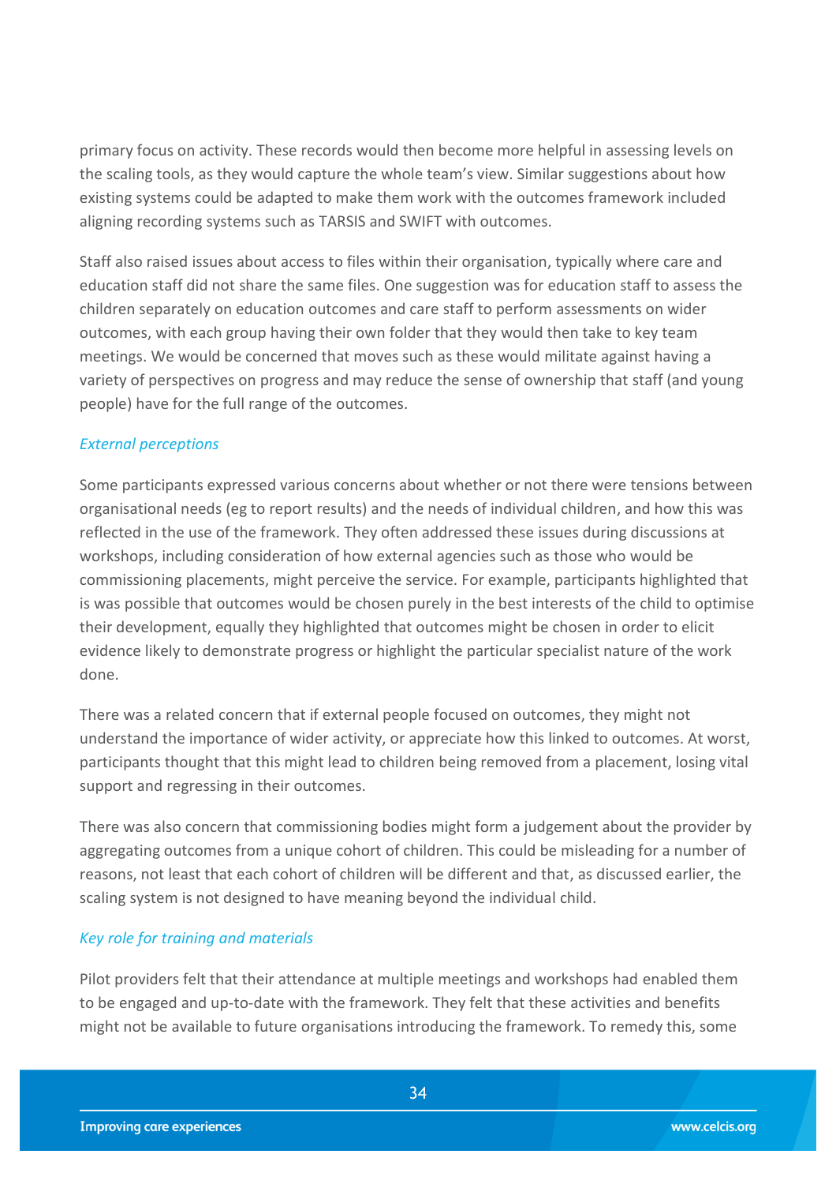primary focus on activity. These records would then become more helpful in assessing levels on the scaling tools, as they would capture the whole team's view. Similar suggestions about how existing systems could be adapted to make them work with the outcomes framework included aligning recording systems such as TARSIS and SWIFT with outcomes.

Staff also raised issues about access to files within their organisation, typically where care and education staff did not share the same files. One suggestion was for education staff to assess the children separately on education outcomes and care staff to perform assessments on wider outcomes, with each group having their own folder that they would then take to key team meetings. We would be concerned that moves such as these would militate against having a variety of perspectives on progress and may reduce the sense of ownership that staff (and young people) have for the full range of the outcomes.

*External perceptions*

Some participants expressed various concerns about whether or not there were tensions between organisational needs (eg to report results) and the needs of individual children, and how this was reflected in the use of the framework. They often addressed these issues during discussions at workshops, including consideration of how external agencies such as those who would be commissioning placements, might perceive the service. For example, participants highlighted that is was possible that outcomes would be chosen purely in the best interests of the child to optimise their development, equally they highlighted that outcomes might be chosen in order to elicit evidence likely to demonstrate progress or highlight the particular specialist nature of the work done.

There was a related concern that if external people focused on outcomes, they might not understand the importance of wider activity, or appreciate how this linked to outcomes. At worst, participants thought that this might lead to children being removed from a placement, losing vital support and regressing in their outcomes.

There was also concern that commissioning bodies might form a judgement about the provider by aggregating outcomes from a unique cohort of children. This could be misleading for a number of reasons, not least that each cohort of children will be different and that, as discussed earlier, the scaling system is not designed to have meaning beyond the individual child.

*Key role for training and materials*

Pilot providers felt that their attendance at multiple meetings and workshops had enabled them to be engaged and up-to-date with the framework. They felt that these activities and benefits might not be available to future organisations introducing the framework. To remedy this, some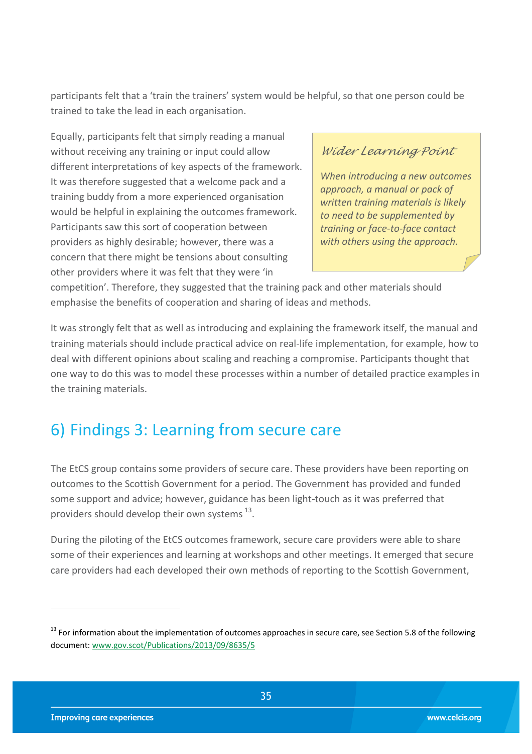participants felt that a 'train the trainers' system would be helpful, so that one person could be trained to take the lead in each organisation.

Equally, participants felt that simply reading a manual without receiving any training or input could allow different interpretations of key aspects of the framework. It was therefore suggested that a welcome pack and a training buddy from a more experienced organisation would be helpful in explaining the outcomes framework. Participants saw this sort of cooperation between providers as highly desirable; however, there was a concern that there might be tensions about consulting other providers where it was felt that they were 'in competition'. Therefore, they suggested that the training pack and other materials should emphasise the benefits of cooperation and sharing of ideas and methods.

> *Wider Learning Point*
>
> *When introducing a new outcomes approach, a manual or pack of written training materials is likely to need to be supplemented by training or face-to-face contact with others using the approach.*

It was strongly felt that as well as introducing and explaining the framework itself, the manual and training materials should include practical advice on real-life implementation, for example, how to deal with different opinions about scaling and reaching a compromise. Participants thought that one way to do this was to model these processes within a number of detailed practice examples in the training materials.

## 6) Findings 3: Learning from secure care

The EtCS group contains some providers of secure care. These providers have been reporting on outcomes to the Scottish Government for a period. The Government has provided and funded some support and advice; however, guidance has been light-touch as it was preferred that providers should develop their own systems [13].

During the piloting of the EtCS outcomes framework, secure care providers were able to share some of their experiences and learning at workshops and other meetings. It emerged that secure care providers had each developed their own methods of reporting to the Scottish Government,

---

[13] For information about the implementation of outcomes approaches in secure care, see Section 5.8 of the following document: www.gov.scot/Publications/2013/09/8635/5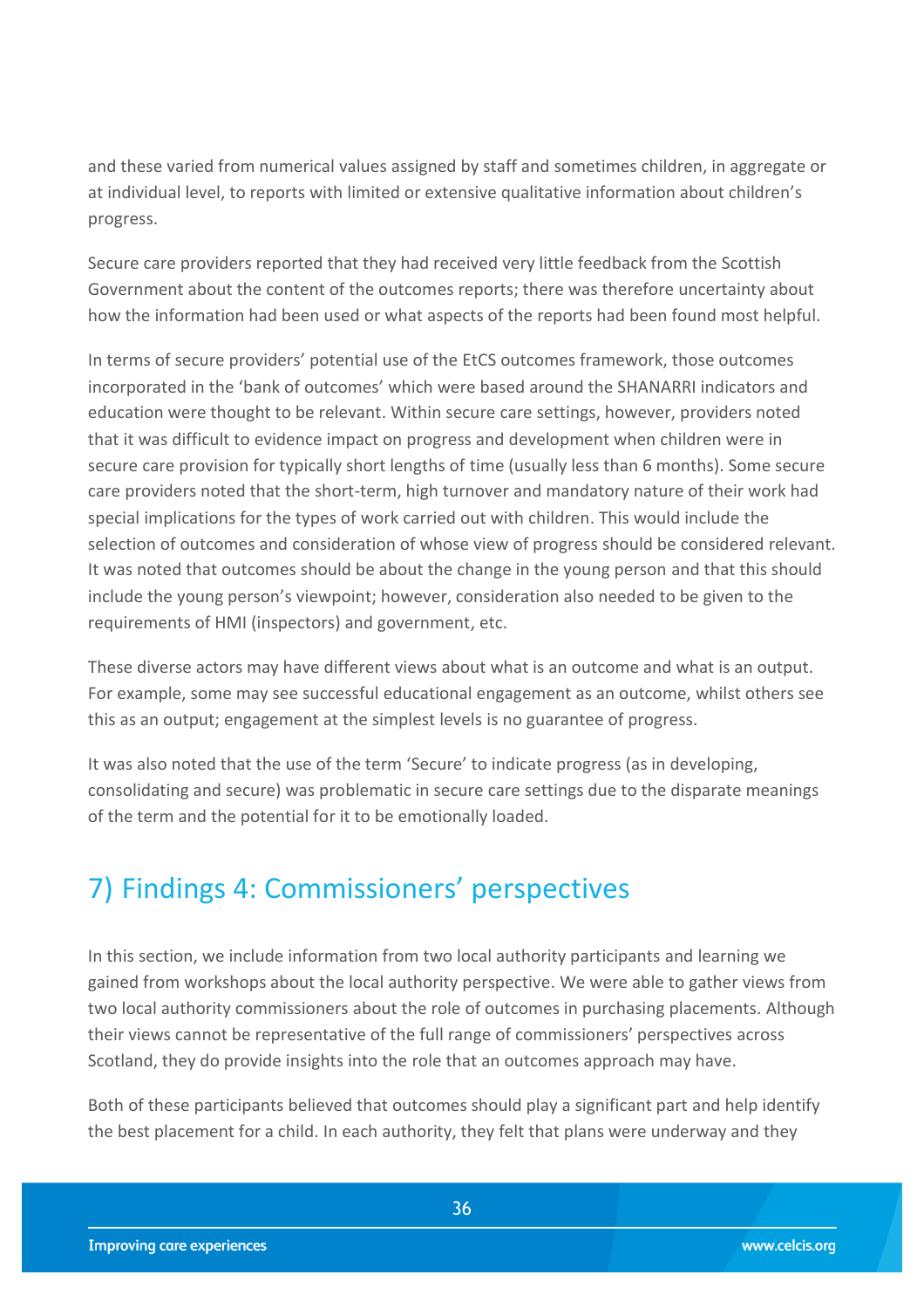and these varied from numerical values assigned by staff and sometimes children, in aggregate or at individual level, to reports with limited or extensive qualitative information about children's progress.

Secure care providers reported that they had received very little feedback from the Scottish Government about the content of the outcomes reports; there was therefore uncertainty about how the information had been used or what aspects of the reports had been found most helpful.

In terms of secure providers' potential use of the EtCS outcomes framework, those outcomes incorporated in the 'bank of outcomes' which were based around the SHANARRI indicators and education were thought to be relevant. Within secure care settings, however, providers noted that it was difficult to evidence impact on progress and development when children were in secure care provision for typically short lengths of time (usually less than 6 months). Some secure care providers noted that the short-term, high turnover and mandatory nature of their work had special implications for the types of work carried out with children. This would include the selection of outcomes and consideration of whose view of progress should be considered relevant. It was noted that outcomes should be about the change in the young person and that this should include the young person's viewpoint; however, consideration also needed to be given to the requirements of HMI (inspectors) and government, etc.

These diverse actors may have different views about what is an outcome and what is an output. For example, some may see successful educational engagement as an outcome, whilst others see this as an output; engagement at the simplest levels is no guarantee of progress.

It was also noted that the use of the term 'Secure' to indicate progress (as in developing, consolidating and secure) was problematic in secure care settings due to the disparate meanings of the term and the potential for it to be emotionally loaded.

## 7) Findings 4: Commissioners' perspectives

In this section, we include information from two local authority participants and learning we gained from workshops about the local authority perspective. We were able to gather views from two local authority commissioners about the role of outcomes in purchasing placements. Although their views cannot be representative of the full range of commissioners' perspectives across Scotland, they do provide insights into the role that an outcomes approach may have.

Both of these participants believed that outcomes should play a significant part and help identify the best placement for a child. In each authority, they felt that plans were underway and they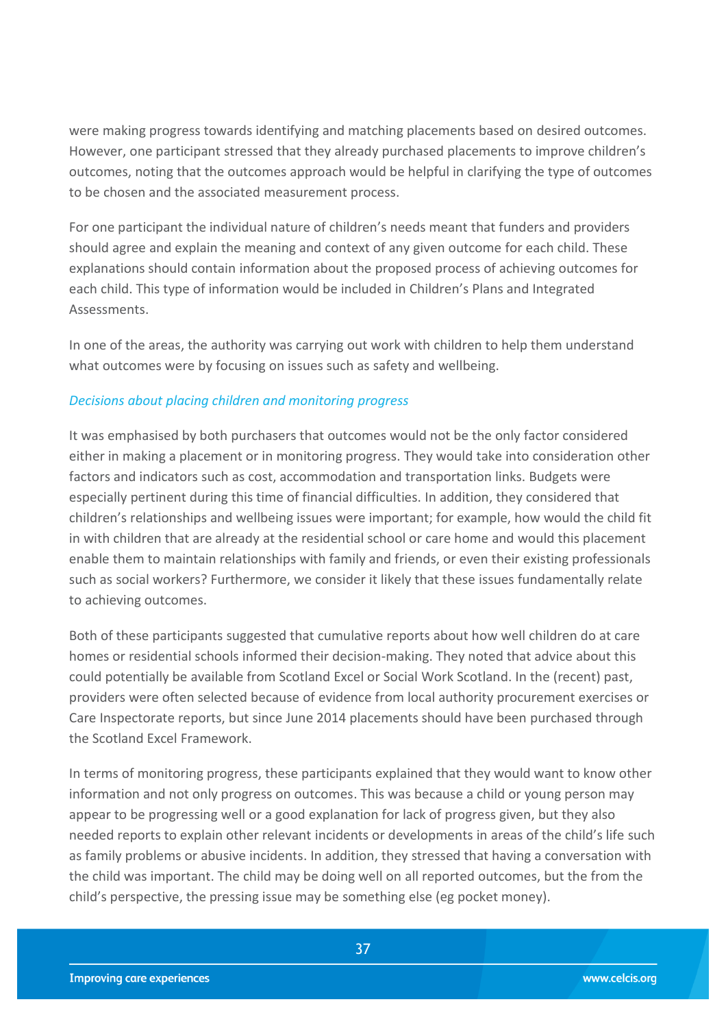were making progress towards identifying and matching placements based on desired outcomes. However, one participant stressed that they already purchased placements to improve children's outcomes, noting that the outcomes approach would be helpful in clarifying the type of outcomes to be chosen and the associated measurement process.

For one participant the individual nature of children's needs meant that funders and providers should agree and explain the meaning and context of any given outcome for each child. These explanations should contain information about the proposed process of achieving outcomes for each child. This type of information would be included in Children's Plans and Integrated Assessments.

In one of the areas, the authority was carrying out work with children to help them understand what outcomes were by focusing on issues such as safety and wellbeing.

*Decisions about placing children and monitoring progress*

It was emphasised by both purchasers that outcomes would not be the only factor considered either in making a placement or in monitoring progress. They would take into consideration other factors and indicators such as cost, accommodation and transportation links. Budgets were especially pertinent during this time of financial difficulties. In addition, they considered that children's relationships and wellbeing issues were important; for example, how would the child fit in with children that are already at the residential school or care home and would this placement enable them to maintain relationships with family and friends, or even their existing professionals such as social workers? Furthermore, we consider it likely that these issues fundamentally relate to achieving outcomes.

Both of these participants suggested that cumulative reports about how well children do at care homes or residential schools informed their decision-making. They noted that advice about this could potentially be available from Scotland Excel or Social Work Scotland. In the (recent) past, providers were often selected because of evidence from local authority procurement exercises or Care Inspectorate reports, but since June 2014 placements should have been purchased through the Scotland Excel Framework.

In terms of monitoring progress, these participants explained that they would want to know other information and not only progress on outcomes. This was because a child or young person may appear to be progressing well or a good explanation for lack of progress given, but they also needed reports to explain other relevant incidents or developments in areas of the child's life such as family problems or abusive incidents. In addition, they stressed that having a conversation with the child was important. The child may be doing well on all reported outcomes, but the from the child's perspective, the pressing issue may be something else (eg pocket money).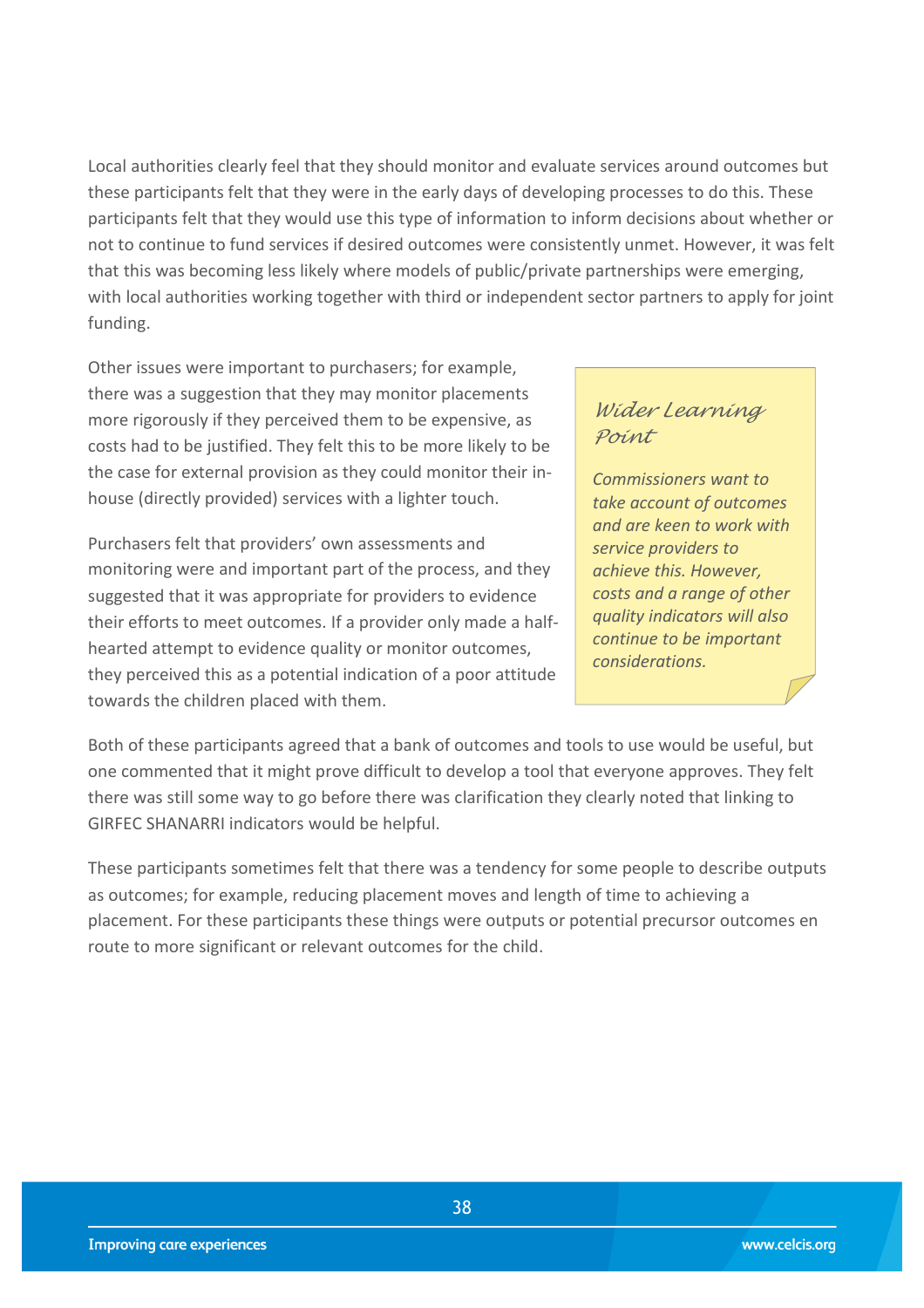Local authorities clearly feel that they should monitor and evaluate services around outcomes but these participants felt that they were in the early days of developing processes to do this. These participants felt that they would use this type of information to inform decisions about whether or not to continue to fund services if desired outcomes were consistently unmet. However, it was felt that this was becoming less likely where models of public/private partnerships were emerging, with local authorities working together with third or independent sector partners to apply for joint funding.

Other issues were important to purchasers; for example, there was a suggestion that they may monitor placements more rigorously if they perceived them to be expensive, as costs had to be justified. They felt this to be more likely to be the case for external provision as they could monitor their in-house (directly provided) services with a lighter touch.

Purchasers felt that providers' own assessments and monitoring were and important part of the process, and they suggested that it was appropriate for providers to evidence their efforts to meet outcomes. If a provider only made a half-hearted attempt to evidence quality or monitor outcomes, they perceived this as a potential indication of a poor attitude towards the children placed with them.

> **Wider Learning Point**
>
> *Commissioners want to take account of outcomes and are keen to work with service providers to achieve this. However, costs and a range of other quality indicators will also continue to be important considerations.*

Both of these participants agreed that a bank of outcomes and tools to use would be useful, but one commented that it might prove difficult to develop a tool that everyone approves. They felt there was still some way to go before there was clarification they clearly noted that linking to GIRFEC SHANARRI indicators would be helpful.

These participants sometimes felt that there was a tendency for some people to describe outputs as outcomes; for example, reducing placement moves and length of time to achieving a placement. For these participants these things were outputs or potential precursor outcomes en route to more significant or relevant outcomes for the child.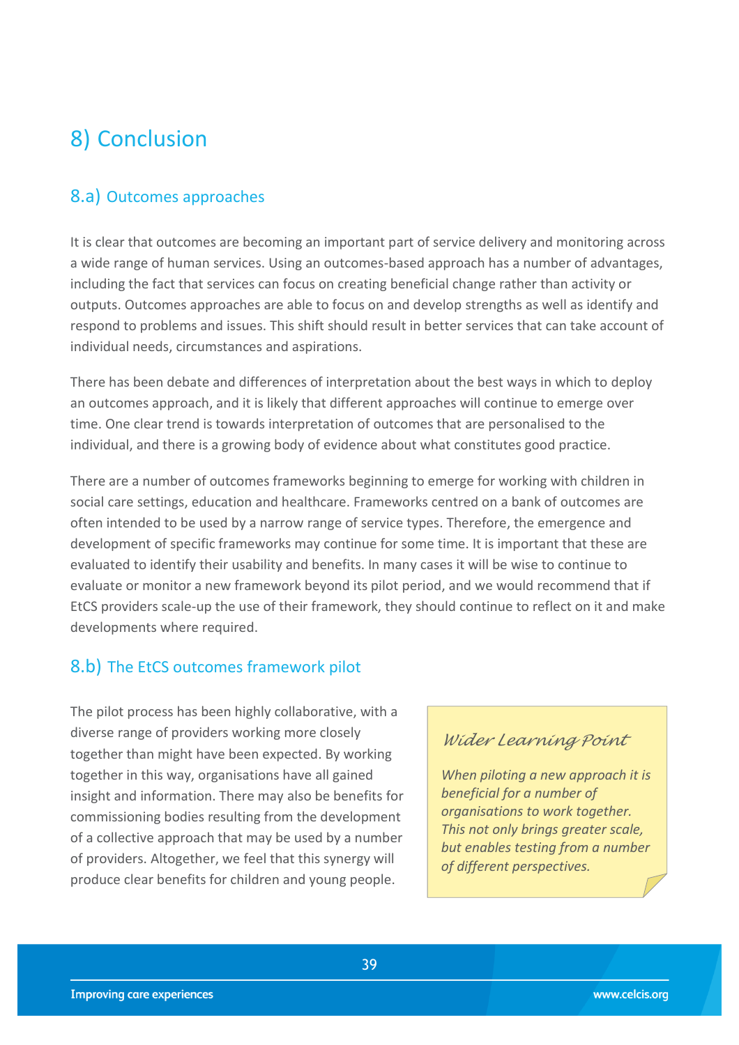# 8) Conclusion

## 8.a) Outcomes approaches

It is clear that outcomes are becoming an important part of service delivery and monitoring across a wide range of human services. Using an outcomes-based approach has a number of advantages, including the fact that services can focus on creating beneficial change rather than activity or outputs. Outcomes approaches are able to focus on and develop strengths as well as identify and respond to problems and issues. This shift should result in better services that can take account of individual needs, circumstances and aspirations.

There has been debate and differences of interpretation about the best ways in which to deploy an outcomes approach, and it is likely that different approaches will continue to emerge over time. One clear trend is towards interpretation of outcomes that are personalised to the individual, and there is a growing body of evidence about what constitutes good practice.

There are a number of outcomes frameworks beginning to emerge for working with children in social care settings, education and healthcare. Frameworks centred on a bank of outcomes are often intended to be used by a narrow range of service types. Therefore, the emergence and development of specific frameworks may continue for some time. It is important that these are evaluated to identify their usability and benefits. In many cases it will be wise to continue to evaluate or monitor a new framework beyond its pilot period, and we would recommend that if EtCS providers scale-up the use of their framework, they should continue to reflect on it and make developments where required.

## 8.b) The EtCS outcomes framework pilot

The pilot process has been highly collaborative, with a diverse range of providers working more closely together than might have been expected. By working together in this way, organisations have all gained insight and information. There may also be benefits for commissioning bodies resulting from the development of a collective approach that may be used by a number of providers. Altogether, we feel that this synergy will produce clear benefits for children and young people.

> *Wider Learning Point*
>
> *When piloting a new approach it is beneficial for a number of organisations to work together. This not only brings greater scale, but enables testing from a number of different perspectives.*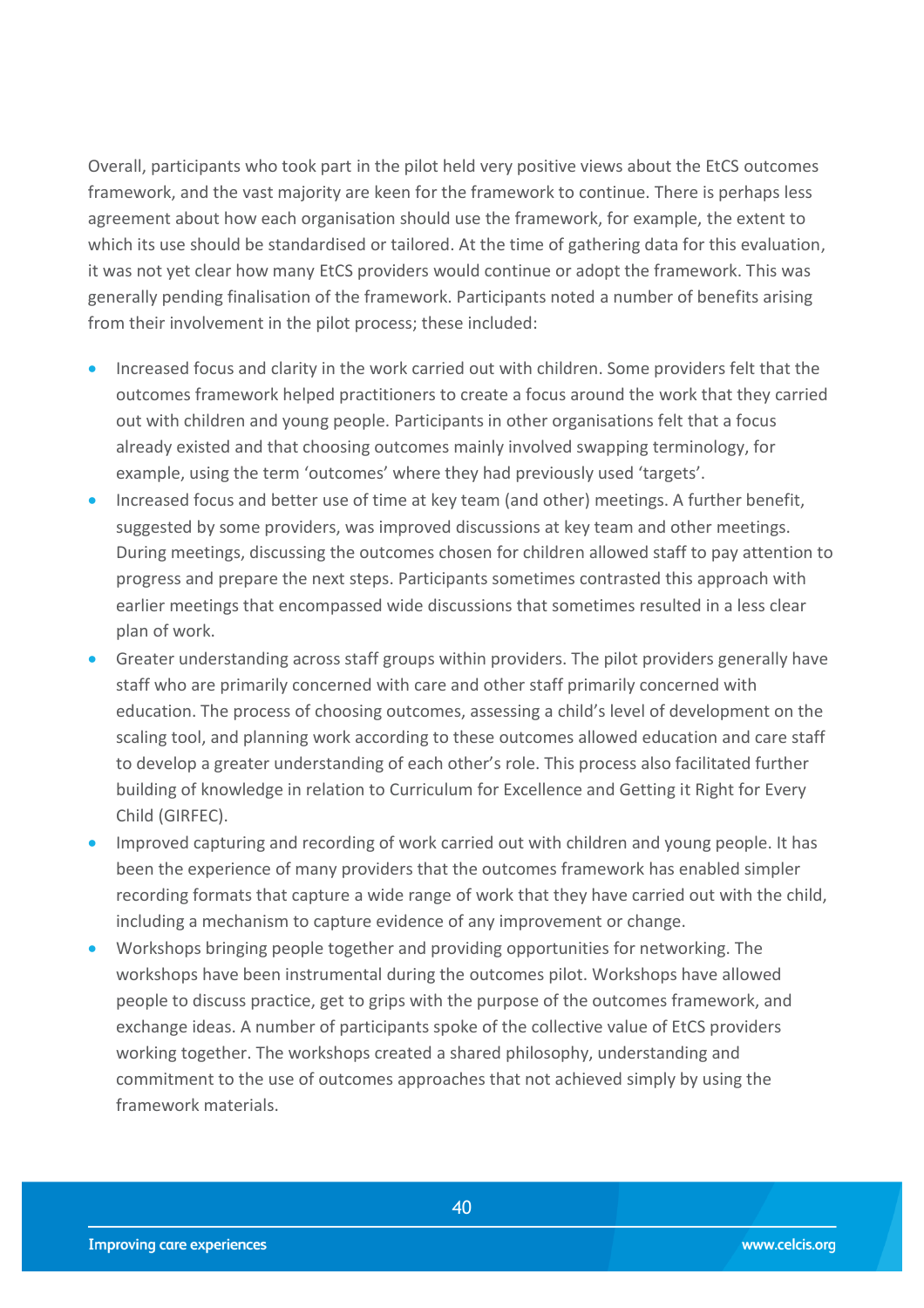Overall, participants who took part in the pilot held very positive views about the EtCS outcomes framework, and the vast majority are keen for the framework to continue. There is perhaps less agreement about how each organisation should use the framework, for example, the extent to which its use should be standardised or tailored. At the time of gathering data for this evaluation, it was not yet clear how many EtCS providers would continue or adopt the framework. This was generally pending finalisation of the framework. Participants noted a number of benefits arising from their involvement in the pilot process; these included:

- Increased focus and clarity in the work carried out with children. Some providers felt that the outcomes framework helped practitioners to create a focus around the work that they carried out with children and young people. Participants in other organisations felt that a focus already existed and that choosing outcomes mainly involved swapping terminology, for example, using the term 'outcomes' where they had previously used 'targets'.
- Increased focus and better use of time at key team (and other) meetings. A further benefit, suggested by some providers, was improved discussions at key team and other meetings. During meetings, discussing the outcomes chosen for children allowed staff to pay attention to progress and prepare the next steps. Participants sometimes contrasted this approach with earlier meetings that encompassed wide discussions that sometimes resulted in a less clear plan of work.
- Greater understanding across staff groups within providers. The pilot providers generally have staff who are primarily concerned with care and other staff primarily concerned with education. The process of choosing outcomes, assessing a child's level of development on the scaling tool, and planning work according to these outcomes allowed education and care staff to develop a greater understanding of each other's role. This process also facilitated further building of knowledge in relation to Curriculum for Excellence and Getting it Right for Every Child (GIRFEC).
- Improved capturing and recording of work carried out with children and young people. It has been the experience of many providers that the outcomes framework has enabled simpler recording formats that capture a wide range of work that they have carried out with the child, including a mechanism to capture evidence of any improvement or change.
- Workshops bringing people together and providing opportunities for networking. The workshops have been instrumental during the outcomes pilot. Workshops have allowed people to discuss practice, get to grips with the purpose of the outcomes framework, and exchange ideas. A number of participants spoke of the collective value of EtCS providers working together. The workshops created a shared philosophy, understanding and commitment to the use of outcomes approaches that not achieved simply by using the framework materials.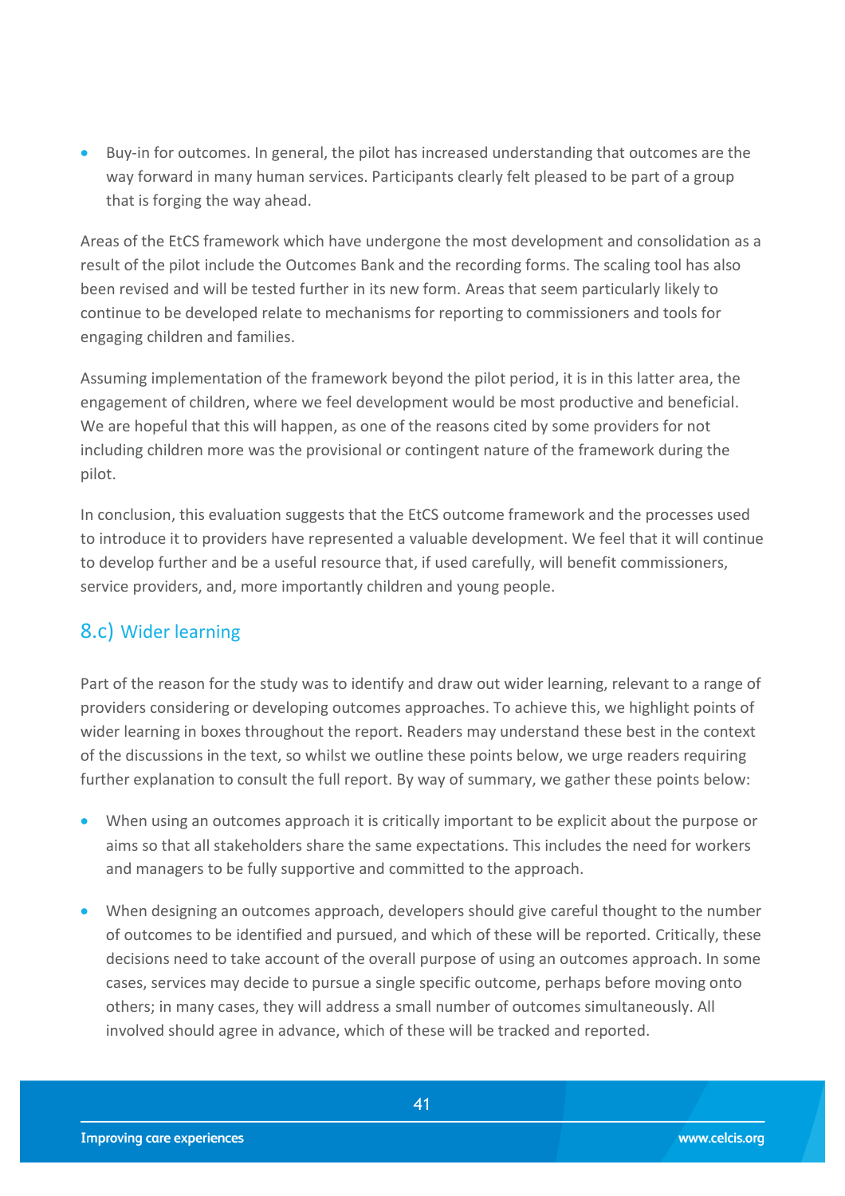- Buy-in for outcomes. In general, the pilot has increased understanding that outcomes are the way forward in many human services. Participants clearly felt pleased to be part of a group that is forging the way ahead.

Areas of the EtCS framework which have undergone the most development and consolidation as a result of the pilot include the Outcomes Bank and the recording forms. The scaling tool has also been revised and will be tested further in its new form. Areas that seem particularly likely to continue to be developed relate to mechanisms for reporting to commissioners and tools for engaging children and families.

Assuming implementation of the framework beyond the pilot period, it is in this latter area, the engagement of children, where we feel development would be most productive and beneficial. We are hopeful that this will happen, as one of the reasons cited by some providers for not including children more was the provisional or contingent nature of the framework during the pilot.

In conclusion, this evaluation suggests that the EtCS outcome framework and the processes used to introduce it to providers have represented a valuable development. We feel that it will continue to develop further and be a useful resource that, if used carefully, will benefit commissioners, service providers, and, more importantly children and young people.

## 8.c) Wider learning

Part of the reason for the study was to identify and draw out wider learning, relevant to a range of providers considering or developing outcomes approaches. To achieve this, we highlight points of wider learning in boxes throughout the report. Readers may understand these best in the context of the discussions in the text, so whilst we outline these points below, we urge readers requiring further explanation to consult the full report. By way of summary, we gather these points below:

- When using an outcomes approach it is critically important to be explicit about the purpose or aims so that all stakeholders share the same expectations. This includes the need for workers and managers to be fully supportive and committed to the approach.
- When designing an outcomes approach, developers should give careful thought to the number of outcomes to be identified and pursued, and which of these will be reported. Critically, these decisions need to take account of the overall purpose of using an outcomes approach. In some cases, services may decide to pursue a single specific outcome, perhaps before moving onto others; in many cases, they will address a small number of outcomes simultaneously. All involved should agree in advance, which of these will be tracked and reported.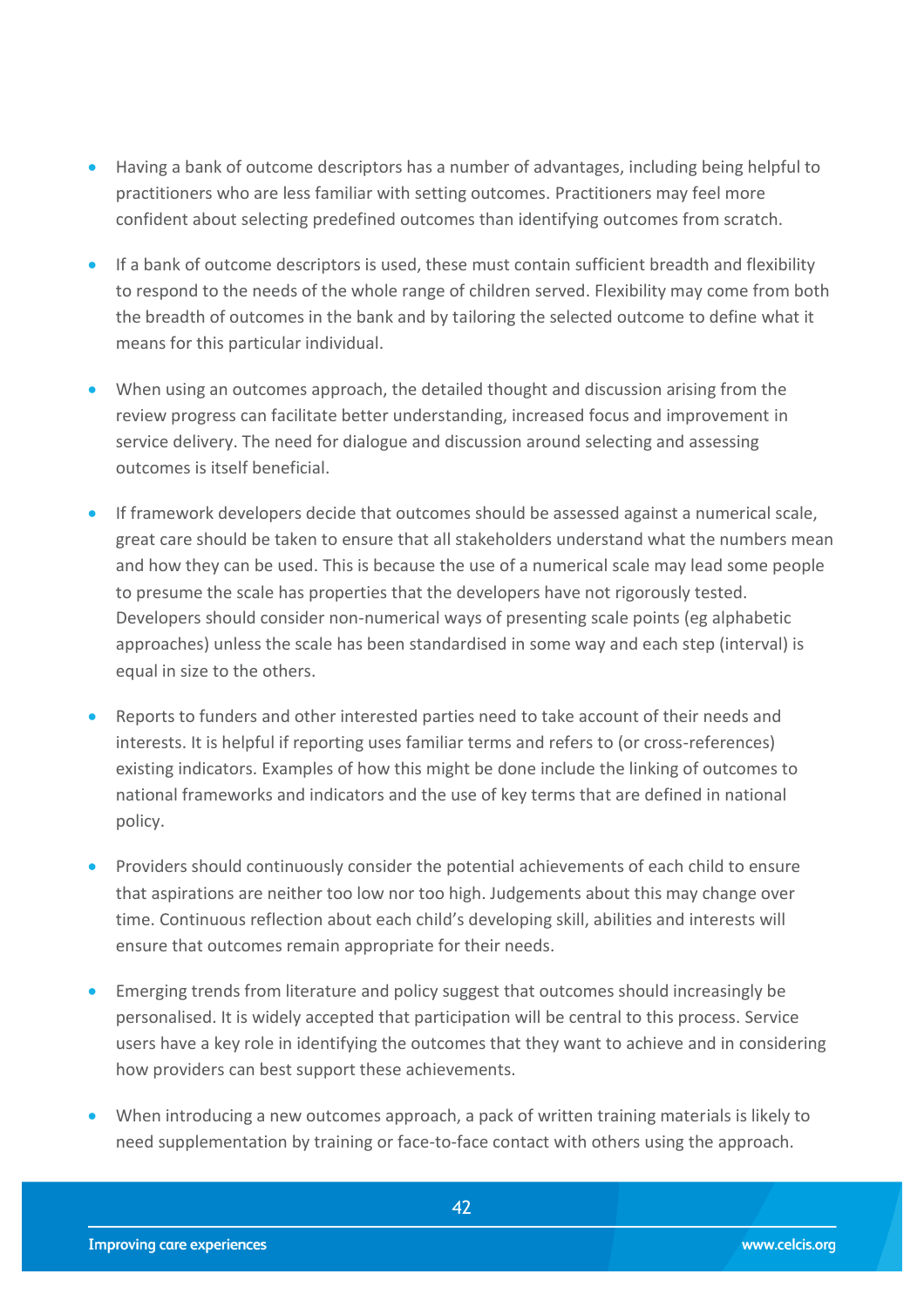- Having a bank of outcome descriptors has a number of advantages, including being helpful to practitioners who are less familiar with setting outcomes. Practitioners may feel more confident about selecting predefined outcomes than identifying outcomes from scratch.

- If a bank of outcome descriptors is used, these must contain sufficient breadth and flexibility to respond to the needs of the whole range of children served. Flexibility may come from both the breadth of outcomes in the bank and by tailoring the selected outcome to define what it means for this particular individual.

- When using an outcomes approach, the detailed thought and discussion arising from the review progress can facilitate better understanding, increased focus and improvement in service delivery. The need for dialogue and discussion around selecting and assessing outcomes is itself beneficial.

- If framework developers decide that outcomes should be assessed against a numerical scale, great care should be taken to ensure that all stakeholders understand what the numbers mean and how they can be used. This is because the use of a numerical scale may lead some people to presume the scale has properties that the developers have not rigorously tested. Developers should consider non-numerical ways of presenting scale points (eg alphabetic approaches) unless the scale has been standardised in some way and each step (interval) is equal in size to the others.

- Reports to funders and other interested parties need to take account of their needs and interests. It is helpful if reporting uses familiar terms and refers to (or cross-references) existing indicators. Examples of how this might be done include the linking of outcomes to national frameworks and indicators and the use of key terms that are defined in national policy.

- Providers should continuously consider the potential achievements of each child to ensure that aspirations are neither too low nor too high. Judgements about this may change over time. Continuous reflection about each child's developing skill, abilities and interests will ensure that outcomes remain appropriate for their needs.

- Emerging trends from literature and policy suggest that outcomes should increasingly be personalised. It is widely accepted that participation will be central to this process. Service users have a key role in identifying the outcomes that they want to achieve and in considering how providers can best support these achievements.

- When introducing a new outcomes approach, a pack of written training materials is likely to need supplementation by training or face-to-face contact with others using the approach.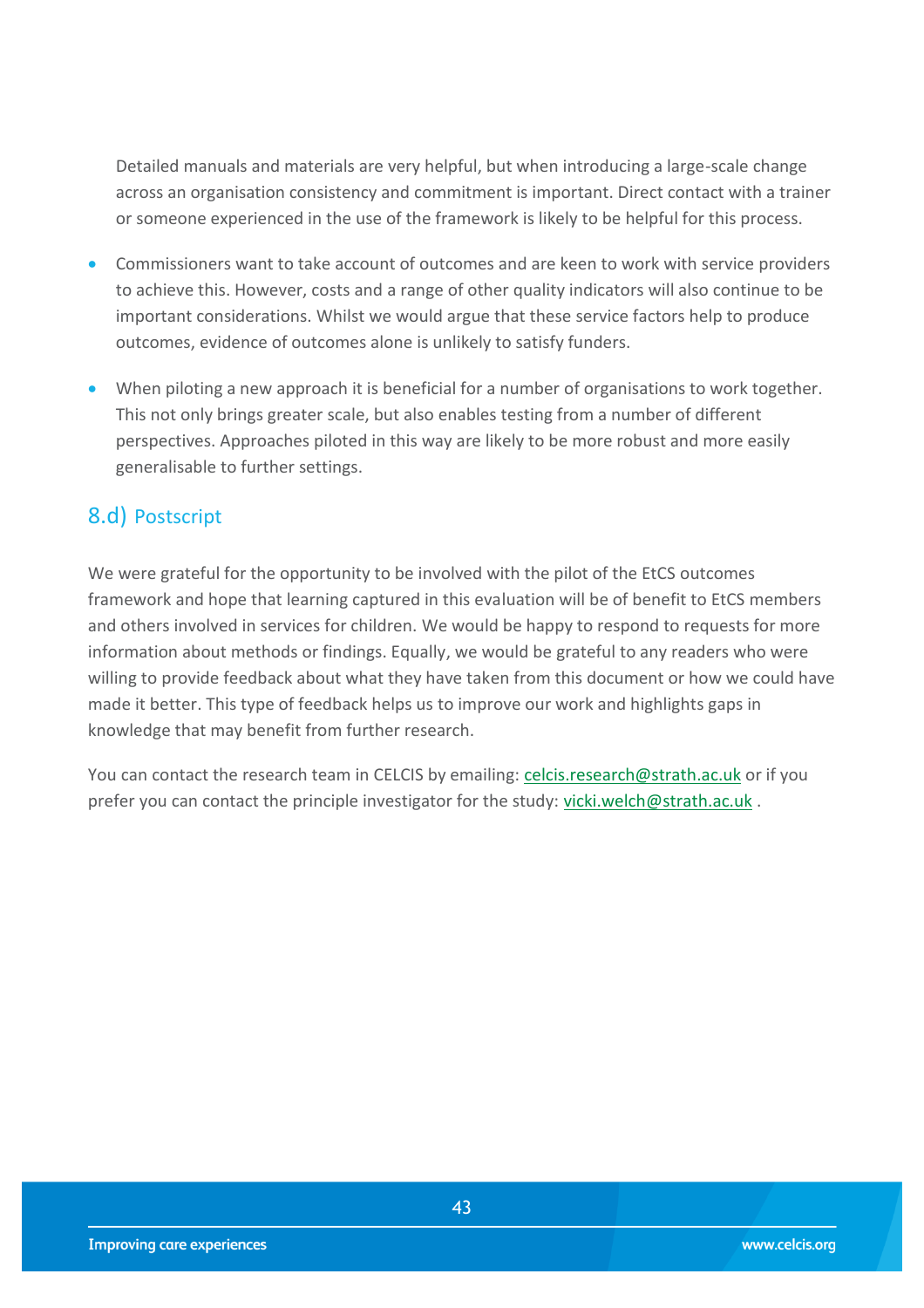Detailed manuals and materials are very helpful, but when introducing a large-scale change across an organisation consistency and commitment is important. Direct contact with a trainer or someone experienced in the use of the framework is likely to be helpful for this process.

- Commissioners want to take account of outcomes and are keen to work with service providers to achieve this. However, costs and a range of other quality indicators will also continue to be important considerations. Whilst we would argue that these service factors help to produce outcomes, evidence of outcomes alone is unlikely to satisfy funders.
- When piloting a new approach it is beneficial for a number of organisations to work together. This not only brings greater scale, but also enables testing from a number of different perspectives. Approaches piloted in this way are likely to be more robust and more easily generalisable to further settings.

## 8.d) Postscript

We were grateful for the opportunity to be involved with the pilot of the EtCS outcomes framework and hope that learning captured in this evaluation will be of benefit to EtCS members and others involved in services for children. We would be happy to respond to requests for more information about methods or findings. Equally, we would be grateful to any readers who were willing to provide feedback about what they have taken from this document or how we could have made it better. This type of feedback helps us to improve our work and highlights gaps in knowledge that may benefit from further research.

You can contact the research team in CELCIS by emailing: celcis.research@strath.ac.uk or if you prefer you can contact the principle investigator for the study: vicki.welch@strath.ac.uk .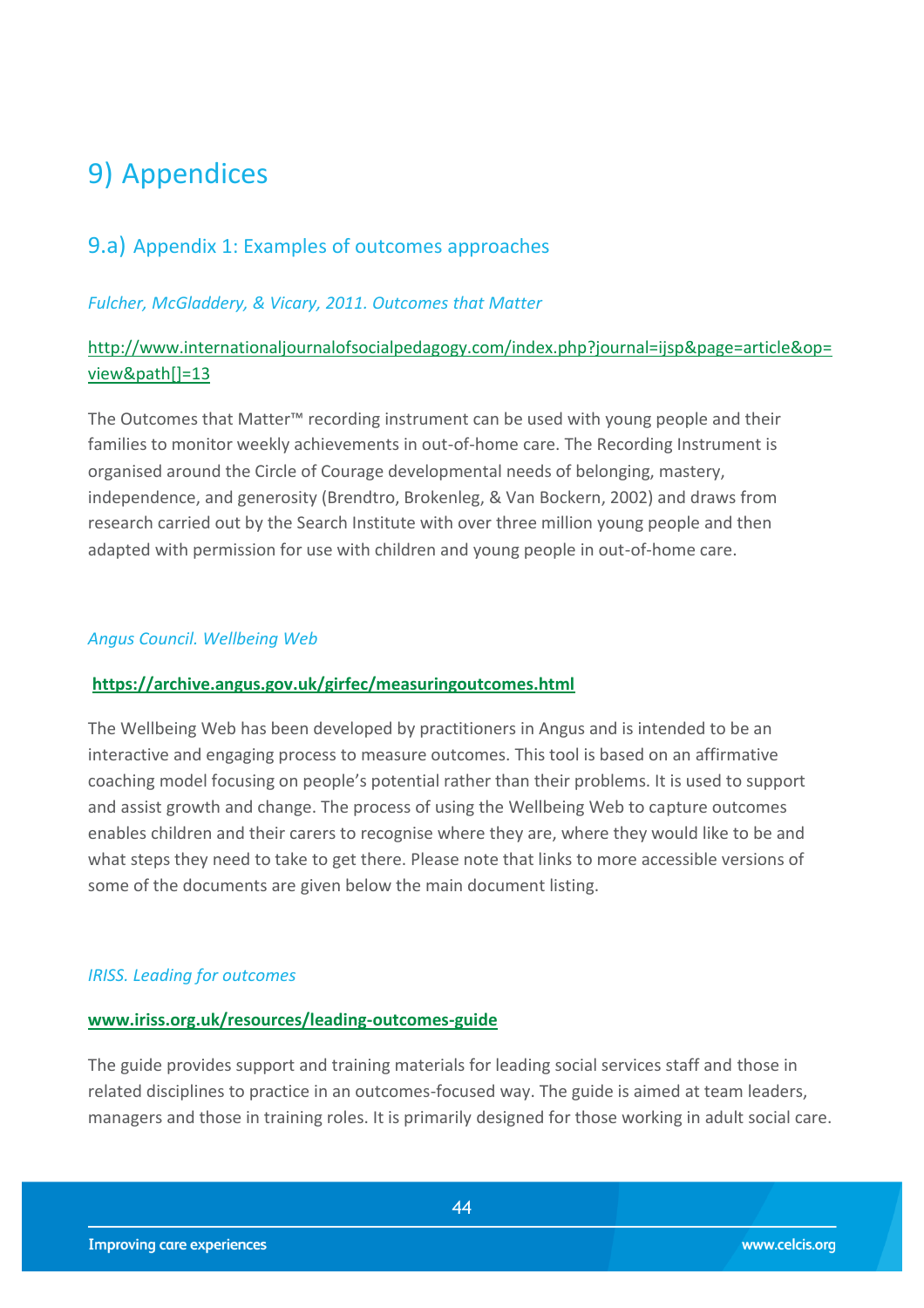# 9) Appendices

## 9.a) Appendix 1: Examples of outcomes approaches

*Fulcher, McGladdery, & Vicary, 2011. Outcomes that Matter*

http://www.internationaljournalofsocialpedagogy.com/index.php?journal=ijsp&page=article&op=view&path[]=13

The Outcomes that Matter™ recording instrument can be used with young people and their families to monitor weekly achievements in out-of-home care. The Recording Instrument is organised around the Circle of Courage developmental needs of belonging, mastery, independence, and generosity (Brendtro, Brokenleg, & Van Bockern, 2002) and draws from research carried out by the Search Institute with over three million young people and then adapted with permission for use with children and young people in out-of-home care.

*Angus Council. Wellbeing Web*

**https://archive.angus.gov.uk/girfec/measuringoutcomes.html**

The Wellbeing Web has been developed by practitioners in Angus and is intended to be an interactive and engaging process to measure outcomes. This tool is based on an affirmative coaching model focusing on people's potential rather than their problems. It is used to support and assist growth and change. The process of using the Wellbeing Web to capture outcomes enables children and their carers to recognise where they are, where they would like to be and what steps they need to take to get there. Please note that links to more accessible versions of some of the documents are given below the main document listing.

*IRISS. Leading for outcomes*

**www.iriss.org.uk/resources/leading-outcomes-guide**

The guide provides support and training materials for leading social services staff and those in related disciplines to practice in an outcomes-focused way. The guide is aimed at team leaders, managers and those in training roles. It is primarily designed for those working in adult social care.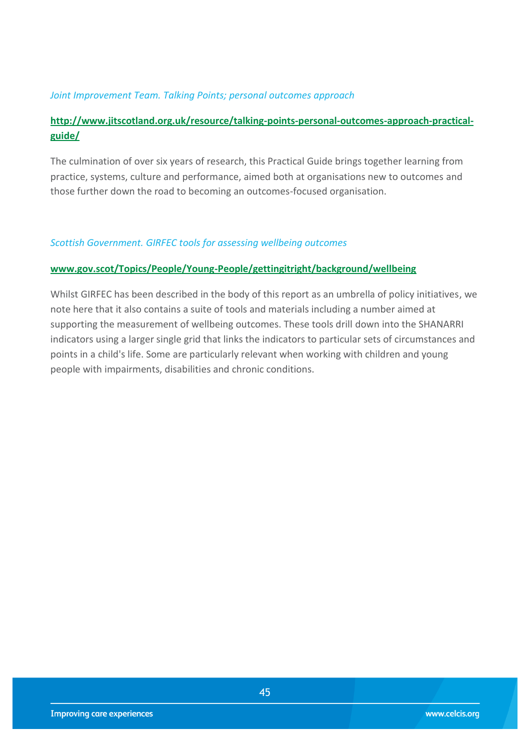*Joint Improvement Team. Talking Points; personal outcomes approach*

**http://www.jitscotland.org.uk/resource/talking-points-personal-outcomes-approach-practical-guide/**

The culmination of over six years of research, this Practical Guide brings together learning from practice, systems, culture and performance, aimed both at organisations new to outcomes and those further down the road to becoming an outcomes-focused organisation.

*Scottish Government. GIRFEC tools for assessing wellbeing outcomes*

**www.gov.scot/Topics/People/Young-People/gettingitright/background/wellbeing**

Whilst GIRFEC has been described in the body of this report as an umbrella of policy initiatives, we note here that it also contains a suite of tools and materials including a number aimed at supporting the measurement of wellbeing outcomes. These tools drill down into the SHANARRI indicators using a larger single grid that links the indicators to particular sets of circumstances and points in a child's life. Some are particularly relevant when working with children and young people with impairments, disabilities and chronic conditions.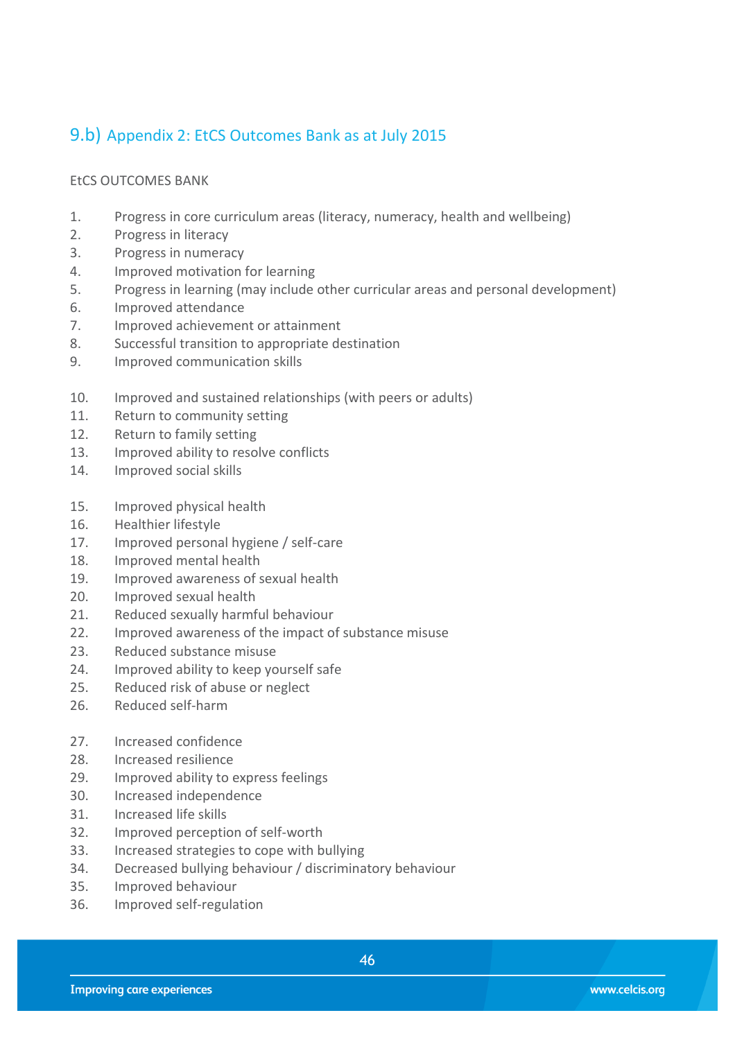## 9.b) Appendix 2: EtCS Outcomes Bank as at July 2015

EtCS OUTCOMES BANK

1. Progress in core curriculum areas (literacy, numeracy, health and wellbeing)
2. Progress in literacy
3. Progress in numeracy
4. Improved motivation for learning
5. Progress in learning (may include other curricular areas and personal development)
6. Improved attendance
7. Improved achievement or attainment
8. Successful transition to appropriate destination
9. Improved communication skills

10. Improved and sustained relationships (with peers or adults)
11. Return to community setting
12. Return to family setting
13. Improved ability to resolve conflicts
14. Improved social skills

15. Improved physical health
16. Healthier lifestyle
17. Improved personal hygiene / self-care
18. Improved mental health
19. Improved awareness of sexual health
20. Improved sexual health
21. Reduced sexually harmful behaviour
22. Improved awareness of the impact of substance misuse
23. Reduced substance misuse
24. Improved ability to keep yourself safe
25. Reduced risk of abuse or neglect
26. Reduced self-harm

27. Increased confidence
28. Increased resilience
29. Improved ability to express feelings
30. Increased independence
31. Increased life skills
32. Improved perception of self-worth
33. Increased strategies to cope with bullying
34. Decreased bullying behaviour / discriminatory behaviour
35. Improved behaviour
36. Improved self-regulation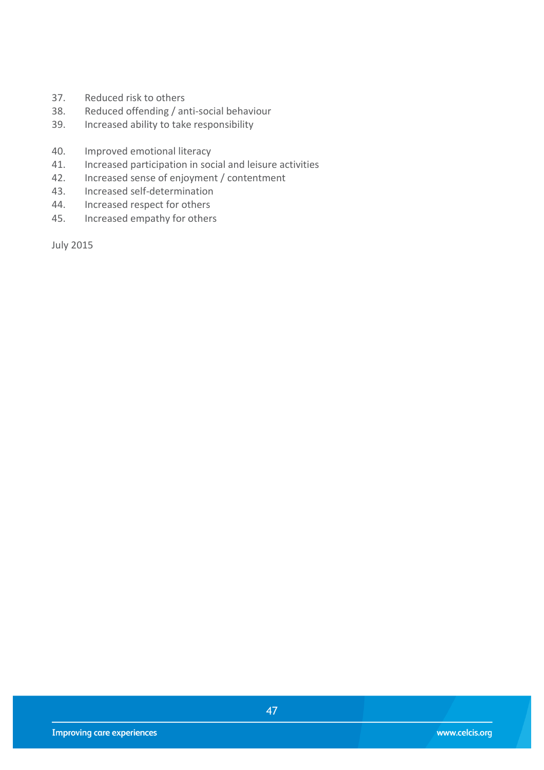37. Reduced risk to others
38. Reduced offending / anti-social behaviour
39. Increased ability to take responsibility

40. Improved emotional literacy
41. Increased participation in social and leisure activities
42. Increased sense of enjoyment / contentment
43. Increased self-determination
44. Increased respect for others
45. Increased empathy for others

July 2015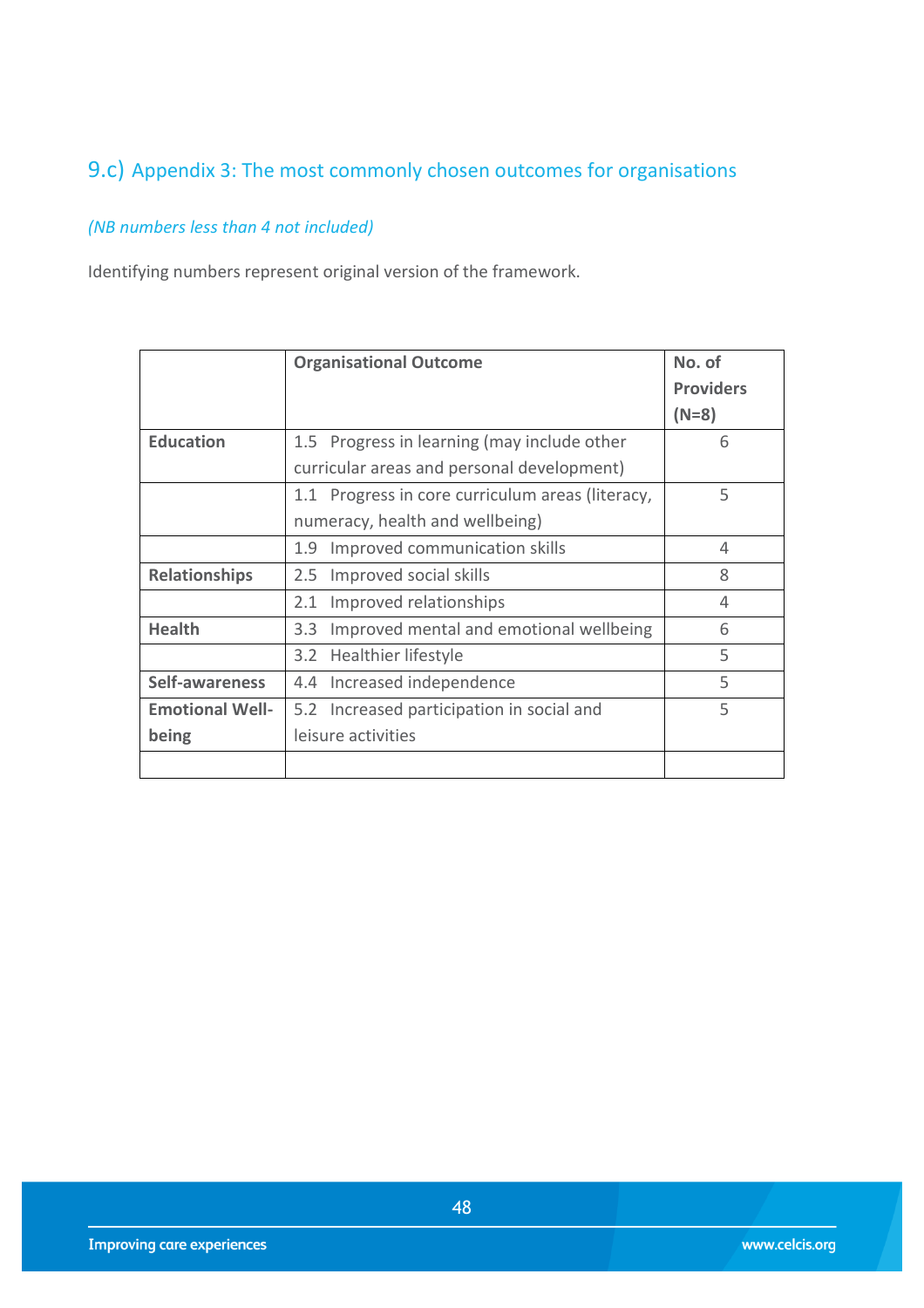## 9.c) Appendix 3: The most commonly chosen outcomes for organisations

*(NB numbers less than 4 not included)*

Identifying numbers represent original version of the framework.

| | Organisational Outcome | No. of Providers (N=8) |
|---|---|---|
| **Education** | 1.5 Progress in learning (may include other curricular areas and personal development) | 6 |
| | 1.1 Progress in core curriculum areas (literacy, numeracy, health and wellbeing) | 5 |
| | 1.9 Improved communication skills | 4 |
| **Relationships** | 2.5 Improved social skills | 8 |
| | 2.1 Improved relationships | 4 |
| **Health** | 3.3 Improved mental and emotional wellbeing | 6 |
| | 3.2 Healthier lifestyle | 5 |
| **Self-awareness** | 4.4 Increased independence | 5 |
| **Emotional Well-being** | 5.2 Increased participation in social and leisure activities | 5 |
| | | |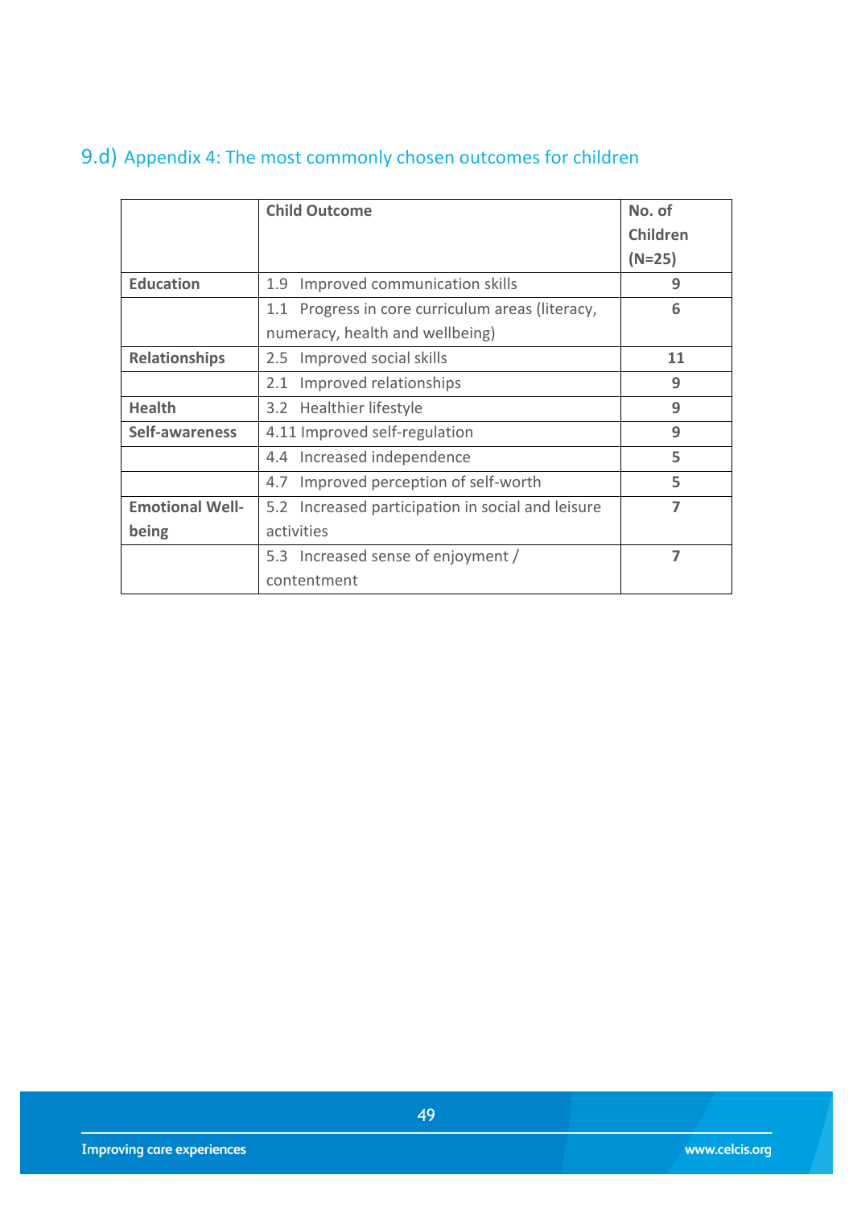## 9.d) Appendix 4: The most commonly chosen outcomes for children

| | Child Outcome | No. of Children (N=25) |
|---|---|---|
| **Education** | 1.9 Improved communication skills | **9** |
| | 1.1 Progress in core curriculum areas (literacy, numeracy, health and wellbeing) | **6** |
| **Relationships** | 2.5 Improved social skills | **11** |
| | 2.1 Improved relationships | **9** |
| **Health** | 3.2 Healthier lifestyle | **9** |
| **Self-awareness** | 4.11 Improved self-regulation | **9** |
| | 4.4 Increased independence | **5** |
| | 4.7 Improved perception of self-worth | **5** |
| **Emotional Well-being** | 5.2 Increased participation in social and leisure activities | **7** |
| | 5.3 Increased sense of enjoyment / contentment | **7** |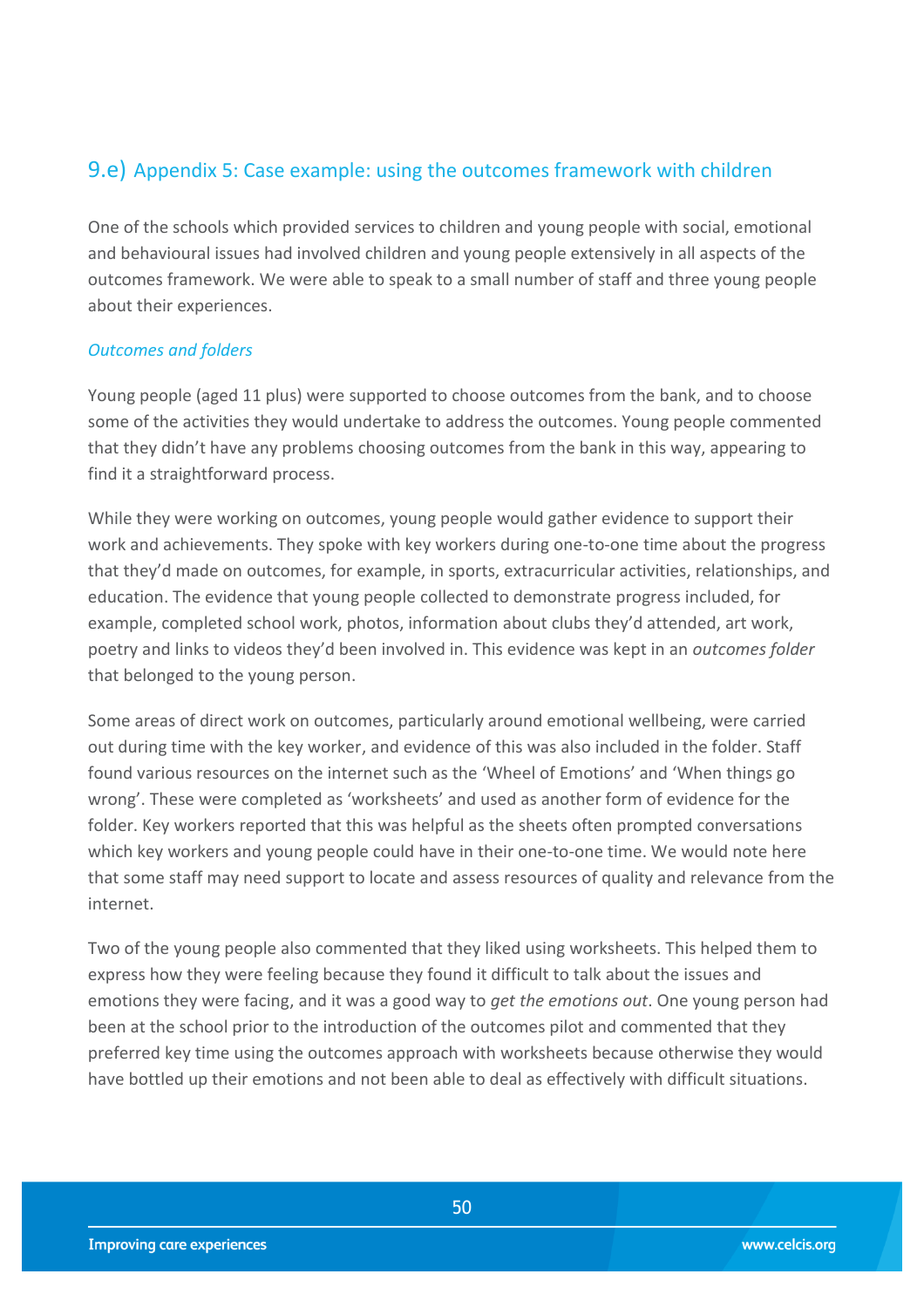## 9.e) Appendix 5: Case example: using the outcomes framework with children

One of the schools which provided services to children and young people with social, emotional and behavioural issues had involved children and young people extensively in all aspects of the outcomes framework. We were able to speak to a small number of staff and three young people about their experiences.

### *Outcomes and folders*

Young people (aged 11 plus) were supported to choose outcomes from the bank, and to choose some of the activities they would undertake to address the outcomes. Young people commented that they didn't have any problems choosing outcomes from the bank in this way, appearing to find it a straightforward process.

While they were working on outcomes, young people would gather evidence to support their work and achievements. They spoke with key workers during one-to-one time about the progress that they'd made on outcomes, for example, in sports, extracurricular activities, relationships, and education. The evidence that young people collected to demonstrate progress included, for example, completed school work, photos, information about clubs they'd attended, art work, poetry and links to videos they'd been involved in. This evidence was kept in an *outcomes folder* that belonged to the young person.

Some areas of direct work on outcomes, particularly around emotional wellbeing, were carried out during time with the key worker, and evidence of this was also included in the folder. Staff found various resources on the internet such as the 'Wheel of Emotions' and 'When things go wrong'. These were completed as 'worksheets' and used as another form of evidence for the folder. Key workers reported that this was helpful as the sheets often prompted conversations which key workers and young people could have in their one-to-one time. We would note here that some staff may need support to locate and assess resources of quality and relevance from the internet.

Two of the young people also commented that they liked using worksheets. This helped them to express how they were feeling because they found it difficult to talk about the issues and emotions they were facing, and it was a good way to *get the emotions out*. One young person had been at the school prior to the introduction of the outcomes pilot and commented that they preferred key time using the outcomes approach with worksheets because otherwise they would have bottled up their emotions and not been able to deal as effectively with difficult situations.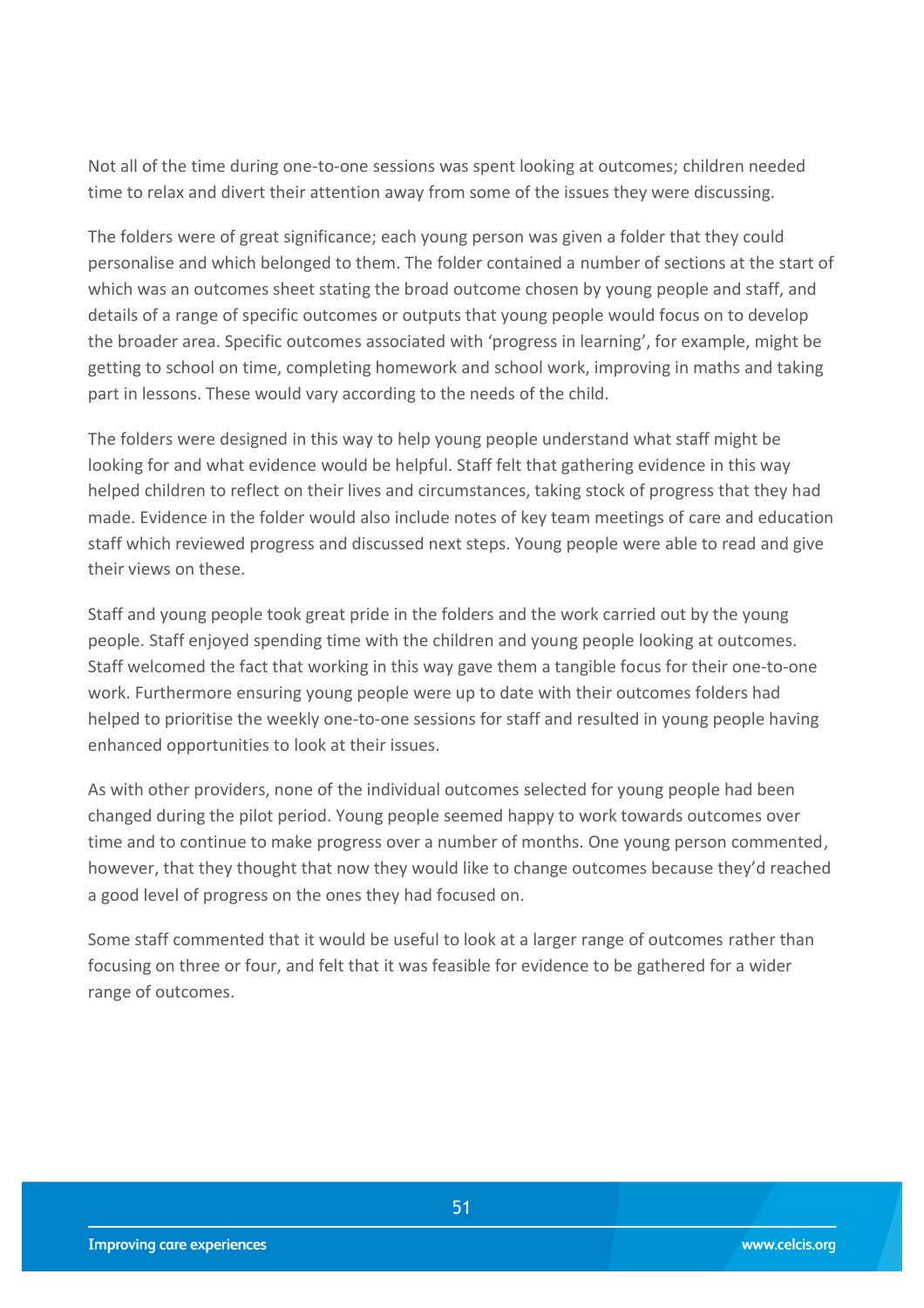Not all of the time during one-to-one sessions was spent looking at outcomes; children needed time to relax and divert their attention away from some of the issues they were discussing.

The folders were of great significance; each young person was given a folder that they could personalise and which belonged to them. The folder contained a number of sections at the start of which was an outcomes sheet stating the broad outcome chosen by young people and staff, and details of a range of specific outcomes or outputs that young people would focus on to develop the broader area. Specific outcomes associated with 'progress in learning', for example, might be getting to school on time, completing homework and school work, improving in maths and taking part in lessons. These would vary according to the needs of the child.

The folders were designed in this way to help young people understand what staff might be looking for and what evidence would be helpful. Staff felt that gathering evidence in this way helped children to reflect on their lives and circumstances, taking stock of progress that they had made. Evidence in the folder would also include notes of key team meetings of care and education staff which reviewed progress and discussed next steps. Young people were able to read and give their views on these.

Staff and young people took great pride in the folders and the work carried out by the young people. Staff enjoyed spending time with the children and young people looking at outcomes. Staff welcomed the fact that working in this way gave them a tangible focus for their one-to-one work. Furthermore ensuring young people were up to date with their outcomes folders had helped to prioritise the weekly one-to-one sessions for staff and resulted in young people having enhanced opportunities to look at their issues.

As with other providers, none of the individual outcomes selected for young people had been changed during the pilot period. Young people seemed happy to work towards outcomes over time and to continue to make progress over a number of months. One young person commented, however, that they thought that now they would like to change outcomes because they'd reached a good level of progress on the ones they had focused on.

Some staff commented that it would be useful to look at a larger range of outcomes rather than focusing on three or four, and felt that it was feasible for evidence to be gathered for a wider range of outcomes.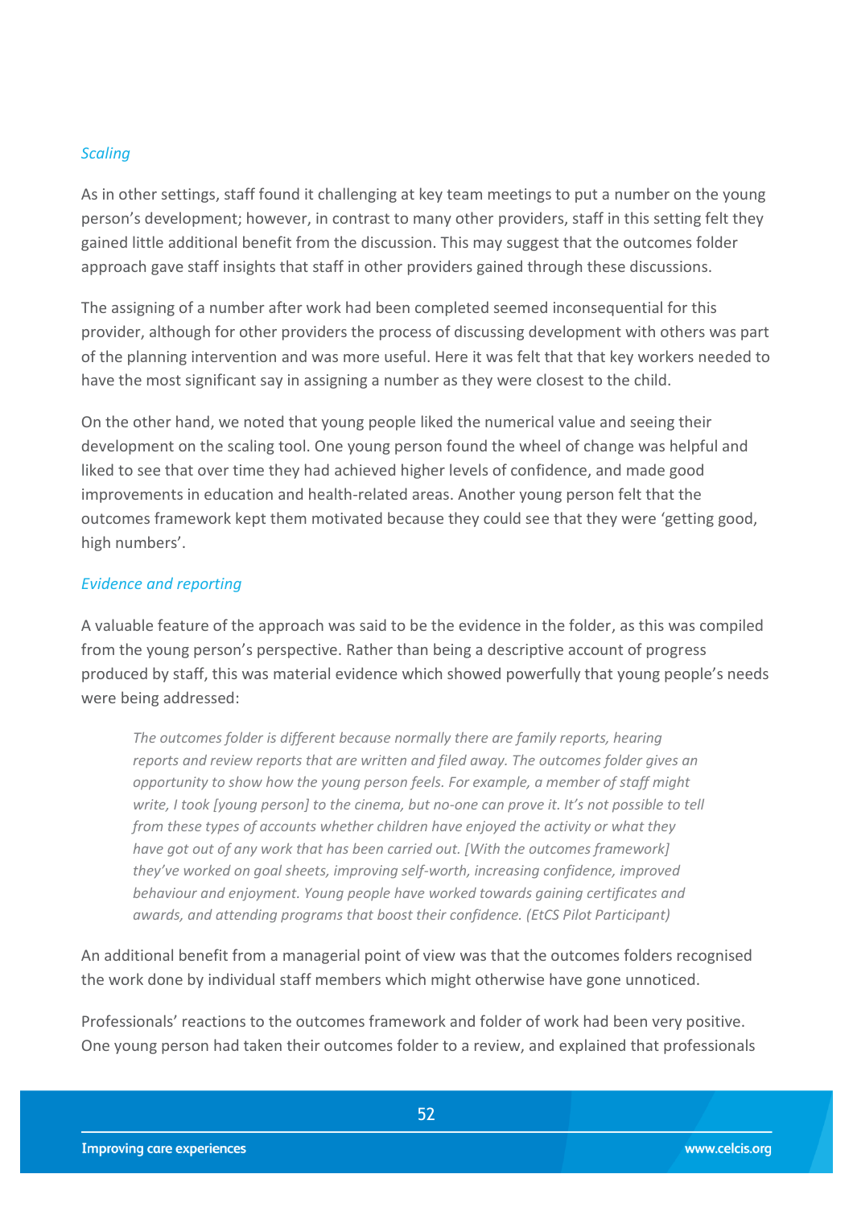*Scaling*

As in other settings, staff found it challenging at key team meetings to put a number on the young person's development; however, in contrast to many other providers, staff in this setting felt they gained little additional benefit from the discussion. This may suggest that the outcomes folder approach gave staff insights that staff in other providers gained through these discussions.

The assigning of a number after work had been completed seemed inconsequential for this provider, although for other providers the process of discussing development with others was part of the planning intervention and was more useful. Here it was felt that that key workers needed to have the most significant say in assigning a number as they were closest to the child.

On the other hand, we noted that young people liked the numerical value and seeing their development on the scaling tool. One young person found the wheel of change was helpful and liked to see that over time they had achieved higher levels of confidence, and made good improvements in education and health-related areas. Another young person felt that the outcomes framework kept them motivated because they could see that they were 'getting good, high numbers'.

*Evidence and reporting*

A valuable feature of the approach was said to be the evidence in the folder, as this was compiled from the young person's perspective. Rather than being a descriptive account of progress produced by staff, this was material evidence which showed powerfully that young people's needs were being addressed:

> *The outcomes folder is different because normally there are family reports, hearing reports and review reports that are written and filed away. The outcomes folder gives an opportunity to show how the young person feels. For example, a member of staff might write, I took [young person] to the cinema, but no-one can prove it. It's not possible to tell from these types of accounts whether children have enjoyed the activity or what they have got out of any work that has been carried out. [With the outcomes framework] they've worked on goal sheets, improving self-worth, increasing confidence, improved behaviour and enjoyment. Young people have worked towards gaining certificates and awards, and attending programs that boost their confidence. (EtCS Pilot Participant)*

An additional benefit from a managerial point of view was that the outcomes folders recognised the work done by individual staff members which might otherwise have gone unnoticed.

Professionals' reactions to the outcomes framework and folder of work had been very positive. One young person had taken their outcomes folder to a review, and explained that professionals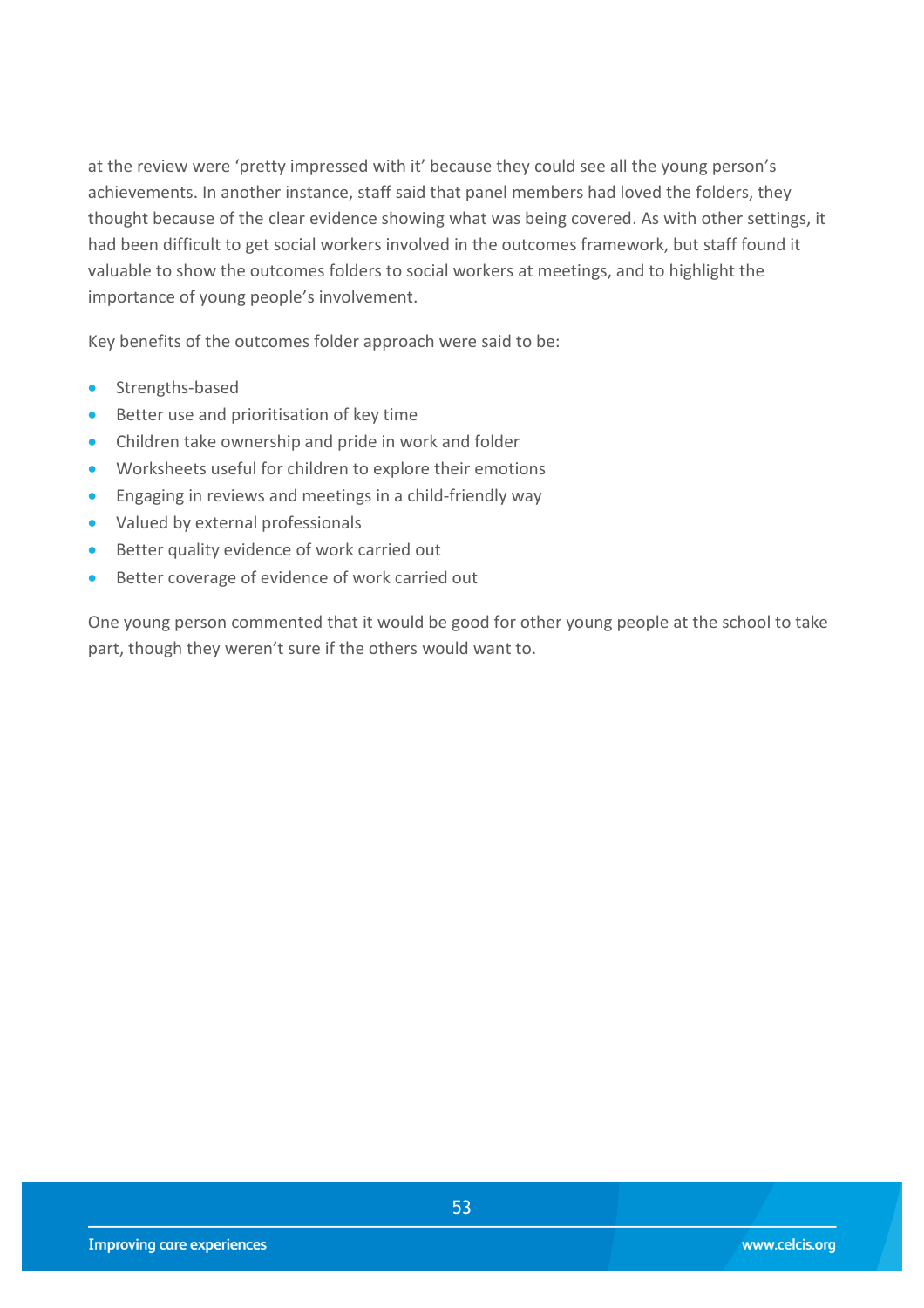at the review were 'pretty impressed with it' because they could see all the young person's achievements. In another instance, staff said that panel members had loved the folders, they thought because of the clear evidence showing what was being covered. As with other settings, it had been difficult to get social workers involved in the outcomes framework, but staff found it valuable to show the outcomes folders to social workers at meetings, and to highlight the importance of young people's involvement.

Key benefits of the outcomes folder approach were said to be:

- Strengths-based
- Better use and prioritisation of key time
- Children take ownership and pride in work and folder
- Worksheets useful for children to explore their emotions
- Engaging in reviews and meetings in a child-friendly way
- Valued by external professionals
- Better quality evidence of work carried out
- Better coverage of evidence of work carried out

One young person commented that it would be good for other young people at the school to take part, though they weren't sure if the others would want to.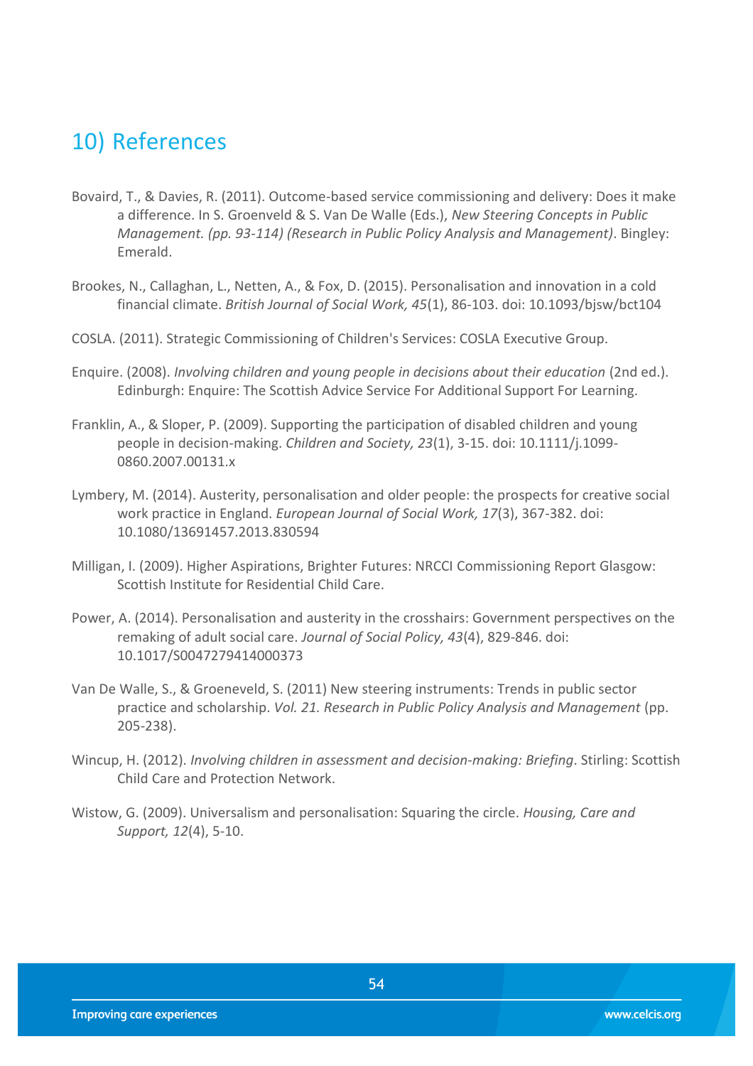## 10) References

Bovaird, T., & Davies, R. (2011). Outcome-based service commissioning and delivery: Does it make a difference. In S. Groenveld & S. Van De Walle (Eds.), *New Steering Concepts in Public Management. (pp. 93-114) (Research in Public Policy Analysis and Management)*. Bingley: Emerald.

Brookes, N., Callaghan, L., Netten, A., & Fox, D. (2015). Personalisation and innovation in a cold financial climate. *British Journal of Social Work, 45*(1), 86-103. doi: 10.1093/bjsw/bct104

COSLA. (2011). Strategic Commissioning of Children's Services: COSLA Executive Group.

Enquire. (2008). *Involving children and young people in decisions about their education* (2nd ed.). Edinburgh: Enquire: The Scottish Advice Service For Additional Support For Learning.

Franklin, A., & Sloper, P. (2009). Supporting the participation of disabled children and young people in decision-making. *Children and Society, 23*(1), 3-15. doi: 10.1111/j.1099-0860.2007.00131.x

Lymbery, M. (2014). Austerity, personalisation and older people: the prospects for creative social work practice in England. *European Journal of Social Work, 17*(3), 367-382. doi: 10.1080/13691457.2013.830594

Milligan, I. (2009). Higher Aspirations, Brighter Futures: NRCCI Commissioning Report Glasgow: Scottish Institute for Residential Child Care.

Power, A. (2014). Personalisation and austerity in the crosshairs: Government perspectives on the remaking of adult social care. *Journal of Social Policy, 43*(4), 829-846. doi: 10.1017/S0047279414000373

Van De Walle, S., & Groeneveld, S. (2011) New steering instruments: Trends in public sector practice and scholarship. *Vol. 21. Research in Public Policy Analysis and Management* (pp. 205-238).

Wincup, H. (2012). *Involving children in assessment and decision-making: Briefing*. Stirling: Scottish Child Care and Protection Network.

Wistow, G. (2009). Universalism and personalisation: Squaring the circle. *Housing, Care and Support, 12*(4), 5-10.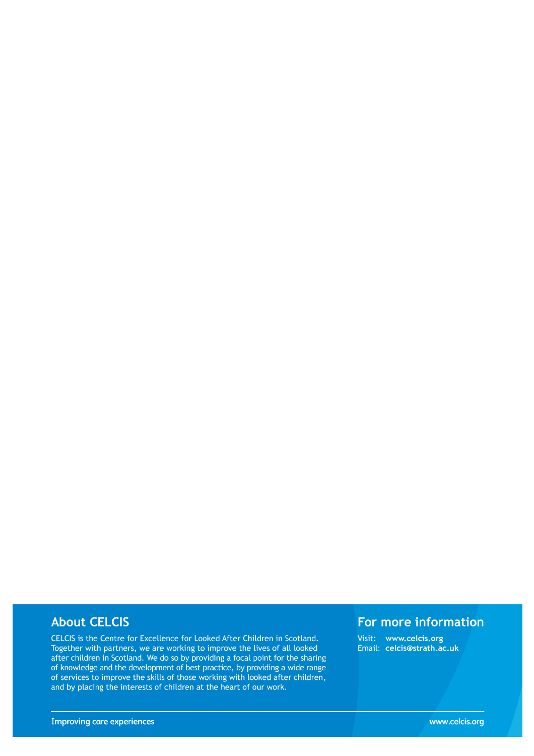## About CELCIS

CELCIS is the Centre for Excellence for Looked After Children in Scotland. Together with partners, we are working to improve the lives of all looked after children in Scotland. We do so by providing a focal point for the sharing of knowledge and the development of best practice, by providing a wide range of services to improve the skills of those working with looked after children, and by placing the interests of children at the heart of our work.

## For more information

Visit: **www.celcis.org**
Email: **celcis@strath.ac.uk**

Improving care experiences

www.celcis.org